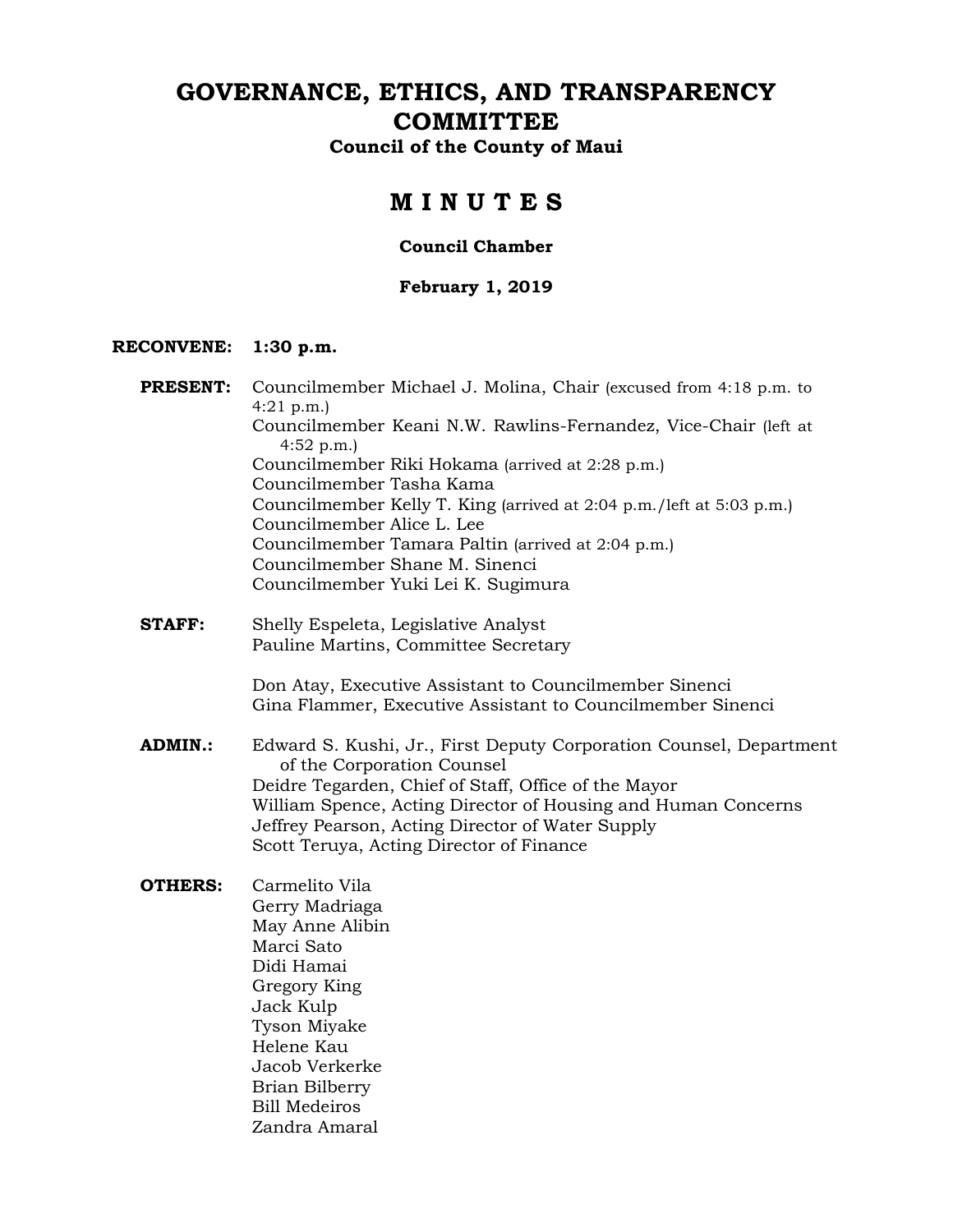# GOVERNANCE, ETHICS, AND TRANSPARENCY COMMITTEE

**Council of the County of Maui**

## M I N U T E S

**Council Chamber**

**February 1, 2019**

**RECONVENE: 1:30 p.m.**

**PRESENT:** Councilmember Michael J. Molina, Chair (excused from 4:18 p.m. to 4:21 p.m.)
Councilmember Keani N.W. Rawlins-Fernandez, Vice-Chair (left at 4:52 p.m.)
Councilmember Riki Hokama (arrived at 2:28 p.m.)
Councilmember Tasha Kama
Councilmember Kelly T. King (arrived at 2:04 p.m./left at 5:03 p.m.)
Councilmember Alice L. Lee
Councilmember Tamara Paltin (arrived at 2:04 p.m.)
Councilmember Shane M. Sinenci
Councilmember Yuki Lei K. Sugimura

**STAFF:** Shelly Espeleta, Legislative Analyst
Pauline Martins, Committee Secretary

Don Atay, Executive Assistant to Councilmember Sinenci
Gina Flammer, Executive Assistant to Councilmember Sinenci

**ADMIN.:** Edward S. Kushi, Jr., First Deputy Corporation Counsel, Department of the Corporation Counsel
Deidre Tegarden, Chief of Staff, Office of the Mayor
William Spence, Acting Director of Housing and Human Concerns
Jeffrey Pearson, Acting Director of Water Supply
Scott Teruya, Acting Director of Finance

**OTHERS:** Carmelito Vila
Gerry Madriaga
May Anne Alibin
Marci Sato
Didi Hamai
Gregory King
Jack Kulp
Tyson Miyake
Helene Kau
Jacob Verkerke
Brian Bilberry
Bill Medeiros
Zandra Amaral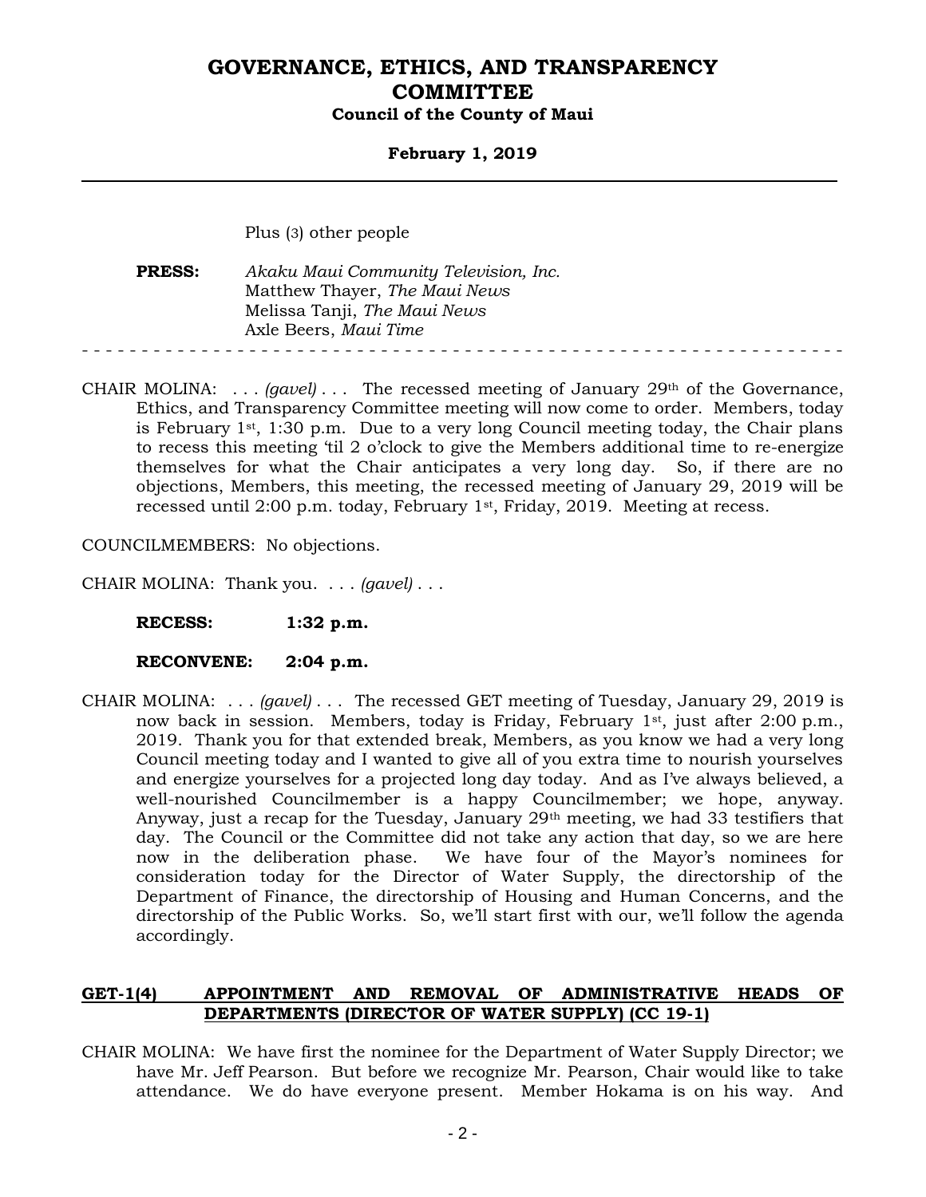Plus (3) other people

**PRESS:** *Akaku Maui Community Television, Inc.*
Matthew Thayer, *The Maui News*
Melissa Tanji, *The Maui News*
Axle Beers, *Maui Time*

- - - - - - - - - - - - - - - - - - - - - - - - - - - - - - - - - - - - - - - - - - - - - - - - - - - - - - - - - - - - - - - -

CHAIR MOLINA: . . . *(gavel)* . . . The recessed meeting of January 29th of the Governance, Ethics, and Transparency Committee meeting will now come to order. Members, today is February 1st, 1:30 p.m. Due to a very long Council meeting today, the Chair plans to recess this meeting 'til 2 o'clock to give the Members additional time to re-energize themselves for what the Chair anticipates a very long day. So, if there are no objections, Members, this meeting, the recessed meeting of January 29, 2019 will be recessed until 2:00 p.m. today, February 1st, Friday, 2019. Meeting at recess.

COUNCILMEMBERS: No objections.

CHAIR MOLINA: Thank you. . . . *(gavel)* . . .

**RECESS: 1:32 p.m.**

**RECONVENE: 2:04 p.m.**

CHAIR MOLINA: . . . *(gavel)* . . . The recessed GET meeting of Tuesday, January 29, 2019 is now back in session. Members, today is Friday, February 1st, just after 2:00 p.m., 2019. Thank you for that extended break, Members, as you know we had a very long Council meeting today and I wanted to give all of you extra time to nourish yourselves and energize yourselves for a projected long day today. And as I've always believed, a well-nourished Councilmember is a happy Councilmember; we hope, anyway. Anyway, just a recap for the Tuesday, January 29th meeting, we had 33 testifiers that day. The Council or the Committee did not take any action that day, so we are here now in the deliberation phase. We have four of the Mayor's nominees for consideration today for the Director of Water Supply, the directorship of the Department of Finance, the directorship of Housing and Human Concerns, and the directorship of the Public Works. So, we'll start first with our, we'll follow the agenda accordingly.

**GET-1(4) APPOINTMENT AND REMOVAL OF ADMINISTRATIVE HEADS OF DEPARTMENTS (DIRECTOR OF WATER SUPPLY) (CC 19-1)**

CHAIR MOLINA: We have first the nominee for the Department of Water Supply Director; we have Mr. Jeff Pearson. But before we recognize Mr. Pearson, Chair would like to take attendance. We do have everyone present. Member Hokama is on his way. And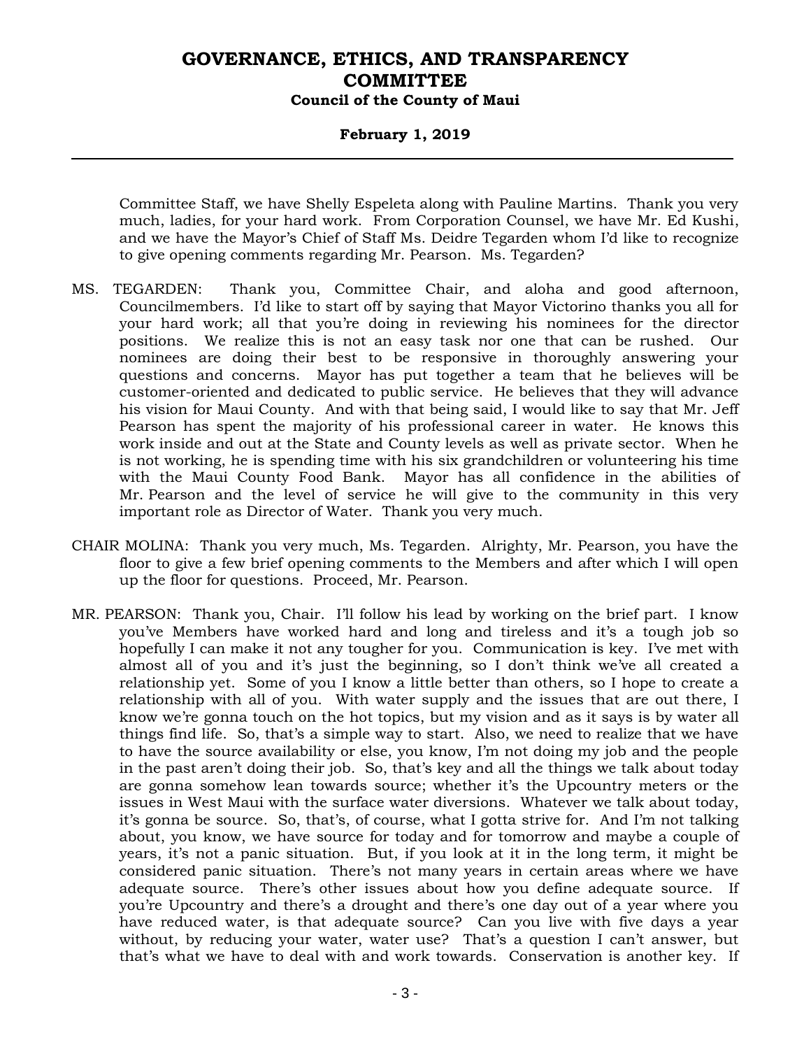Committee Staff, we have Shelly Espeleta along with Pauline Martins. Thank you very much, ladies, for your hard work. From Corporation Counsel, we have Mr. Ed Kushi, and we have the Mayor's Chief of Staff Ms. Deidre Tegarden whom I'd like to recognize to give opening comments regarding Mr. Pearson. Ms. Tegarden?

MS. TEGARDEN: Thank you, Committee Chair, and aloha and good afternoon, Councilmembers. I'd like to start off by saying that Mayor Victorino thanks you all for your hard work; all that you're doing in reviewing his nominees for the director positions. We realize this is not an easy task nor one that can be rushed. Our nominees are doing their best to be responsive in thoroughly answering your questions and concerns. Mayor has put together a team that he believes will be customer-oriented and dedicated to public service. He believes that they will advance his vision for Maui County. And with that being said, I would like to say that Mr. Jeff Pearson has spent the majority of his professional career in water. He knows this work inside and out at the State and County levels as well as private sector. When he is not working, he is spending time with his six grandchildren or volunteering his time with the Maui County Food Bank. Mayor has all confidence in the abilities of Mr. Pearson and the level of service he will give to the community in this very important role as Director of Water. Thank you very much.

CHAIR MOLINA: Thank you very much, Ms. Tegarden. Alrighty, Mr. Pearson, you have the floor to give a few brief opening comments to the Members and after which I will open up the floor for questions. Proceed, Mr. Pearson.

MR. PEARSON: Thank you, Chair. I'll follow his lead by working on the brief part. I know you've Members have worked hard and long and tireless and it's a tough job so hopefully I can make it not any tougher for you. Communication is key. I've met with almost all of you and it's just the beginning, so I don't think we've all created a relationship yet. Some of you I know a little better than others, so I hope to create a relationship with all of you. With water supply and the issues that are out there, I know we're gonna touch on the hot topics, but my vision and as it says is by water all things find life. So, that's a simple way to start. Also, we need to realize that we have to have the source availability or else, you know, I'm not doing my job and the people in the past aren't doing their job. So, that's key and all the things we talk about today are gonna somehow lean towards source; whether it's the Upcountry meters or the issues in West Maui with the surface water diversions. Whatever we talk about today, it's gonna be source. So, that's, of course, what I gotta strive for. And I'm not talking about, you know, we have source for today and for tomorrow and maybe a couple of years, it's not a panic situation. But, if you look at it in the long term, it might be considered panic situation. There's not many years in certain areas where we have adequate source. There's other issues about how you define adequate source. If you're Upcountry and there's a drought and there's one day out of a year where you have reduced water, is that adequate source? Can you live with five days a year without, by reducing your water, water use? That's a question I can't answer, but that's what we have to deal with and work towards. Conservation is another key. If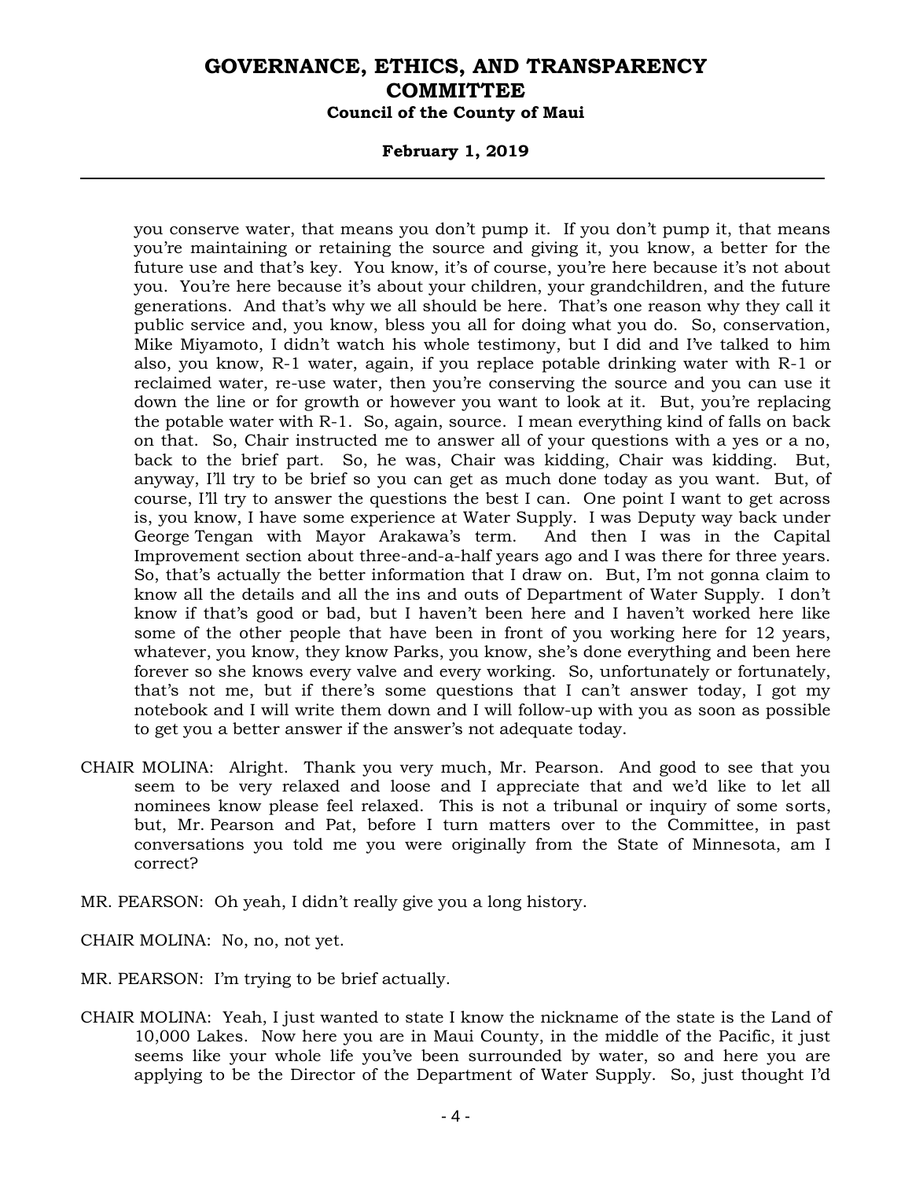you conserve water, that means you don't pump it. If you don't pump it, that means you're maintaining or retaining the source and giving it, you know, a better for the future use and that's key. You know, it's of course, you're here because it's not about you. You're here because it's about your children, your grandchildren, and the future generations. And that's why we all should be here. That's one reason why they call it public service and, you know, bless you all for doing what you do. So, conservation, Mike Miyamoto, I didn't watch his whole testimony, but I did and I've talked to him also, you know, R-1 water, again, if you replace potable drinking water with R-1 or reclaimed water, re-use water, then you're conserving the source and you can use it down the line or for growth or however you want to look at it. But, you're replacing the potable water with R-1. So, again, source. I mean everything kind of falls on back on that. So, Chair instructed me to answer all of your questions with a yes or a no, back to the brief part. So, he was, Chair was kidding, Chair was kidding. But, anyway, I'll try to be brief so you can get as much done today as you want. But, of course, I'll try to answer the questions the best I can. One point I want to get across is, you know, I have some experience at Water Supply. I was Deputy way back under George Tengan with Mayor Arakawa's term. And then I was in the Capital Improvement section about three-and-a-half years ago and I was there for three years. So, that's actually the better information that I draw on. But, I'm not gonna claim to know all the details and all the ins and outs of Department of Water Supply. I don't know if that's good or bad, but I haven't been here and I haven't worked here like some of the other people that have been in front of you working here for 12 years, whatever, you know, they know Parks, you know, she's done everything and been here forever so she knows every valve and every working. So, unfortunately or fortunately, that's not me, but if there's some questions that I can't answer today, I got my notebook and I will write them down and I will follow-up with you as soon as possible to get you a better answer if the answer's not adequate today.

CHAIR MOLINA: Alright. Thank you very much, Mr. Pearson. And good to see that you seem to be very relaxed and loose and I appreciate that and we'd like to let all nominees know please feel relaxed. This is not a tribunal or inquiry of some sorts, but, Mr. Pearson and Pat, before I turn matters over to the Committee, in past conversations you told me you were originally from the State of Minnesota, am I correct?

MR. PEARSON: Oh yeah, I didn't really give you a long history.

CHAIR MOLINA: No, no, not yet.

MR. PEARSON: I'm trying to be brief actually.

CHAIR MOLINA: Yeah, I just wanted to state I know the nickname of the state is the Land of 10,000 Lakes. Now here you are in Maui County, in the middle of the Pacific, it just seems like your whole life you've been surrounded by water, so and here you are applying to be the Director of the Department of Water Supply. So, just thought I'd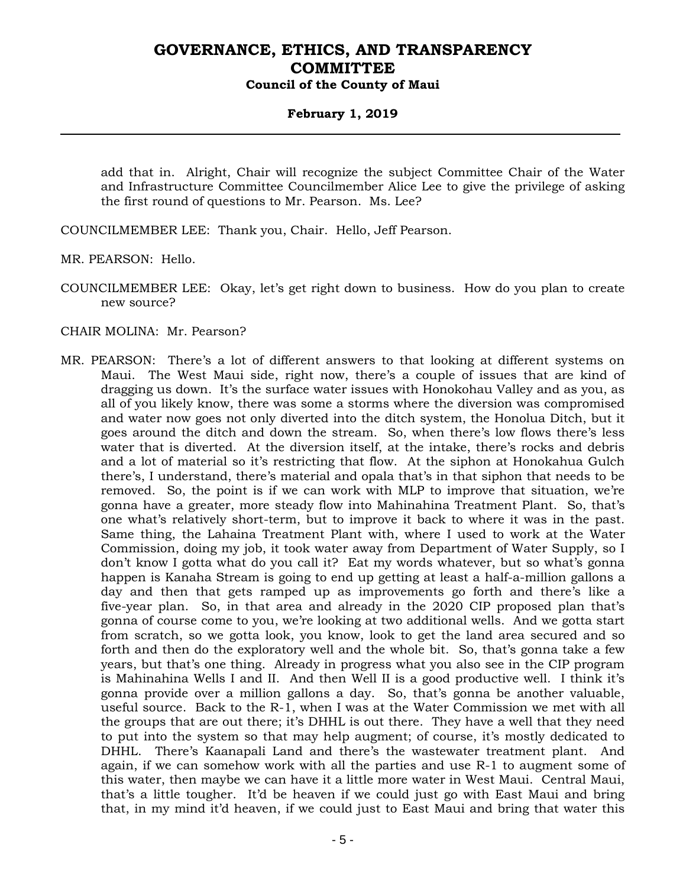add that in. Alright, Chair will recognize the subject Committee Chair of the Water and Infrastructure Committee Councilmember Alice Lee to give the privilege of asking the first round of questions to Mr. Pearson. Ms. Lee?

COUNCILMEMBER LEE: Thank you, Chair. Hello, Jeff Pearson.

MR. PEARSON: Hello.

COUNCILMEMBER LEE: Okay, let's get right down to business. How do you plan to create new source?

CHAIR MOLINA: Mr. Pearson?

MR. PEARSON: There's a lot of different answers to that looking at different systems on Maui. The West Maui side, right now, there's a couple of issues that are kind of dragging us down. It's the surface water issues with Honokohau Valley and as you, as all of you likely know, there was some a storms where the diversion was compromised and water now goes not only diverted into the ditch system, the Honolua Ditch, but it goes around the ditch and down the stream. So, when there's low flows there's less water that is diverted. At the diversion itself, at the intake, there's rocks and debris and a lot of material so it's restricting that flow. At the siphon at Honokahua Gulch there's, I understand, there's material and opala that's in that siphon that needs to be removed. So, the point is if we can work with MLP to improve that situation, we're gonna have a greater, more steady flow into Mahinahina Treatment Plant. So, that's one what's relatively short-term, but to improve it back to where it was in the past. Same thing, the Lahaina Treatment Plant with, where I used to work at the Water Commission, doing my job, it took water away from Department of Water Supply, so I don't know I gotta what do you call it? Eat my words whatever, but so what's gonna happen is Kanaha Stream is going to end up getting at least a half-a-million gallons a day and then that gets ramped up as improvements go forth and there's like a five-year plan. So, in that area and already in the 2020 CIP proposed plan that's gonna of course come to you, we're looking at two additional wells. And we gotta start from scratch, so we gotta look, you know, look to get the land area secured and so forth and then do the exploratory well and the whole bit. So, that's gonna take a few years, but that's one thing. Already in progress what you also see in the CIP program is Mahinahina Wells I and II. And then Well II is a good productive well. I think it's gonna provide over a million gallons a day. So, that's gonna be another valuable, useful source. Back to the R-1, when I was at the Water Commission we met with all the groups that are out there; it's DHHL is out there. They have a well that they need to put into the system so that may help augment; of course, it's mostly dedicated to DHHL. There's Kaanapali Land and there's the wastewater treatment plant. And again, if we can somehow work with all the parties and use R-1 to augment some of this water, then maybe we can have it a little more water in West Maui. Central Maui, that's a little tougher. It'd be heaven if we could just go with East Maui and bring that, in my mind it'd heaven, if we could just to East Maui and bring that water this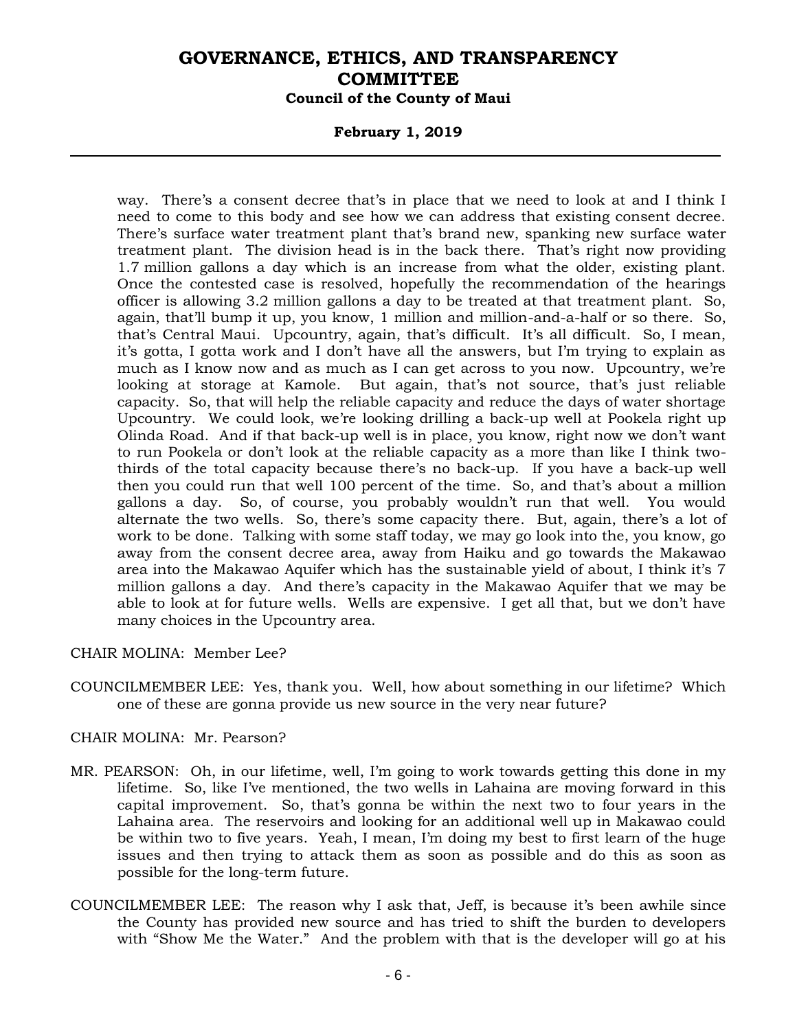way. There's a consent decree that's in place that we need to look at and I think I need to come to this body and see how we can address that existing consent decree. There's surface water treatment plant that's brand new, spanking new surface water treatment plant. The division head is in the back there. That's right now providing 1.7 million gallons a day which is an increase from what the older, existing plant. Once the contested case is resolved, hopefully the recommendation of the hearings officer is allowing 3.2 million gallons a day to be treated at that treatment plant. So, again, that'll bump it up, you know, 1 million and million-and-a-half or so there. So, that's Central Maui. Upcountry, again, that's difficult. It's all difficult. So, I mean, it's gotta, I gotta work and I don't have all the answers, but I'm trying to explain as much as I know now and as much as I can get across to you now. Upcountry, we're looking at storage at Kamole. But again, that's not source, that's just reliable capacity. So, that will help the reliable capacity and reduce the days of water shortage Upcountry. We could look, we're looking drilling a back-up well at Pookela right up Olinda Road. And if that back-up well is in place, you know, right now we don't want to run Pookela or don't look at the reliable capacity as a more than like I think two-thirds of the total capacity because there's no back-up. If you have a back-up well then you could run that well 100 percent of the time. So, and that's about a million gallons a day. So, of course, you probably wouldn't run that well. You would alternate the two wells. So, there's some capacity there. But, again, there's a lot of work to be done. Talking with some staff today, we may go look into the, you know, go away from the consent decree area, away from Haiku and go towards the Makawao area into the Makawao Aquifer which has the sustainable yield of about, I think it's 7 million gallons a day. And there's capacity in the Makawao Aquifer that we may be able to look at for future wells. Wells are expensive. I get all that, but we don't have many choices in the Upcountry area.

CHAIR MOLINA: Member Lee?

COUNCILMEMBER LEE: Yes, thank you. Well, how about something in our lifetime? Which one of these are gonna provide us new source in the very near future?

CHAIR MOLINA: Mr. Pearson?

MR. PEARSON: Oh, in our lifetime, well, I'm going to work towards getting this done in my lifetime. So, like I've mentioned, the two wells in Lahaina are moving forward in this capital improvement. So, that's gonna be within the next two to four years in the Lahaina area. The reservoirs and looking for an additional well up in Makawao could be within two to five years. Yeah, I mean, I'm doing my best to first learn of the huge issues and then trying to attack them as soon as possible and do this as soon as possible for the long-term future.

COUNCILMEMBER LEE: The reason why I ask that, Jeff, is because it's been awhile since the County has provided new source and has tried to shift the burden to developers with "Show Me the Water." And the problem with that is the developer will go at his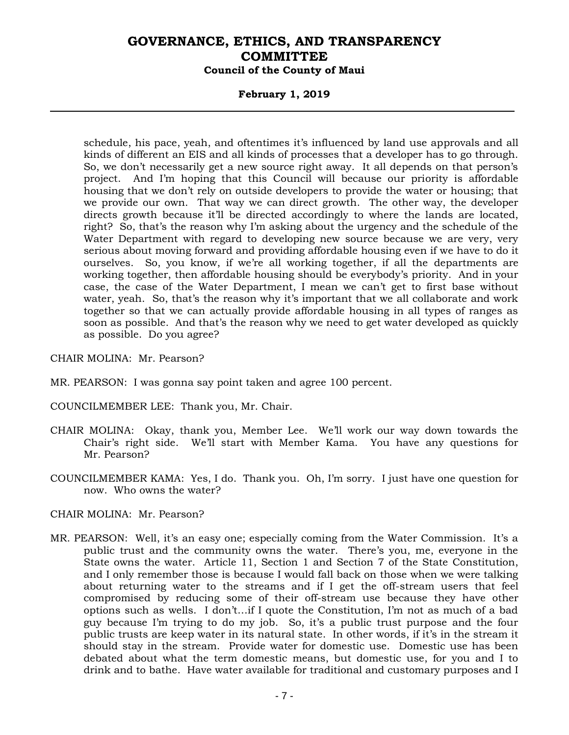schedule, his pace, yeah, and oftentimes it's influenced by land use approvals and all kinds of different an EIS and all kinds of processes that a developer has to go through. So, we don't necessarily get a new source right away. It all depends on that person's project. And I'm hoping that this Council will because our priority is affordable housing that we don't rely on outside developers to provide the water or housing; that we provide our own. That way we can direct growth. The other way, the developer directs growth because it'll be directed accordingly to where the lands are located, right? So, that's the reason why I'm asking about the urgency and the schedule of the Water Department with regard to developing new source because we are very, very serious about moving forward and providing affordable housing even if we have to do it ourselves. So, you know, if we're all working together, if all the departments are working together, then affordable housing should be everybody's priority. And in your case, the case of the Water Department, I mean we can't get to first base without water, yeah. So, that's the reason why it's important that we all collaborate and work together so that we can actually provide affordable housing in all types of ranges as soon as possible. And that's the reason why we need to get water developed as quickly as possible. Do you agree?

CHAIR MOLINA: Mr. Pearson?

MR. PEARSON: I was gonna say point taken and agree 100 percent.

COUNCILMEMBER LEE: Thank you, Mr. Chair.

CHAIR MOLINA: Okay, thank you, Member Lee. We'll work our way down towards the Chair's right side. We'll start with Member Kama. You have any questions for Mr. Pearson?

COUNCILMEMBER KAMA: Yes, I do. Thank you. Oh, I'm sorry. I just have one question for now. Who owns the water?

CHAIR MOLINA: Mr. Pearson?

MR. PEARSON: Well, it's an easy one; especially coming from the Water Commission. It's a public trust and the community owns the water. There's you, me, everyone in the State owns the water. Article 11, Section 1 and Section 7 of the State Constitution, and I only remember those is because I would fall back on those when we were talking about returning water to the streams and if I get the off-stream users that feel compromised by reducing some of their off-stream use because they have other options such as wells. I don't...if I quote the Constitution, I'm not as much of a bad guy because I'm trying to do my job. So, it's a public trust purpose and the four public trusts are keep water in its natural state. In other words, if it's in the stream it should stay in the stream. Provide water for domestic use. Domestic use has been debated about what the term domestic means, but domestic use, for you and I to drink and to bathe. Have water available for traditional and customary purposes and I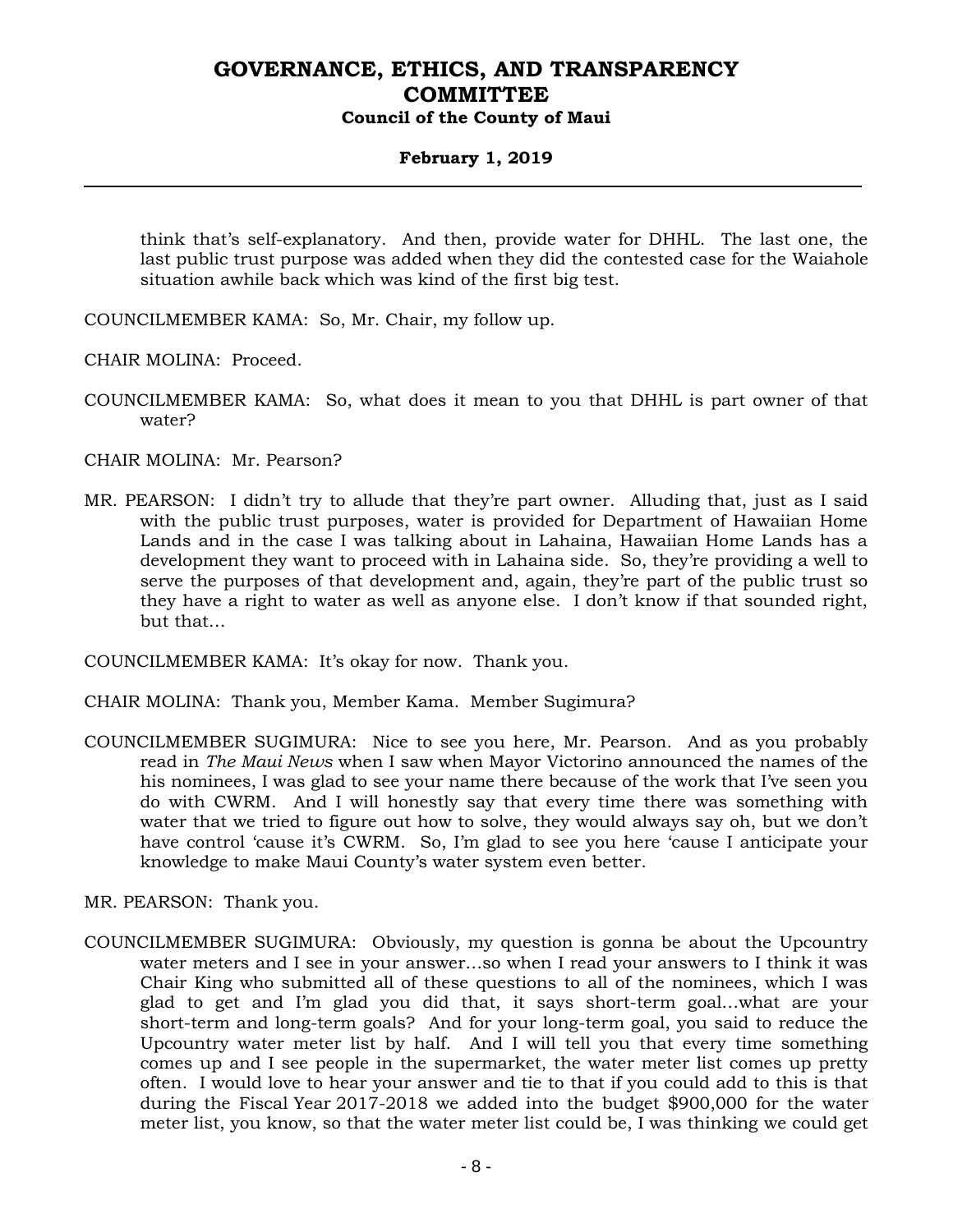think that's self-explanatory. And then, provide water for DHHL. The last one, the last public trust purpose was added when they did the contested case for the Waiahole situation awhile back which was kind of the first big test.

COUNCILMEMBER KAMA: So, Mr. Chair, my follow up.

CHAIR MOLINA: Proceed.

COUNCILMEMBER KAMA: So, what does it mean to you that DHHL is part owner of that water?

CHAIR MOLINA: Mr. Pearson?

MR. PEARSON: I didn't try to allude that they're part owner. Alluding that, just as I said with the public trust purposes, water is provided for Department of Hawaiian Home Lands and in the case I was talking about in Lahaina, Hawaiian Home Lands has a development they want to proceed with in Lahaina side. So, they're providing a well to serve the purposes of that development and, again, they're part of the public trust so they have a right to water as well as anyone else. I don't know if that sounded right, but that...

COUNCILMEMBER KAMA: It's okay for now. Thank you.

CHAIR MOLINA: Thank you, Member Kama. Member Sugimura?

COUNCILMEMBER SUGIMURA: Nice to see you here, Mr. Pearson. And as you probably read in *The Maui News* when I saw when Mayor Victorino announced the names of the his nominees, I was glad to see your name there because of the work that I've seen you do with CWRM. And I will honestly say that every time there was something with water that we tried to figure out how to solve, they would always say oh, but we don't have control 'cause it's CWRM. So, I'm glad to see you here 'cause I anticipate your knowledge to make Maui County's water system even better.

MR. PEARSON: Thank you.

COUNCILMEMBER SUGIMURA: Obviously, my question is gonna be about the Upcountry water meters and I see in your answer...so when I read your answers to I think it was Chair King who submitted all of these questions to all of the nominees, which I was glad to get and I'm glad you did that, it says short-term goal...what are your short-term and long-term goals? And for your long-term goal, you said to reduce the Upcountry water meter list by half. And I will tell you that every time something comes up and I see people in the supermarket, the water meter list comes up pretty often. I would love to hear your answer and tie to that if you could add to this is that during the Fiscal Year 2017-2018 we added into the budget $900,000 for the water meter list, you know, so that the water meter list could be, I was thinking we could get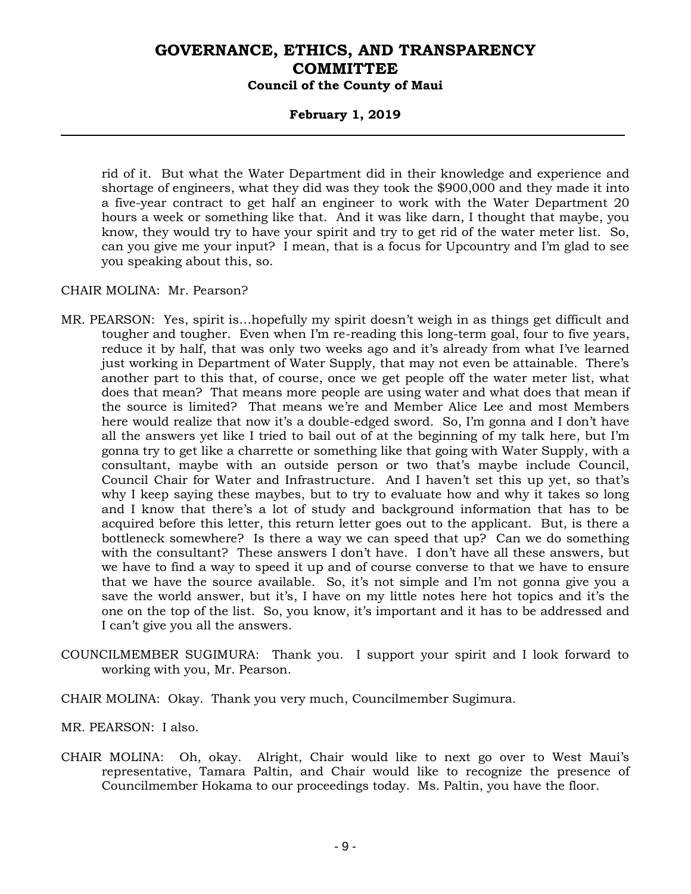rid of it. But what the Water Department did in their knowledge and experience and shortage of engineers, what they did was they took the $900,000 and they made it into a five-year contract to get half an engineer to work with the Water Department 20 hours a week or something like that. And it was like darn, I thought that maybe, you know, they would try to have your spirit and try to get rid of the water meter list. So, can you give me your input? I mean, that is a focus for Upcountry and I'm glad to see you speaking about this, so.

CHAIR MOLINA: Mr. Pearson?

MR. PEARSON: Yes, spirit is…hopefully my spirit doesn't weigh in as things get difficult and tougher and tougher. Even when I'm re-reading this long-term goal, four to five years, reduce it by half, that was only two weeks ago and it's already from what I've learned just working in Department of Water Supply, that may not even be attainable. There's another part to this that, of course, once we get people off the water meter list, what does that mean? That means more people are using water and what does that mean if the source is limited? That means we're and Member Alice Lee and most Members here would realize that now it's a double-edged sword. So, I'm gonna and I don't have all the answers yet like I tried to bail out of at the beginning of my talk here, but I'm gonna try to get like a charrette or something like that going with Water Supply, with a consultant, maybe with an outside person or two that's maybe include Council, Council Chair for Water and Infrastructure. And I haven't set this up yet, so that's why I keep saying these maybes, but to try to evaluate how and why it takes so long and I know that there's a lot of study and background information that has to be acquired before this letter, this return letter goes out to the applicant. But, is there a bottleneck somewhere? Is there a way we can speed that up? Can we do something with the consultant? These answers I don't have. I don't have all these answers, but we have to find a way to speed it up and of course converse to that we have to ensure that we have the source available. So, it's not simple and I'm not gonna give you a save the world answer, but it's, I have on my little notes here hot topics and it's the one on the top of the list. So, you know, it's important and it has to be addressed and I can't give you all the answers.

COUNCILMEMBER SUGIMURA: Thank you. I support your spirit and I look forward to working with you, Mr. Pearson.

CHAIR MOLINA: Okay. Thank you very much, Councilmember Sugimura.

MR. PEARSON: I also.

CHAIR MOLINA: Oh, okay. Alright, Chair would like to next go over to West Maui's representative, Tamara Paltin, and Chair would like to recognize the presence of Councilmember Hokama to our proceedings today. Ms. Paltin, you have the floor.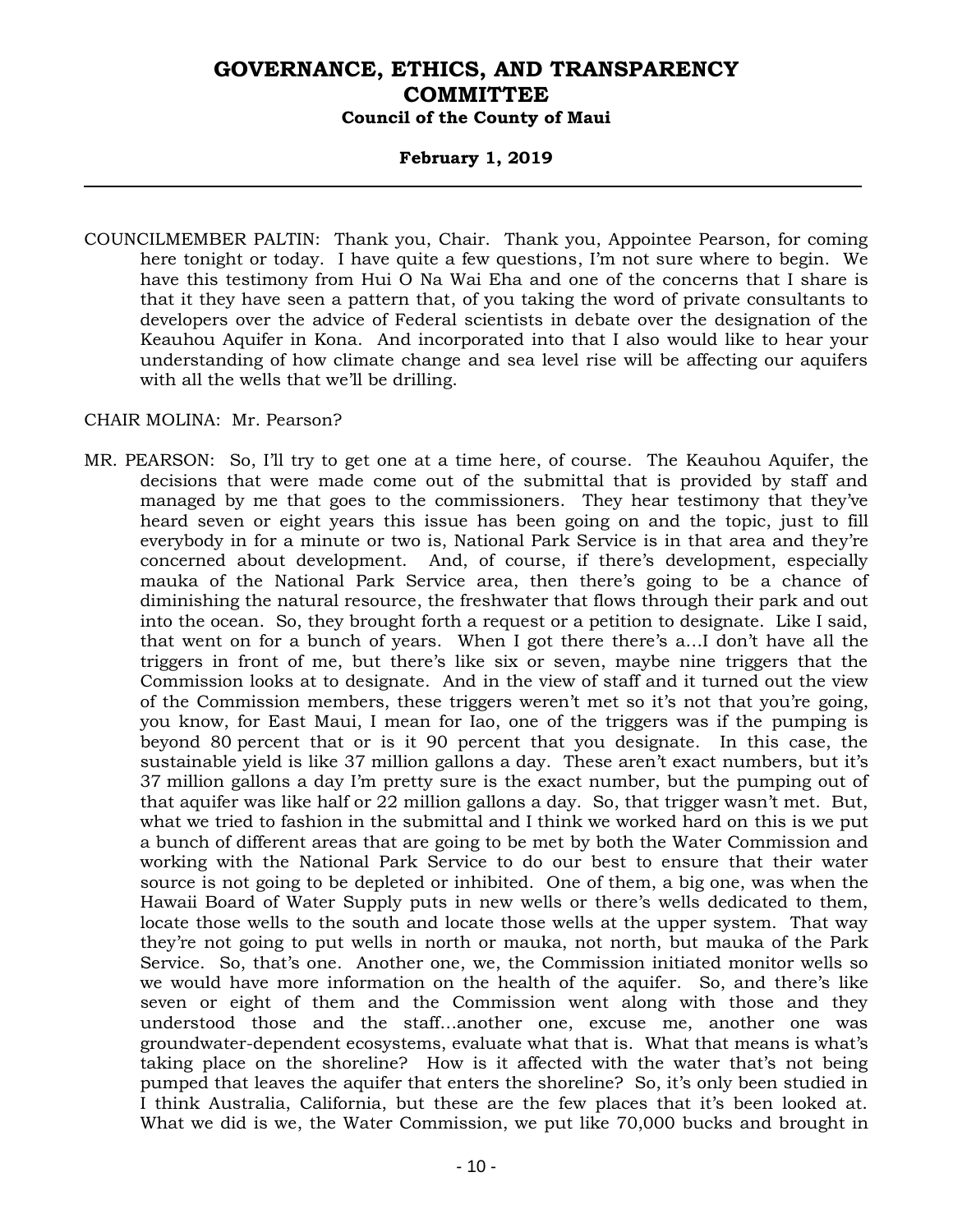COUNCILMEMBER PALTIN: Thank you, Chair. Thank you, Appointee Pearson, for coming here tonight or today. I have quite a few questions, I'm not sure where to begin. We have this testimony from Hui O Na Wai Eha and one of the concerns that I share is that it they have seen a pattern that, of you taking the word of private consultants to developers over the advice of Federal scientists in debate over the designation of the Keauhou Aquifer in Kona. And incorporated into that I also would like to hear your understanding of how climate change and sea level rise will be affecting our aquifers with all the wells that we'll be drilling.

CHAIR MOLINA: Mr. Pearson?

MR. PEARSON: So, I'll try to get one at a time here, of course. The Keauhou Aquifer, the decisions that were made come out of the submittal that is provided by staff and managed by me that goes to the commissioners. They hear testimony that they've heard seven or eight years this issue has been going on and the topic, just to fill everybody in for a minute or two is, National Park Service is in that area and they're concerned about development. And, of course, if there's development, especially mauka of the National Park Service area, then there's going to be a chance of diminishing the natural resource, the freshwater that flows through their park and out into the ocean. So, they brought forth a request or a petition to designate. Like I said, that went on for a bunch of years. When I got there there's a...I don't have all the triggers in front of me, but there's like six or seven, maybe nine triggers that the Commission looks at to designate. And in the view of staff and it turned out the view of the Commission members, these triggers weren't met so it's not that you're going, you know, for East Maui, I mean for Iao, one of the triggers was if the pumping is beyond 80 percent that or is it 90 percent that you designate. In this case, the sustainable yield is like 37 million gallons a day. These aren't exact numbers, but it's 37 million gallons a day I'm pretty sure is the exact number, but the pumping out of that aquifer was like half or 22 million gallons a day. So, that trigger wasn't met. But, what we tried to fashion in the submittal and I think we worked hard on this is we put a bunch of different areas that are going to be met by both the Water Commission and working with the National Park Service to do our best to ensure that their water source is not going to be depleted or inhibited. One of them, a big one, was when the Hawaii Board of Water Supply puts in new wells or there's wells dedicated to them, locate those wells to the south and locate those wells at the upper system. That way they're not going to put wells in north or mauka, not north, but mauka of the Park Service. So, that's one. Another one, we, the Commission initiated monitor wells so we would have more information on the health of the aquifer. So, and there's like seven or eight of them and the Commission went along with those and they understood those and the staff...another one, excuse me, another one was groundwater-dependent ecosystems, evaluate what that is. What that means is what's taking place on the shoreline? How is it affected with the water that's not being pumped that leaves the aquifer that enters the shoreline? So, it's only been studied in I think Australia, California, but these are the few places that it's been looked at. What we did is we, the Water Commission, we put like 70,000 bucks and brought in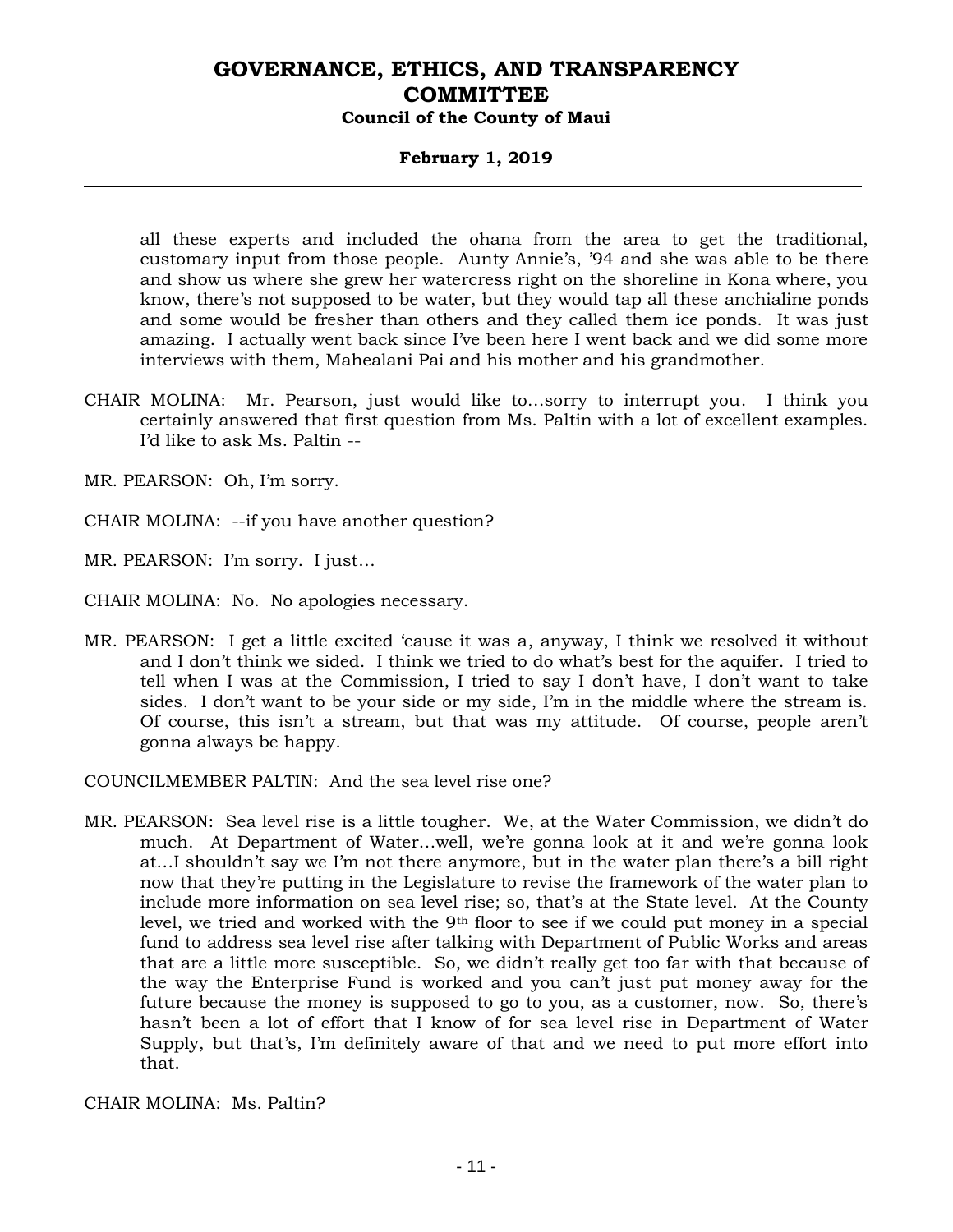all these experts and included the ohana from the area to get the traditional, customary input from those people. Aunty Annie's, '94 and she was able to be there and show us where she grew her watercress right on the shoreline in Kona where, you know, there's not supposed to be water, but they would tap all these anchialine ponds and some would be fresher than others and they called them ice ponds. It was just amazing. I actually went back since I've been here I went back and we did some more interviews with them, Mahealani Pai and his mother and his grandmother.

CHAIR MOLINA: Mr. Pearson, just would like to…sorry to interrupt you. I think you certainly answered that first question from Ms. Paltin with a lot of excellent examples. I'd like to ask Ms. Paltin --

MR. PEARSON: Oh, I'm sorry.

CHAIR MOLINA: --if you have another question?

MR. PEARSON: I'm sorry. I just…

CHAIR MOLINA: No. No apologies necessary.

MR. PEARSON: I get a little excited 'cause it was a, anyway, I think we resolved it without and I don't think we sided. I think we tried to do what's best for the aquifer. I tried to tell when I was at the Commission, I tried to say I don't have, I don't want to take sides. I don't want to be your side or my side, I'm in the middle where the stream is. Of course, this isn't a stream, but that was my attitude. Of course, people aren't gonna always be happy.

COUNCILMEMBER PALTIN: And the sea level rise one?

MR. PEARSON: Sea level rise is a little tougher. We, at the Water Commission, we didn't do much. At Department of Water…well, we're gonna look at it and we're gonna look at…I shouldn't say we I'm not there anymore, but in the water plan there's a bill right now that they're putting in the Legislature to revise the framework of the water plan to include more information on sea level rise; so, that's at the State level. At the County level, we tried and worked with the 9th floor to see if we could put money in a special fund to address sea level rise after talking with Department of Public Works and areas that are a little more susceptible. So, we didn't really get too far with that because of the way the Enterprise Fund is worked and you can't just put money away for the future because the money is supposed to go to you, as a customer, now. So, there's hasn't been a lot of effort that I know of for sea level rise in Department of Water Supply, but that's, I'm definitely aware of that and we need to put more effort into that.

CHAIR MOLINA: Ms. Paltin?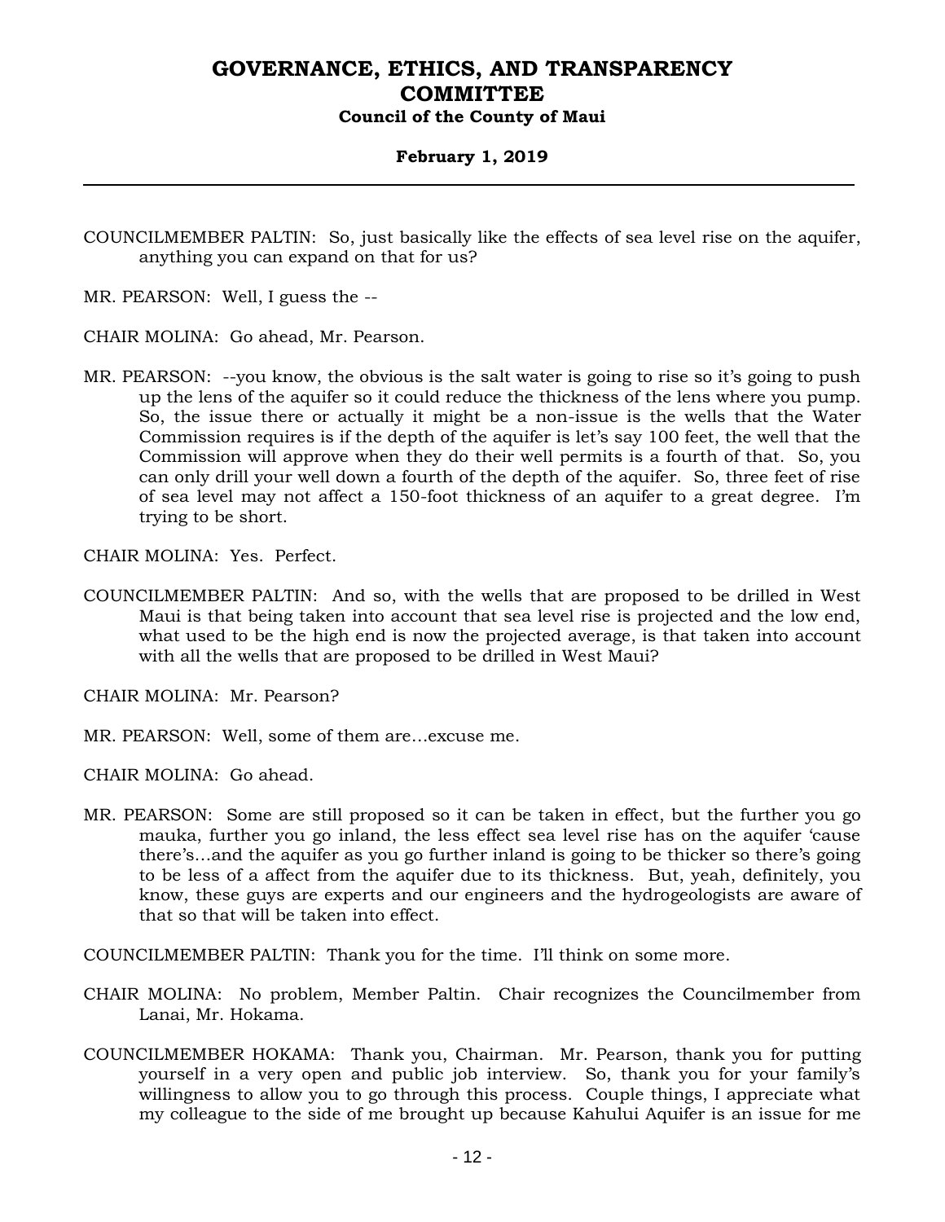COUNCILMEMBER PALTIN: So, just basically like the effects of sea level rise on the aquifer, anything you can expand on that for us?

MR. PEARSON: Well, I guess the --

CHAIR MOLINA: Go ahead, Mr. Pearson.

MR. PEARSON: --you know, the obvious is the salt water is going to rise so it's going to push up the lens of the aquifer so it could reduce the thickness of the lens where you pump. So, the issue there or actually it might be a non-issue is the wells that the Water Commission requires is if the depth of the aquifer is let's say 100 feet, the well that the Commission will approve when they do their well permits is a fourth of that. So, you can only drill your well down a fourth of the depth of the aquifer. So, three feet of rise of sea level may not affect a 150-foot thickness of an aquifer to a great degree. I'm trying to be short.

CHAIR MOLINA: Yes. Perfect.

COUNCILMEMBER PALTIN: And so, with the wells that are proposed to be drilled in West Maui is that being taken into account that sea level rise is projected and the low end, what used to be the high end is now the projected average, is that taken into account with all the wells that are proposed to be drilled in West Maui?

CHAIR MOLINA: Mr. Pearson?

MR. PEARSON: Well, some of them are…excuse me.

CHAIR MOLINA: Go ahead.

MR. PEARSON: Some are still proposed so it can be taken in effect, but the further you go mauka, further you go inland, the less effect sea level rise has on the aquifer 'cause there's…and the aquifer as you go further inland is going to be thicker so there's going to be less of a affect from the aquifer due to its thickness. But, yeah, definitely, you know, these guys are experts and our engineers and the hydrogeologists are aware of that so that will be taken into effect.

COUNCILMEMBER PALTIN: Thank you for the time. I'll think on some more.

CHAIR MOLINA: No problem, Member Paltin. Chair recognizes the Councilmember from Lanai, Mr. Hokama.

COUNCILMEMBER HOKAMA: Thank you, Chairman. Mr. Pearson, thank you for putting yourself in a very open and public job interview. So, thank you for your family's willingness to allow you to go through this process. Couple things, I appreciate what my colleague to the side of me brought up because Kahului Aquifer is an issue for me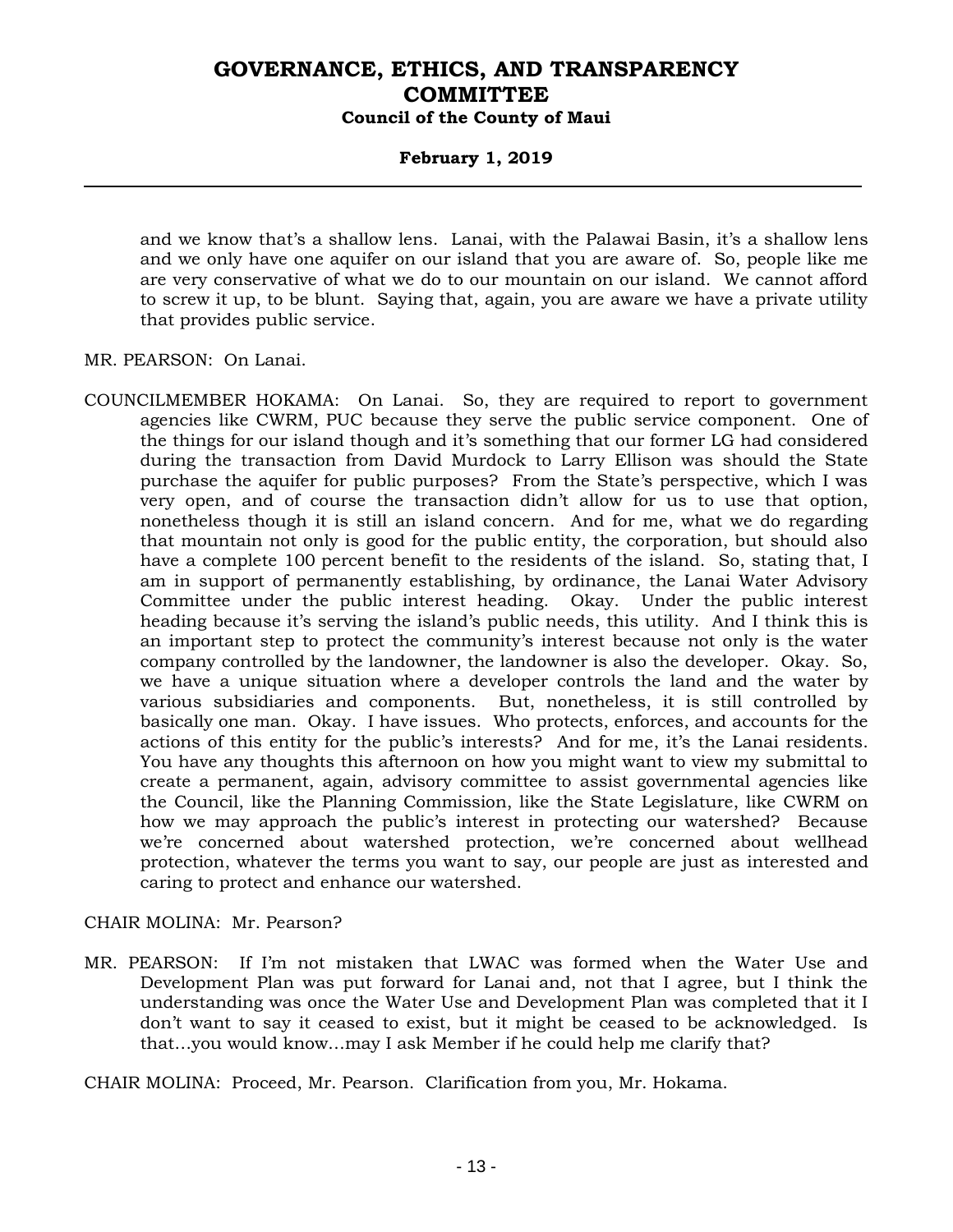and we know that's a shallow lens. Lanai, with the Palawai Basin, it's a shallow lens and we only have one aquifer on our island that you are aware of. So, people like me are very conservative of what we do to our mountain on our island. We cannot afford to screw it up, to be blunt. Saying that, again, you are aware we have a private utility that provides public service.

MR. PEARSON: On Lanai.

COUNCILMEMBER HOKAMA: On Lanai. So, they are required to report to government agencies like CWRM, PUC because they serve the public service component. One of the things for our island though and it's something that our former LG had considered during the transaction from David Murdock to Larry Ellison was should the State purchase the aquifer for public purposes? From the State's perspective, which I was very open, and of course the transaction didn't allow for us to use that option, nonetheless though it is still an island concern. And for me, what we do regarding that mountain not only is good for the public entity, the corporation, but should also have a complete 100 percent benefit to the residents of the island. So, stating that, I am in support of permanently establishing, by ordinance, the Lanai Water Advisory Committee under the public interest heading. Okay. Under the public interest heading because it's serving the island's public needs, this utility. And I think this is an important step to protect the community's interest because not only is the water company controlled by the landowner, the landowner is also the developer. Okay. So, we have a unique situation where a developer controls the land and the water by various subsidiaries and components. But, nonetheless, it is still controlled by basically one man. Okay. I have issues. Who protects, enforces, and accounts for the actions of this entity for the public's interests? And for me, it's the Lanai residents. You have any thoughts this afternoon on how you might want to view my submittal to create a permanent, again, advisory committee to assist governmental agencies like the Council, like the Planning Commission, like the State Legislature, like CWRM on how we may approach the public's interest in protecting our watershed? Because we're concerned about watershed protection, we're concerned about wellhead protection, whatever the terms you want to say, our people are just as interested and caring to protect and enhance our watershed.

CHAIR MOLINA: Mr. Pearson?

MR. PEARSON: If I'm not mistaken that LWAC was formed when the Water Use and Development Plan was put forward for Lanai and, not that I agree, but I think the understanding was once the Water Use and Development Plan was completed that it I don't want to say it ceased to exist, but it might be ceased to be acknowledged. Is that…you would know…may I ask Member if he could help me clarify that?

CHAIR MOLINA: Proceed, Mr. Pearson. Clarification from you, Mr. Hokama.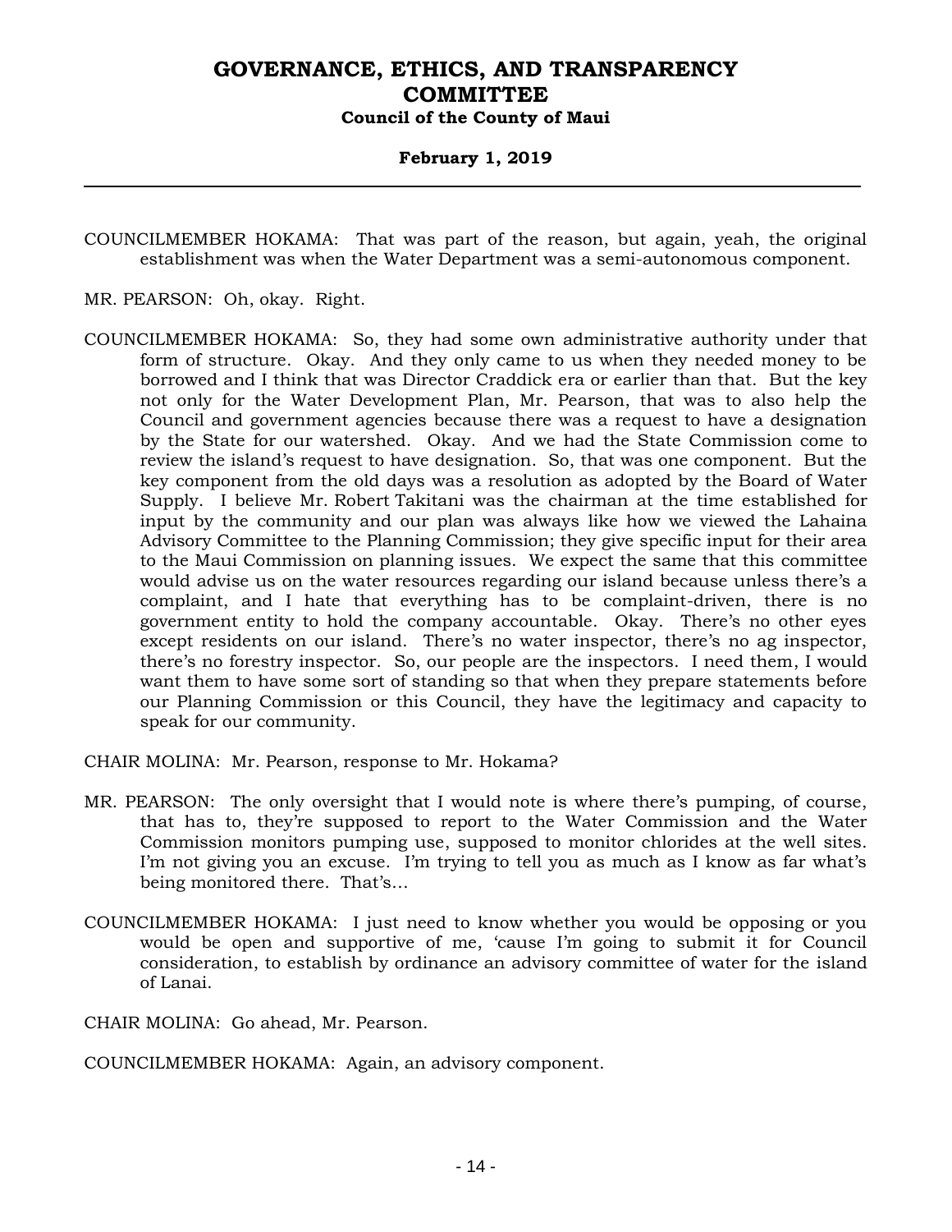COUNCILMEMBER HOKAMA: That was part of the reason, but again, yeah, the original establishment was when the Water Department was a semi-autonomous component.

MR. PEARSON: Oh, okay. Right.

COUNCILMEMBER HOKAMA: So, they had some own administrative authority under that form of structure. Okay. And they only came to us when they needed money to be borrowed and I think that was Director Craddick era or earlier than that. But the key not only for the Water Development Plan, Mr. Pearson, that was to also help the Council and government agencies because there was a request to have a designation by the State for our watershed. Okay. And we had the State Commission come to review the island's request to have designation. So, that was one component. But the key component from the old days was a resolution as adopted by the Board of Water Supply. I believe Mr. Robert Takitani was the chairman at the time established for input by the community and our plan was always like how we viewed the Lahaina Advisory Committee to the Planning Commission; they give specific input for their area to the Maui Commission on planning issues. We expect the same that this committee would advise us on the water resources regarding our island because unless there's a complaint, and I hate that everything has to be complaint-driven, there is no government entity to hold the company accountable. Okay. There's no other eyes except residents on our island. There's no water inspector, there's no ag inspector, there's no forestry inspector. So, our people are the inspectors. I need them, I would want them to have some sort of standing so that when they prepare statements before our Planning Commission or this Council, they have the legitimacy and capacity to speak for our community.

CHAIR MOLINA: Mr. Pearson, response to Mr. Hokama?

MR. PEARSON: The only oversight that I would note is where there's pumping, of course, that has to, they're supposed to report to the Water Commission and the Water Commission monitors pumping use, supposed to monitor chlorides at the well sites. I'm not giving you an excuse. I'm trying to tell you as much as I know as far what's being monitored there. That's...

COUNCILMEMBER HOKAMA: I just need to know whether you would be opposing or you would be open and supportive of me, 'cause I'm going to submit it for Council consideration, to establish by ordinance an advisory committee of water for the island of Lanai.

CHAIR MOLINA: Go ahead, Mr. Pearson.

COUNCILMEMBER HOKAMA: Again, an advisory component.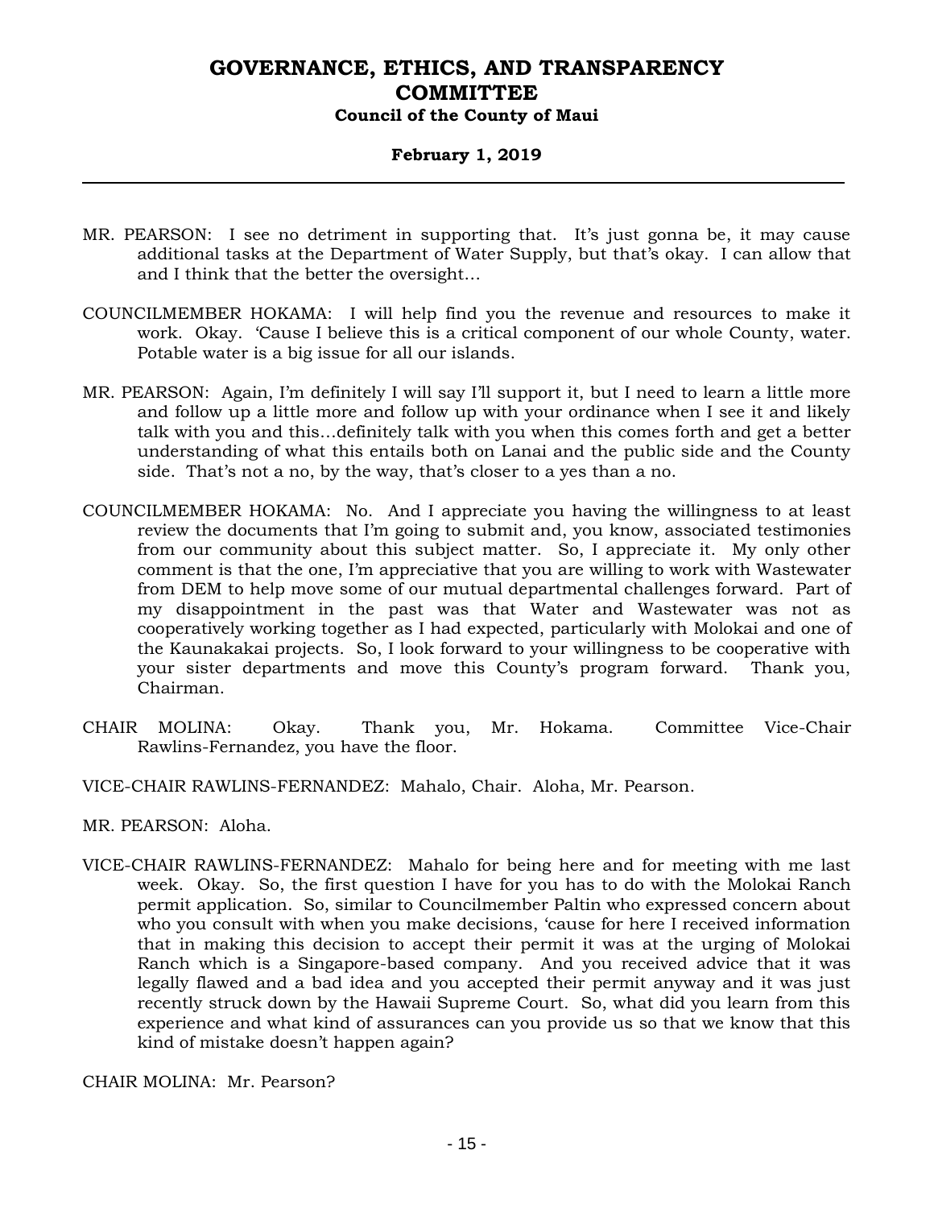MR. PEARSON: I see no detriment in supporting that. It's just gonna be, it may cause additional tasks at the Department of Water Supply, but that's okay. I can allow that and I think that the better the oversight...

COUNCILMEMBER HOKAMA: I will help find you the revenue and resources to make it work. Okay. 'Cause I believe this is a critical component of our whole County, water. Potable water is a big issue for all our islands.

MR. PEARSON: Again, I'm definitely I will say I'll support it, but I need to learn a little more and follow up a little more and follow up with your ordinance when I see it and likely talk with you and this...definitely talk with you when this comes forth and get a better understanding of what this entails both on Lanai and the public side and the County side. That's not a no, by the way, that's closer to a yes than a no.

COUNCILMEMBER HOKAMA: No. And I appreciate you having the willingness to at least review the documents that I'm going to submit and, you know, associated testimonies from our community about this subject matter. So, I appreciate it. My only other comment is that the one, I'm appreciative that you are willing to work with Wastewater from DEM to help move some of our mutual departmental challenges forward. Part of my disappointment in the past was that Water and Wastewater was not as cooperatively working together as I had expected, particularly with Molokai and one of the Kaunakakai projects. So, I look forward to your willingness to be cooperative with your sister departments and move this County's program forward. Thank you, Chairman.

CHAIR MOLINA: Okay. Thank you, Mr. Hokama. Committee Vice-Chair Rawlins-Fernandez, you have the floor.

VICE-CHAIR RAWLINS-FERNANDEZ: Mahalo, Chair. Aloha, Mr. Pearson.

MR. PEARSON: Aloha.

VICE-CHAIR RAWLINS-FERNANDEZ: Mahalo for being here and for meeting with me last week. Okay. So, the first question I have for you has to do with the Molokai Ranch permit application. So, similar to Councilmember Paltin who expressed concern about who you consult with when you make decisions, 'cause for here I received information that in making this decision to accept their permit it was at the urging of Molokai Ranch which is a Singapore-based company. And you received advice that it was legally flawed and a bad idea and you accepted their permit anyway and it was just recently struck down by the Hawaii Supreme Court. So, what did you learn from this experience and what kind of assurances can you provide us so that we know that this kind of mistake doesn't happen again?

CHAIR MOLINA: Mr. Pearson?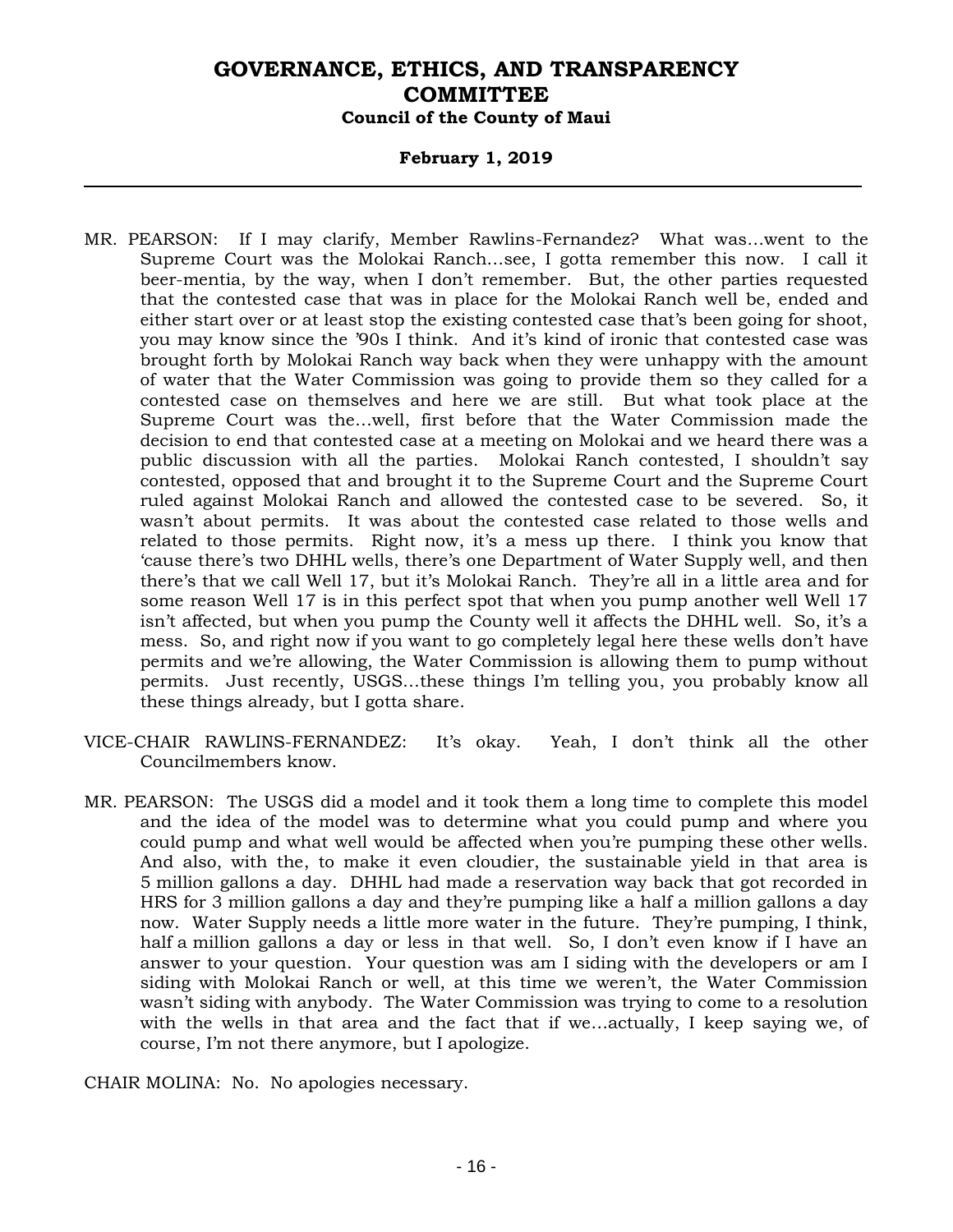MR. PEARSON: If I may clarify, Member Rawlins-Fernandez? What was…went to the Supreme Court was the Molokai Ranch…see, I gotta remember this now. I call it beer-mentia, by the way, when I don't remember. But, the other parties requested that the contested case that was in place for the Molokai Ranch well be, ended and either start over or at least stop the existing contested case that's been going for shoot, you may know since the '90s I think. And it's kind of ironic that contested case was brought forth by Molokai Ranch way back when they were unhappy with the amount of water that the Water Commission was going to provide them so they called for a contested case on themselves and here we are still. But what took place at the Supreme Court was the…well, first before that the Water Commission made the decision to end that contested case at a meeting on Molokai and we heard there was a public discussion with all the parties. Molokai Ranch contested, I shouldn't say contested, opposed that and brought it to the Supreme Court and the Supreme Court ruled against Molokai Ranch and allowed the contested case to be severed. So, it wasn't about permits. It was about the contested case related to those wells and related to those permits. Right now, it's a mess up there. I think you know that 'cause there's two DHHL wells, there's one Department of Water Supply well, and then there's that we call Well 17, but it's Molokai Ranch. They're all in a little area and for some reason Well 17 is in this perfect spot that when you pump another well Well 17 isn't affected, but when you pump the County well it affects the DHHL well. So, it's a mess. So, and right now if you want to go completely legal here these wells don't have permits and we're allowing, the Water Commission is allowing them to pump without permits. Just recently, USGS…these things I'm telling you, you probably know all these things already, but I gotta share.

VICE-CHAIR RAWLINS-FERNANDEZ: It's okay. Yeah, I don't think all the other Councilmembers know.

MR. PEARSON: The USGS did a model and it took them a long time to complete this model and the idea of the model was to determine what you could pump and where you could pump and what well would be affected when you're pumping these other wells. And also, with the, to make it even cloudier, the sustainable yield in that area is 5 million gallons a day. DHHL had made a reservation way back that got recorded in HRS for 3 million gallons a day and they're pumping like a half a million gallons a day now. Water Supply needs a little more water in the future. They're pumping, I think, half a million gallons a day or less in that well. So, I don't even know if I have an answer to your question. Your question was am I siding with the developers or am I siding with Molokai Ranch or well, at this time we weren't, the Water Commission wasn't siding with anybody. The Water Commission was trying to come to a resolution with the wells in that area and the fact that if we…actually, I keep saying we, of course, I'm not there anymore, but I apologize.

CHAIR MOLINA: No. No apologies necessary.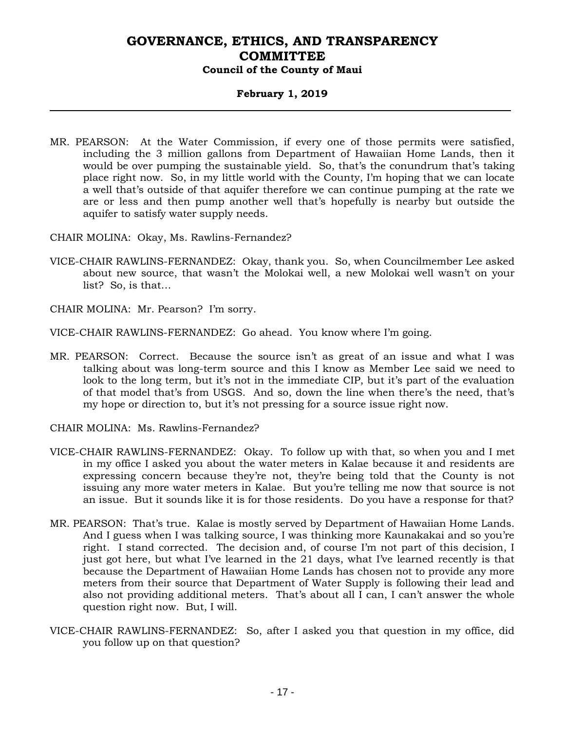MR. PEARSON: At the Water Commission, if every one of those permits were satisfied, including the 3 million gallons from Department of Hawaiian Home Lands, then it would be over pumping the sustainable yield. So, that's the conundrum that's taking place right now. So, in my little world with the County, I'm hoping that we can locate a well that's outside of that aquifer therefore we can continue pumping at the rate we are or less and then pump another well that's hopefully is nearby but outside the aquifer to satisfy water supply needs.

CHAIR MOLINA: Okay, Ms. Rawlins-Fernandez?

VICE-CHAIR RAWLINS-FERNANDEZ: Okay, thank you. So, when Councilmember Lee asked about new source, that wasn't the Molokai well, a new Molokai well wasn't on your list? So, is that...

CHAIR MOLINA: Mr. Pearson? I'm sorry.

VICE-CHAIR RAWLINS-FERNANDEZ: Go ahead. You know where I'm going.

MR. PEARSON: Correct. Because the source isn't as great of an issue and what I was talking about was long-term source and this I know as Member Lee said we need to look to the long term, but it's not in the immediate CIP, but it's part of the evaluation of that model that's from USGS. And so, down the line when there's the need, that's my hope or direction to, but it's not pressing for a source issue right now.

CHAIR MOLINA: Ms. Rawlins-Fernandez?

VICE-CHAIR RAWLINS-FERNANDEZ: Okay. To follow up with that, so when you and I met in my office I asked you about the water meters in Kalae because it and residents are expressing concern because they're not, they're being told that the County is not issuing any more water meters in Kalae. But you're telling me now that source is not an issue. But it sounds like it is for those residents. Do you have a response for that?

MR. PEARSON: That's true. Kalae is mostly served by Department of Hawaiian Home Lands. And I guess when I was talking source, I was thinking more Kaunakakai and so you're right. I stand corrected. The decision and, of course I'm not part of this decision, I just got here, but what I've learned in the 21 days, what I've learned recently is that because the Department of Hawaiian Home Lands has chosen not to provide any more meters from their source that Department of Water Supply is following their lead and also not providing additional meters. That's about all I can, I can't answer the whole question right now. But, I will.

VICE-CHAIR RAWLINS-FERNANDEZ: So, after I asked you that question in my office, did you follow up on that question?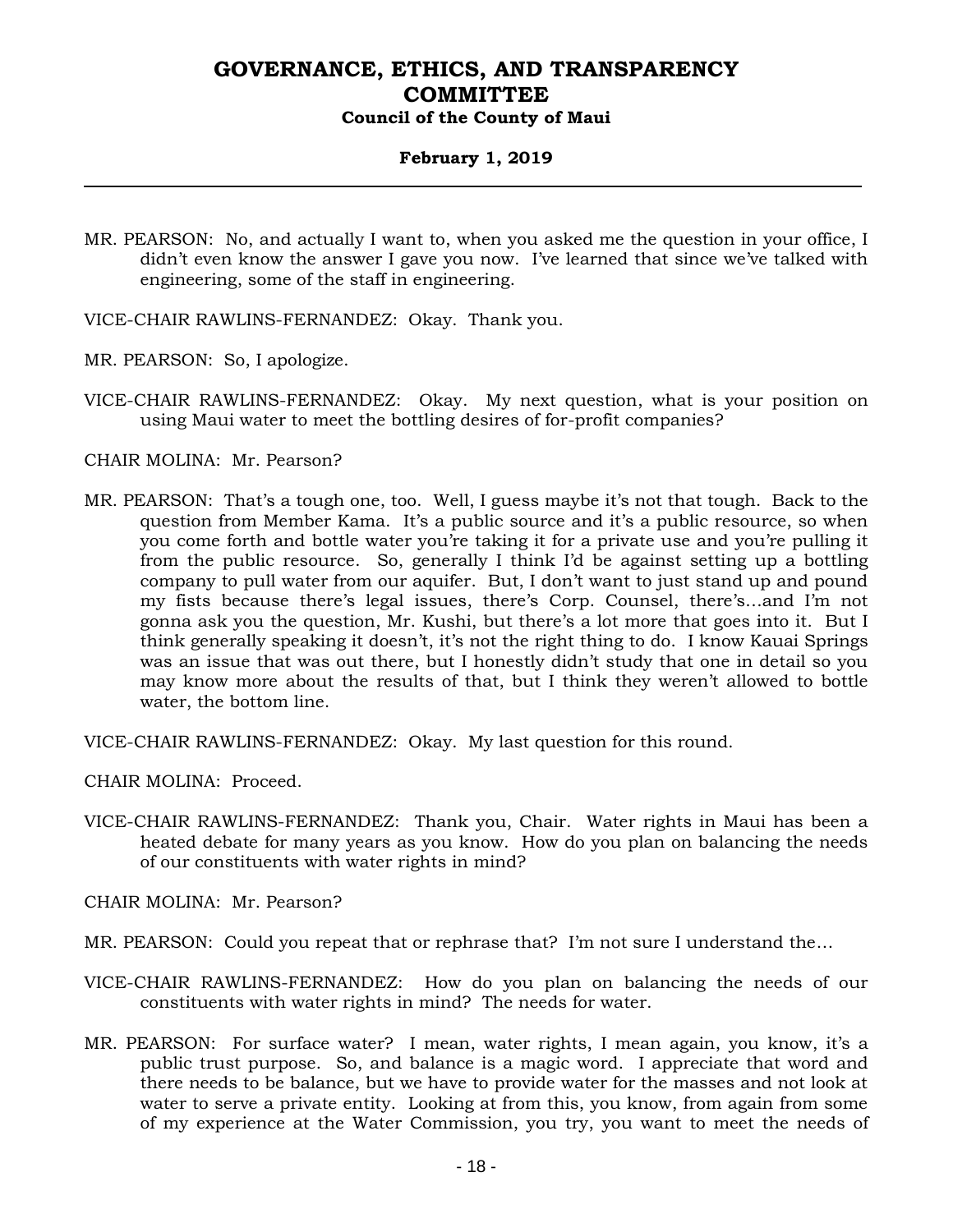MR. PEARSON: No, and actually I want to, when you asked me the question in your office, I didn't even know the answer I gave you now. I've learned that since we've talked with engineering, some of the staff in engineering.

VICE-CHAIR RAWLINS-FERNANDEZ: Okay. Thank you.

MR. PEARSON: So, I apologize.

VICE-CHAIR RAWLINS-FERNANDEZ: Okay. My next question, what is your position on using Maui water to meet the bottling desires of for-profit companies?

CHAIR MOLINA: Mr. Pearson?

MR. PEARSON: That's a tough one, too. Well, I guess maybe it's not that tough. Back to the question from Member Kama. It's a public source and it's a public resource, so when you come forth and bottle water you're taking it for a private use and you're pulling it from the public resource. So, generally I think I'd be against setting up a bottling company to pull water from our aquifer. But, I don't want to just stand up and pound my fists because there's legal issues, there's Corp. Counsel, there's...and I'm not gonna ask you the question, Mr. Kushi, but there's a lot more that goes into it. But I think generally speaking it doesn't, it's not the right thing to do. I know Kauai Springs was an issue that was out there, but I honestly didn't study that one in detail so you may know more about the results of that, but I think they weren't allowed to bottle water, the bottom line.

VICE-CHAIR RAWLINS-FERNANDEZ: Okay. My last question for this round.

CHAIR MOLINA: Proceed.

VICE-CHAIR RAWLINS-FERNANDEZ: Thank you, Chair. Water rights in Maui has been a heated debate for many years as you know. How do you plan on balancing the needs of our constituents with water rights in mind?

CHAIR MOLINA: Mr. Pearson?

MR. PEARSON: Could you repeat that or rephrase that? I'm not sure I understand the…

VICE-CHAIR RAWLINS-FERNANDEZ: How do you plan on balancing the needs of our constituents with water rights in mind? The needs for water.

MR. PEARSON: For surface water? I mean, water rights, I mean again, you know, it's a public trust purpose. So, and balance is a magic word. I appreciate that word and there needs to be balance, but we have to provide water for the masses and not look at water to serve a private entity. Looking at from this, you know, from again from some of my experience at the Water Commission, you try, you want to meet the needs of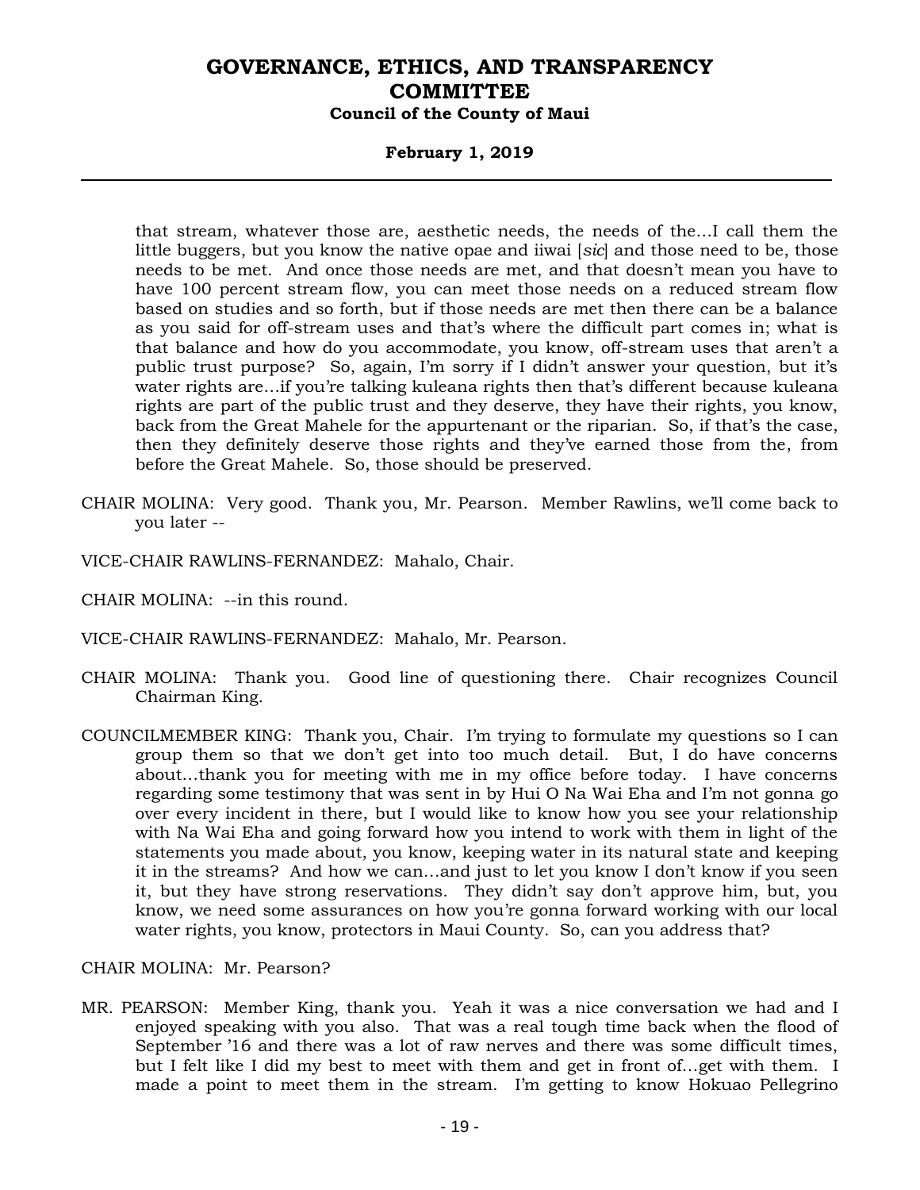that stream, whatever those are, aesthetic needs, the needs of the…I call them the little buggers, but you know the native opae and iiwai [*sic*] and those need to be, those needs to be met. And once those needs are met, and that doesn't mean you have to have 100 percent stream flow, you can meet those needs on a reduced stream flow based on studies and so forth, but if those needs are met then there can be a balance as you said for off-stream uses and that's where the difficult part comes in; what is that balance and how do you accommodate, you know, off-stream uses that aren't a public trust purpose? So, again, I'm sorry if I didn't answer your question, but it's water rights are…if you're talking kuleana rights then that's different because kuleana rights are part of the public trust and they deserve, they have their rights, you know, back from the Great Mahele for the appurtenant or the riparian. So, if that's the case, then they definitely deserve those rights and they've earned those from the, from before the Great Mahele. So, those should be preserved.

CHAIR MOLINA: Very good. Thank you, Mr. Pearson. Member Rawlins, we'll come back to you later --

VICE-CHAIR RAWLINS-FERNANDEZ: Mahalo, Chair.

CHAIR MOLINA: --in this round.

VICE-CHAIR RAWLINS-FERNANDEZ: Mahalo, Mr. Pearson.

CHAIR MOLINA: Thank you. Good line of questioning there. Chair recognizes Council Chairman King.

COUNCILMEMBER KING: Thank you, Chair. I'm trying to formulate my questions so I can group them so that we don't get into too much detail. But, I do have concerns about…thank you for meeting with me in my office before today. I have concerns regarding some testimony that was sent in by Hui O Na Wai Eha and I'm not gonna go over every incident in there, but I would like to know how you see your relationship with Na Wai Eha and going forward how you intend to work with them in light of the statements you made about, you know, keeping water in its natural state and keeping it in the streams? And how we can…and just to let you know I don't know if you seen it, but they have strong reservations. They didn't say don't approve him, but, you know, we need some assurances on how you're gonna forward working with our local water rights, you know, protectors in Maui County. So, can you address that?

CHAIR MOLINA: Mr. Pearson?

MR. PEARSON: Member King, thank you. Yeah it was a nice conversation we had and I enjoyed speaking with you also. That was a real tough time back when the flood of September '16 and there was a lot of raw nerves and there was some difficult times, but I felt like I did my best to meet with them and get in front of…get with them. I made a point to meet them in the stream. I'm getting to know Hokuao Pellegrino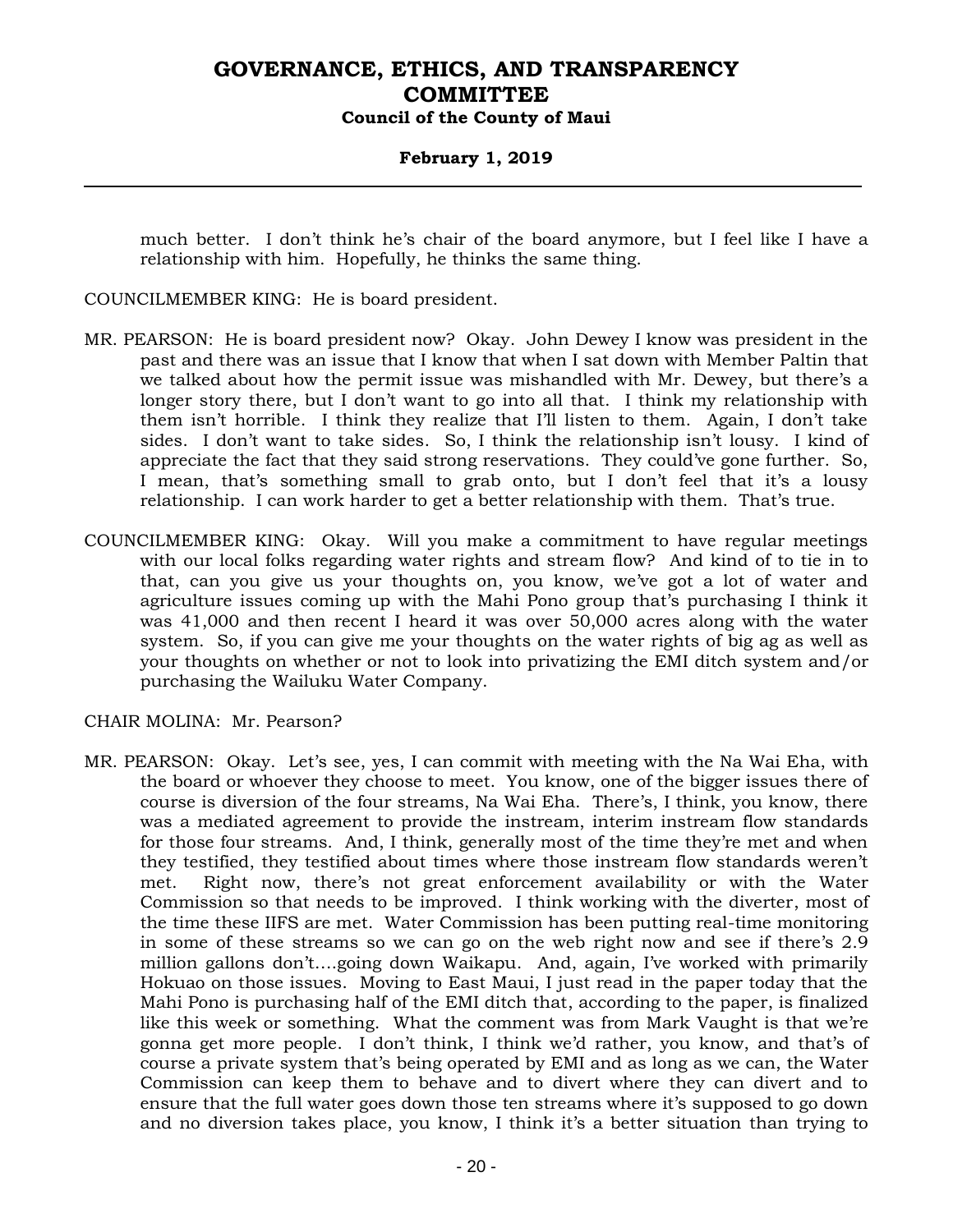much better. I don't think he's chair of the board anymore, but I feel like I have a relationship with him. Hopefully, he thinks the same thing.

COUNCILMEMBER KING: He is board president.

MR. PEARSON: He is board president now? Okay. John Dewey I know was president in the past and there was an issue that I know that when I sat down with Member Paltin that we talked about how the permit issue was mishandled with Mr. Dewey, but there's a longer story there, but I don't want to go into all that. I think my relationship with them isn't horrible. I think they realize that I'll listen to them. Again, I don't take sides. I don't want to take sides. So, I think the relationship isn't lousy. I kind of appreciate the fact that they said strong reservations. They could've gone further. So, I mean, that's something small to grab onto, but I don't feel that it's a lousy relationship. I can work harder to get a better relationship with them. That's true.

COUNCILMEMBER KING: Okay. Will you make a commitment to have regular meetings with our local folks regarding water rights and stream flow? And kind of to tie in to that, can you give us your thoughts on, you know, we've got a lot of water and agriculture issues coming up with the Mahi Pono group that's purchasing I think it was 41,000 and then recent I heard it was over 50,000 acres along with the water system. So, if you can give me your thoughts on the water rights of big ag as well as your thoughts on whether or not to look into privatizing the EMI ditch system and/or purchasing the Wailuku Water Company.

CHAIR MOLINA: Mr. Pearson?

MR. PEARSON: Okay. Let's see, yes, I can commit with meeting with the Na Wai Eha, with the board or whoever they choose to meet. You know, one of the bigger issues there of course is diversion of the four streams, Na Wai Eha. There's, I think, you know, there was a mediated agreement to provide the instream, interim instream flow standards for those four streams. And, I think, generally most of the time they're met and when they testified, they testified about times where those instream flow standards weren't met. Right now, there's not great enforcement availability or with the Water Commission so that needs to be improved. I think working with the diverter, most of the time these IIFS are met. Water Commission has been putting real-time monitoring in some of these streams so we can go on the web right now and see if there's 2.9 million gallons don't....going down Waikapu. And, again, I've worked with primarily Hokuao on those issues. Moving to East Maui, I just read in the paper today that the Mahi Pono is purchasing half of the EMI ditch that, according to the paper, is finalized like this week or something. What the comment was from Mark Vaught is that we're gonna get more people. I don't think, I think we'd rather, you know, and that's of course a private system that's being operated by EMI and as long as we can, the Water Commission can keep them to behave and to divert where they can divert and to ensure that the full water goes down those ten streams where it's supposed to go down and no diversion takes place, you know, I think it's a better situation than trying to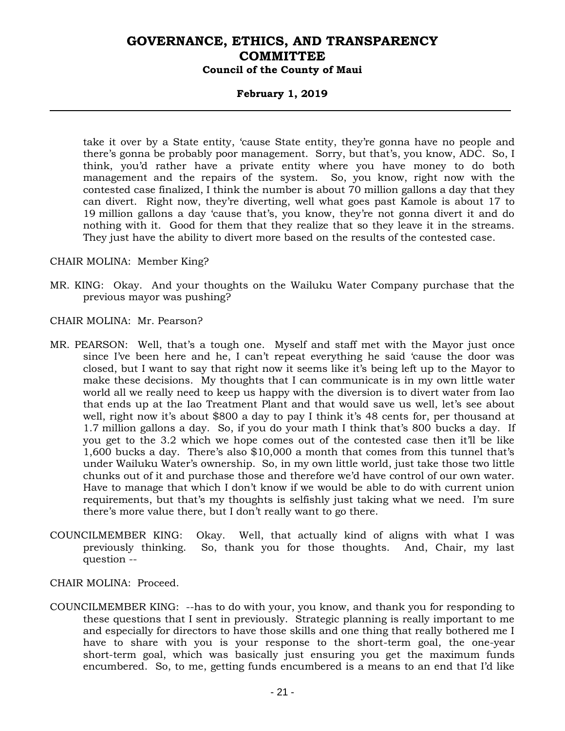take it over by a State entity, 'cause State entity, they're gonna have no people and there's gonna be probably poor management. Sorry, but that's, you know, ADC. So, I think, you'd rather have a private entity where you have money to do both management and the repairs of the system. So, you know, right now with the contested case finalized, I think the number is about 70 million gallons a day that they can divert. Right now, they're diverting, well what goes past Kamole is about 17 to 19 million gallons a day 'cause that's, you know, they're not gonna divert it and do nothing with it. Good for them that they realize that so they leave it in the streams. They just have the ability to divert more based on the results of the contested case.

CHAIR MOLINA: Member King?

MR. KING: Okay. And your thoughts on the Wailuku Water Company purchase that the previous mayor was pushing?

CHAIR MOLINA: Mr. Pearson?

MR. PEARSON: Well, that's a tough one. Myself and staff met with the Mayor just once since I've been here and he, I can't repeat everything he said 'cause the door was closed, but I want to say that right now it seems like it's being left up to the Mayor to make these decisions. My thoughts that I can communicate is in my own little water world all we really need to keep us happy with the diversion is to divert water from Iao that ends up at the Iao Treatment Plant and that would save us well, let's see about well, right now it's about $800 a day to pay I think it's 48 cents for, per thousand at 1.7 million gallons a day. So, if you do your math I think that's 800 bucks a day. If you get to the 3.2 which we hope comes out of the contested case then it'll be like 1,600 bucks a day. There's also $10,000 a month that comes from this tunnel that's under Wailuku Water's ownership. So, in my own little world, just take those two little chunks out of it and purchase those and therefore we'd have control of our own water. Have to manage that which I don't know if we would be able to do with current union requirements, but that's my thoughts is selfishly just taking what we need. I'm sure there's more value there, but I don't really want to go there.

COUNCILMEMBER KING: Okay. Well, that actually kind of aligns with what I was previously thinking. So, thank you for those thoughts. And, Chair, my last question --

CHAIR MOLINA: Proceed.

COUNCILMEMBER KING: --has to do with your, you know, and thank you for responding to these questions that I sent in previously. Strategic planning is really important to me and especially for directors to have those skills and one thing that really bothered me I have to share with you is your response to the short-term goal, the one-year short-term goal, which was basically just ensuring you get the maximum funds encumbered. So, to me, getting funds encumbered is a means to an end that I'd like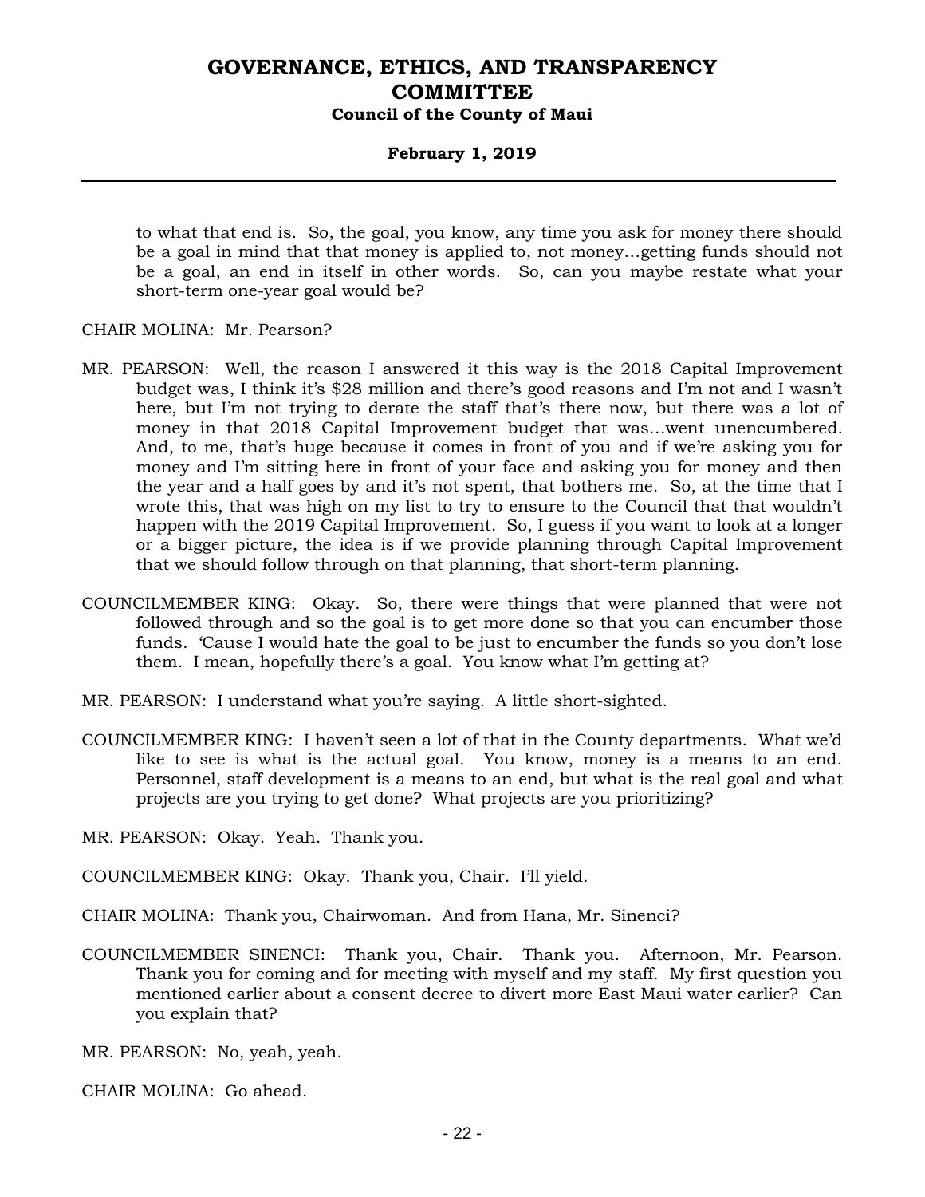to what that end is. So, the goal, you know, any time you ask for money there should be a goal in mind that that money is applied to, not money…getting funds should not be a goal, an end in itself in other words. So, can you maybe restate what your short-term one-year goal would be?

CHAIR MOLINA: Mr. Pearson?

MR. PEARSON: Well, the reason I answered it this way is the 2018 Capital Improvement budget was, I think it's $28 million and there's good reasons and I'm not and I wasn't here, but I'm not trying to derate the staff that's there now, but there was a lot of money in that 2018 Capital Improvement budget that was…went unencumbered. And, to me, that's huge because it comes in front of you and if we're asking you for money and I'm sitting here in front of your face and asking you for money and then the year and a half goes by and it's not spent, that bothers me. So, at the time that I wrote this, that was high on my list to try to ensure to the Council that that wouldn't happen with the 2019 Capital Improvement. So, I guess if you want to look at a longer or a bigger picture, the idea is if we provide planning through Capital Improvement that we should follow through on that planning, that short-term planning.

COUNCILMEMBER KING: Okay. So, there were things that were planned that were not followed through and so the goal is to get more done so that you can encumber those funds. 'Cause I would hate the goal to be just to encumber the funds so you don't lose them. I mean, hopefully there's a goal. You know what I'm getting at?

MR. PEARSON: I understand what you're saying. A little short-sighted.

COUNCILMEMBER KING: I haven't seen a lot of that in the County departments. What we'd like to see is what is the actual goal. You know, money is a means to an end. Personnel, staff development is a means to an end, but what is the real goal and what projects are you trying to get done? What projects are you prioritizing?

MR. PEARSON: Okay. Yeah. Thank you.

COUNCILMEMBER KING: Okay. Thank you, Chair. I'll yield.

CHAIR MOLINA: Thank you, Chairwoman. And from Hana, Mr. Sinenci?

COUNCILMEMBER SINENCI: Thank you, Chair. Thank you. Afternoon, Mr. Pearson. Thank you for coming and for meeting with myself and my staff. My first question you mentioned earlier about a consent decree to divert more East Maui water earlier? Can you explain that?

MR. PEARSON: No, yeah, yeah.

CHAIR MOLINA: Go ahead.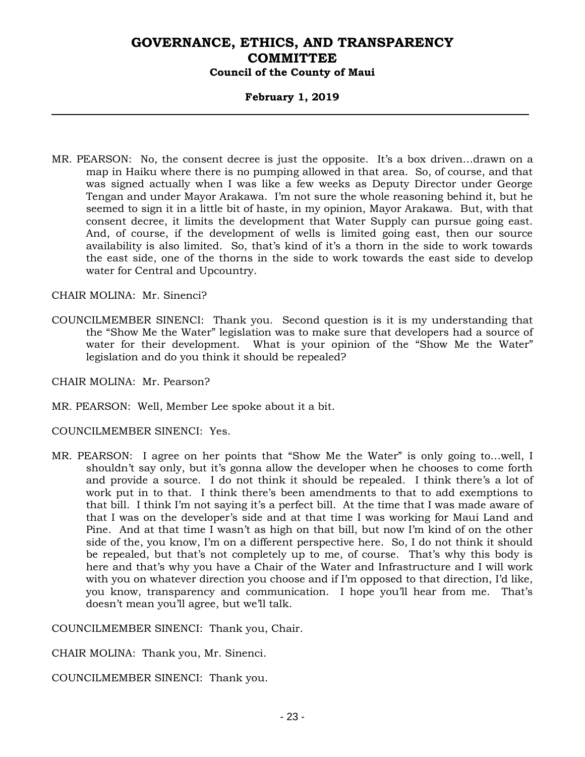MR. PEARSON: No, the consent decree is just the opposite. It's a box driven…drawn on a map in Haiku where there is no pumping allowed in that area. So, of course, and that was signed actually when I was like a few weeks as Deputy Director under George Tengan and under Mayor Arakawa. I'm not sure the whole reasoning behind it, but he seemed to sign it in a little bit of haste, in my opinion, Mayor Arakawa. But, with that consent decree, it limits the development that Water Supply can pursue going east. And, of course, if the development of wells is limited going east, then our source availability is also limited. So, that's kind of it's a thorn in the side to work towards the east side, one of the thorns in the side to work towards the east side to develop water for Central and Upcountry.

CHAIR MOLINA: Mr. Sinenci?

COUNCILMEMBER SINENCI: Thank you. Second question is it is my understanding that the "Show Me the Water" legislation was to make sure that developers had a source of water for their development. What is your opinion of the "Show Me the Water" legislation and do you think it should be repealed?

CHAIR MOLINA: Mr. Pearson?

MR. PEARSON: Well, Member Lee spoke about it a bit.

COUNCILMEMBER SINENCI: Yes.

MR. PEARSON: I agree on her points that "Show Me the Water" is only going to…well, I shouldn't say only, but it's gonna allow the developer when he chooses to come forth and provide a source. I do not think it should be repealed. I think there's a lot of work put in to that. I think there's been amendments to that to add exemptions to that bill. I think I'm not saying it's a perfect bill. At the time that I was made aware of that I was on the developer's side and at that time I was working for Maui Land and Pine. And at that time I wasn't as high on that bill, but now I'm kind of on the other side of the, you know, I'm on a different perspective here. So, I do not think it should be repealed, but that's not completely up to me, of course. That's why this body is here and that's why you have a Chair of the Water and Infrastructure and I will work with you on whatever direction you choose and if I'm opposed to that direction, I'd like, you know, transparency and communication. I hope you'll hear from me. That's doesn't mean you'll agree, but we'll talk.

COUNCILMEMBER SINENCI: Thank you, Chair.

CHAIR MOLINA: Thank you, Mr. Sinenci.

COUNCILMEMBER SINENCI: Thank you.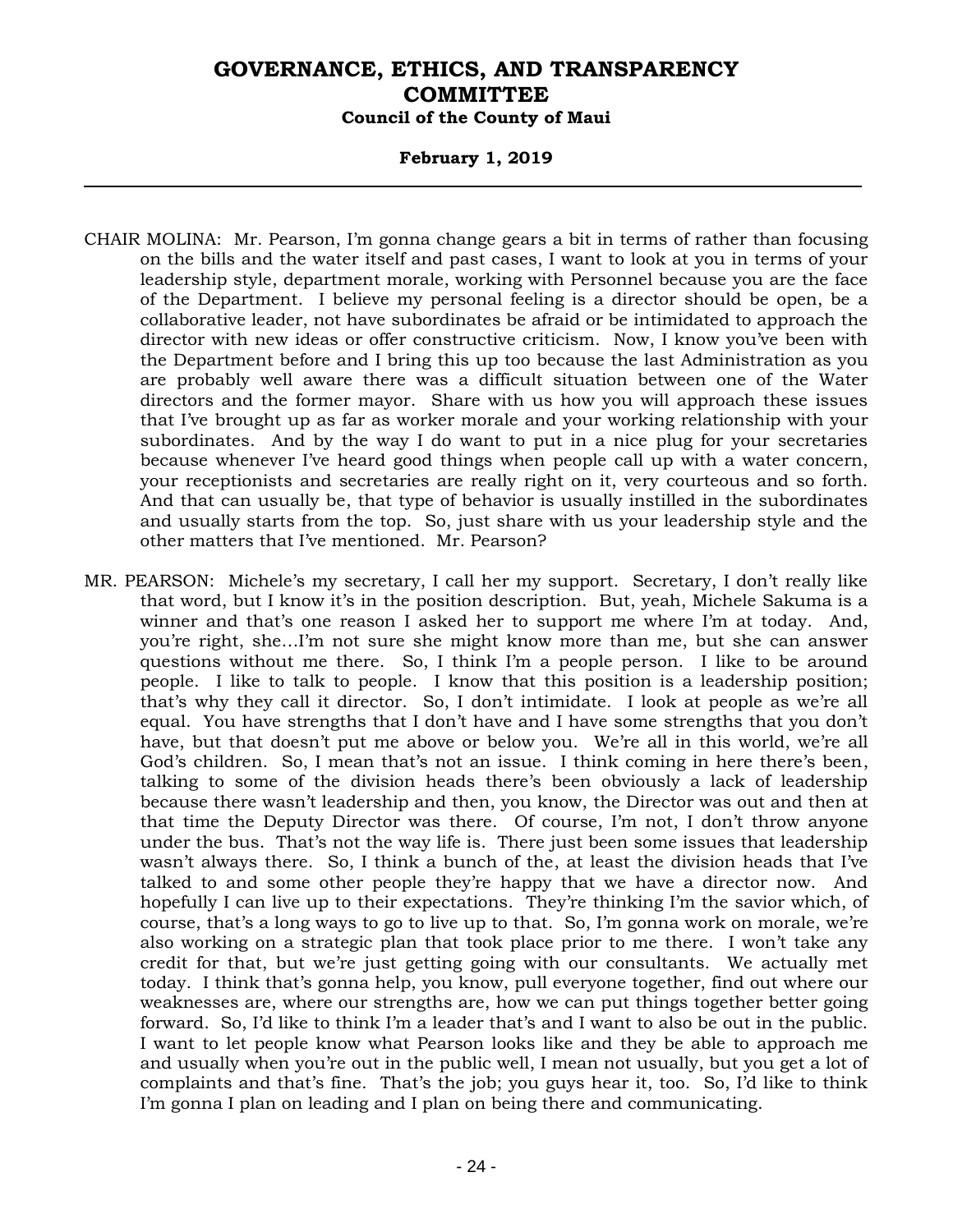CHAIR MOLINA: Mr. Pearson, I'm gonna change gears a bit in terms of rather than focusing on the bills and the water itself and past cases, I want to look at you in terms of your leadership style, department morale, working with Personnel because you are the face of the Department. I believe my personal feeling is a director should be open, be a collaborative leader, not have subordinates be afraid or be intimidated to approach the director with new ideas or offer constructive criticism. Now, I know you've been with the Department before and I bring this up too because the last Administration as you are probably well aware there was a difficult situation between one of the Water directors and the former mayor. Share with us how you will approach these issues that I've brought up as far as worker morale and your working relationship with your subordinates. And by the way I do want to put in a nice plug for your secretaries because whenever I've heard good things when people call up with a water concern, your receptionists and secretaries are really right on it, very courteous and so forth. And that can usually be, that type of behavior is usually instilled in the subordinates and usually starts from the top. So, just share with us your leadership style and the other matters that I've mentioned. Mr. Pearson?

MR. PEARSON: Michele's my secretary, I call her my support. Secretary, I don't really like that word, but I know it's in the position description. But, yeah, Michele Sakuma is a winner and that's one reason I asked her to support me where I'm at today. And, you're right, she...I'm not sure she might know more than me, but she can answer questions without me there. So, I think I'm a people person. I like to be around people. I like to talk to people. I know that this position is a leadership position; that's why they call it director. So, I don't intimidate. I look at people as we're all equal. You have strengths that I don't have and I have some strengths that you don't have, but that doesn't put me above or below you. We're all in this world, we're all God's children. So, I mean that's not an issue. I think coming in here there's been, talking to some of the division heads there's been obviously a lack of leadership because there wasn't leadership and then, you know, the Director was out and then at that time the Deputy Director was there. Of course, I'm not, I don't throw anyone under the bus. That's not the way life is. There just been some issues that leadership wasn't always there. So, I think a bunch of the, at least the division heads that I've talked to and some other people they're happy that we have a director now. And hopefully I can live up to their expectations. They're thinking I'm the savior which, of course, that's a long ways to go to live up to that. So, I'm gonna work on morale, we're also working on a strategic plan that took place prior to me there. I won't take any credit for that, but we're just getting going with our consultants. We actually met today. I think that's gonna help, you know, pull everyone together, find out where our weaknesses are, where our strengths are, how we can put things together better going forward. So, I'd like to think I'm a leader that's and I want to also be out in the public. I want to let people know what Pearson looks like and they be able to approach me and usually when you're out in the public well, I mean not usually, but you get a lot of complaints and that's fine. That's the job; you guys hear it, too. So, I'd like to think I'm gonna I plan on leading and I plan on being there and communicating.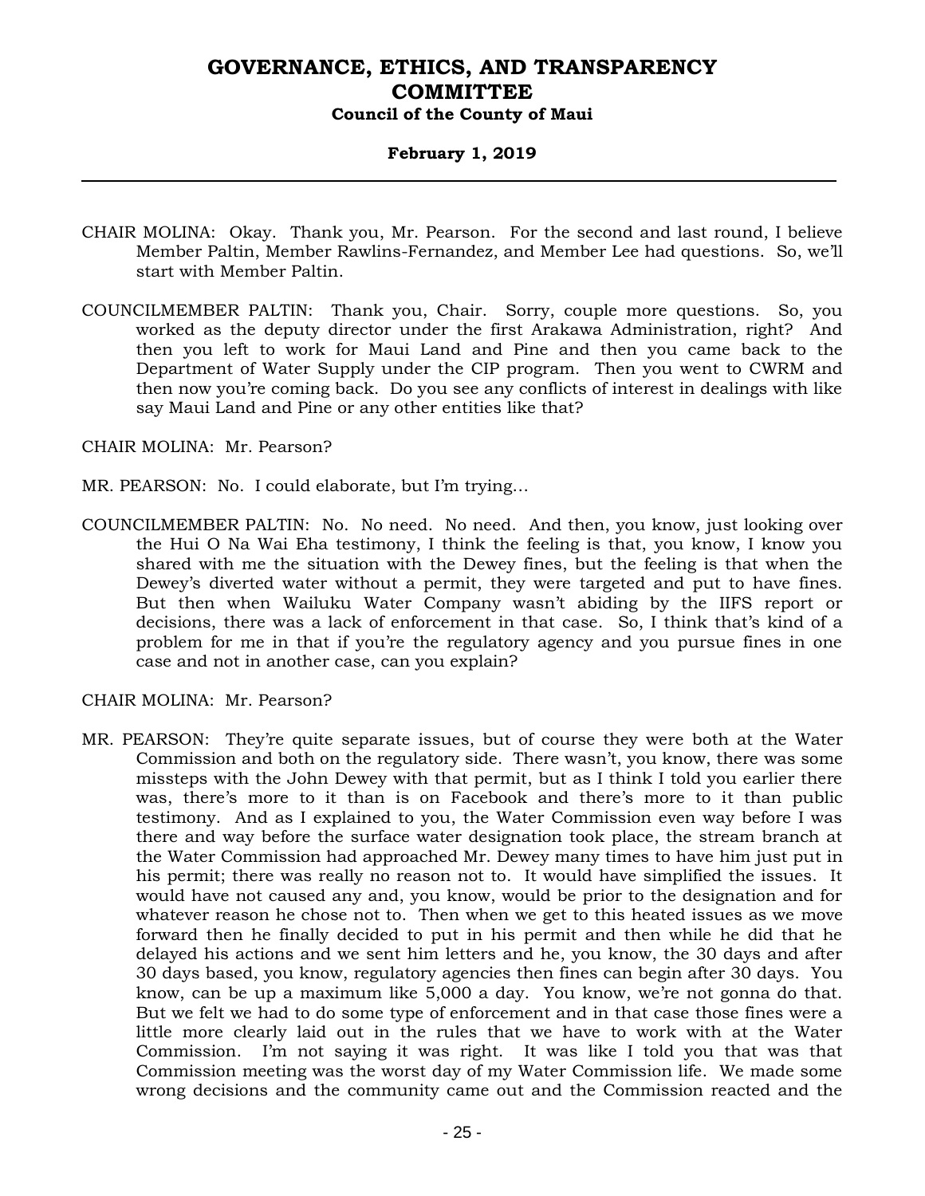CHAIR MOLINA: Okay. Thank you, Mr. Pearson. For the second and last round, I believe Member Paltin, Member Rawlins-Fernandez, and Member Lee had questions. So, we'll start with Member Paltin.

COUNCILMEMBER PALTIN: Thank you, Chair. Sorry, couple more questions. So, you worked as the deputy director under the first Arakawa Administration, right? And then you left to work for Maui Land and Pine and then you came back to the Department of Water Supply under the CIP program. Then you went to CWRM and then now you're coming back. Do you see any conflicts of interest in dealings with like say Maui Land and Pine or any other entities like that?

CHAIR MOLINA: Mr. Pearson?

MR. PEARSON: No. I could elaborate, but I'm trying...

COUNCILMEMBER PALTIN: No. No need. No need. And then, you know, just looking over the Hui O Na Wai Eha testimony, I think the feeling is that, you know, I know you shared with me the situation with the Dewey fines, but the feeling is that when the Dewey's diverted water without a permit, they were targeted and put to have fines. But then when Wailuku Water Company wasn't abiding by the IIFS report or decisions, there was a lack of enforcement in that case. So, I think that's kind of a problem for me in that if you're the regulatory agency and you pursue fines in one case and not in another case, can you explain?

CHAIR MOLINA: Mr. Pearson?

MR. PEARSON: They're quite separate issues, but of course they were both at the Water Commission and both on the regulatory side. There wasn't, you know, there was some missteps with the John Dewey with that permit, but as I think I told you earlier there was, there's more to it than is on Facebook and there's more to it than public testimony. And as I explained to you, the Water Commission even way before I was there and way before the surface water designation took place, the stream branch at the Water Commission had approached Mr. Dewey many times to have him just put in his permit; there was really no reason not to. It would have simplified the issues. It would have not caused any and, you know, would be prior to the designation and for whatever reason he chose not to. Then when we get to this heated issues as we move forward then he finally decided to put in his permit and then while he did that he delayed his actions and we sent him letters and he, you know, the 30 days and after 30 days based, you know, regulatory agencies then fines can begin after 30 days. You know, can be up a maximum like 5,000 a day. You know, we're not gonna do that. But we felt we had to do some type of enforcement and in that case those fines were a little more clearly laid out in the rules that we have to work with at the Water Commission. I'm not saying it was right. It was like I told you that was that Commission meeting was the worst day of my Water Commission life. We made some wrong decisions and the community came out and the Commission reacted and the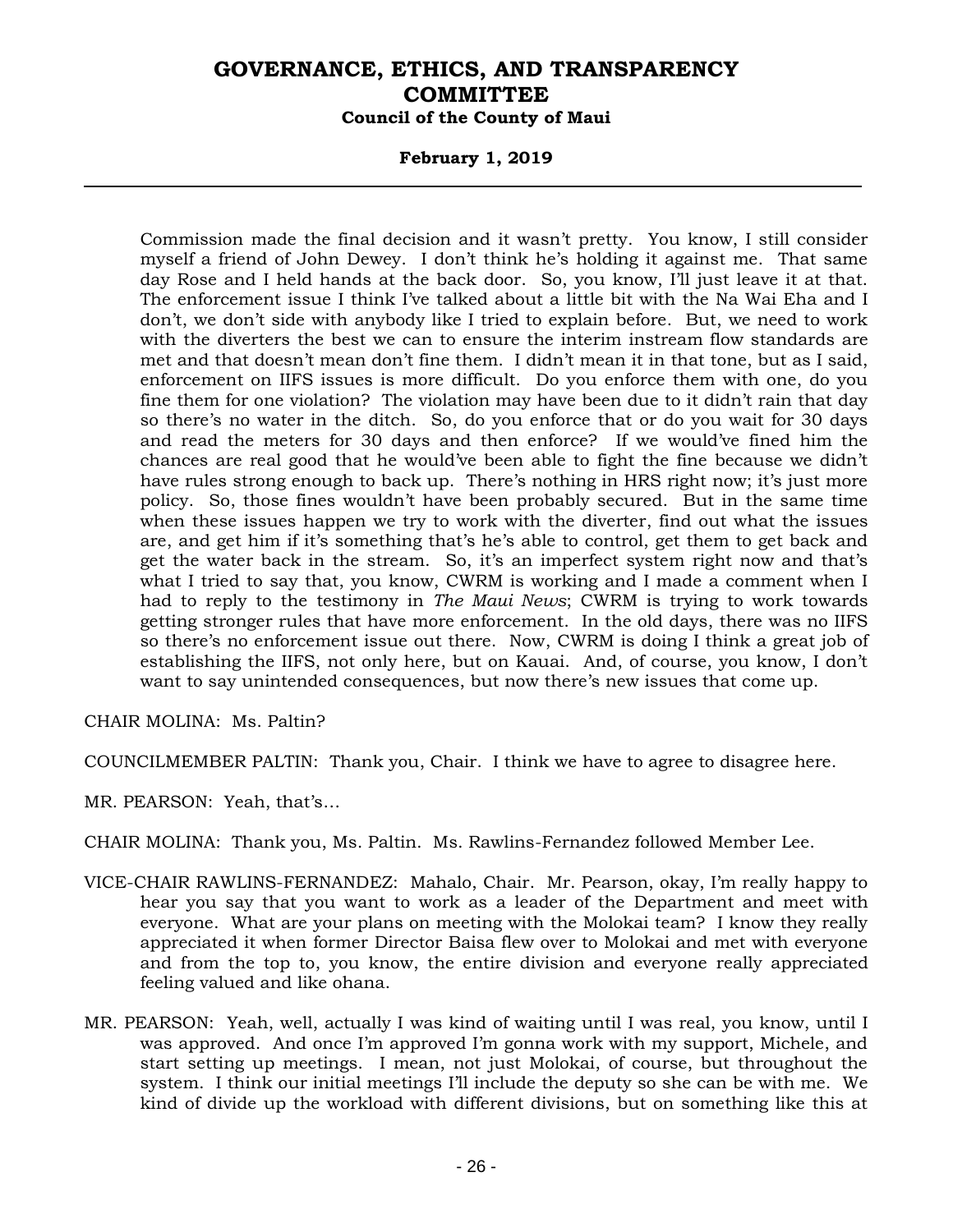Commission made the final decision and it wasn't pretty. You know, I still consider myself a friend of John Dewey. I don't think he's holding it against me. That same day Rose and I held hands at the back door. So, you know, I'll just leave it at that. The enforcement issue I think I've talked about a little bit with the Na Wai Eha and I don't, we don't side with anybody like I tried to explain before. But, we need to work with the diverters the best we can to ensure the interim instream flow standards are met and that doesn't mean don't fine them. I didn't mean it in that tone, but as I said, enforcement on IIFS issues is more difficult. Do you enforce them with one, do you fine them for one violation? The violation may have been due to it didn't rain that day so there's no water in the ditch. So, do you enforce that or do you wait for 30 days and read the meters for 30 days and then enforce? If we would've fined him the chances are real good that he would've been able to fight the fine because we didn't have rules strong enough to back up. There's nothing in HRS right now; it's just more policy. So, those fines wouldn't have been probably secured. But in the same time when these issues happen we try to work with the diverter, find out what the issues are, and get him if it's something that's he's able to control, get them to get back and get the water back in the stream. So, it's an imperfect system right now and that's what I tried to say that, you know, CWRM is working and I made a comment when I had to reply to the testimony in *The Maui News*; CWRM is trying to work towards getting stronger rules that have more enforcement. In the old days, there was no IIFS so there's no enforcement issue out there. Now, CWRM is doing I think a great job of establishing the IIFS, not only here, but on Kauai. And, of course, you know, I don't want to say unintended consequences, but now there's new issues that come up.

CHAIR MOLINA: Ms. Paltin?

COUNCILMEMBER PALTIN: Thank you, Chair. I think we have to agree to disagree here.

MR. PEARSON: Yeah, that's…

CHAIR MOLINA: Thank you, Ms. Paltin. Ms. Rawlins-Fernandez followed Member Lee.

VICE-CHAIR RAWLINS-FERNANDEZ: Mahalo, Chair. Mr. Pearson, okay, I'm really happy to hear you say that you want to work as a leader of the Department and meet with everyone. What are your plans on meeting with the Molokai team? I know they really appreciated it when former Director Baisa flew over to Molokai and met with everyone and from the top to, you know, the entire division and everyone really appreciated feeling valued and like ohana.

MR. PEARSON: Yeah, well, actually I was kind of waiting until I was real, you know, until I was approved. And once I'm approved I'm gonna work with my support, Michele, and start setting up meetings. I mean, not just Molokai, of course, but throughout the system. I think our initial meetings I'll include the deputy so she can be with me. We kind of divide up the workload with different divisions, but on something like this at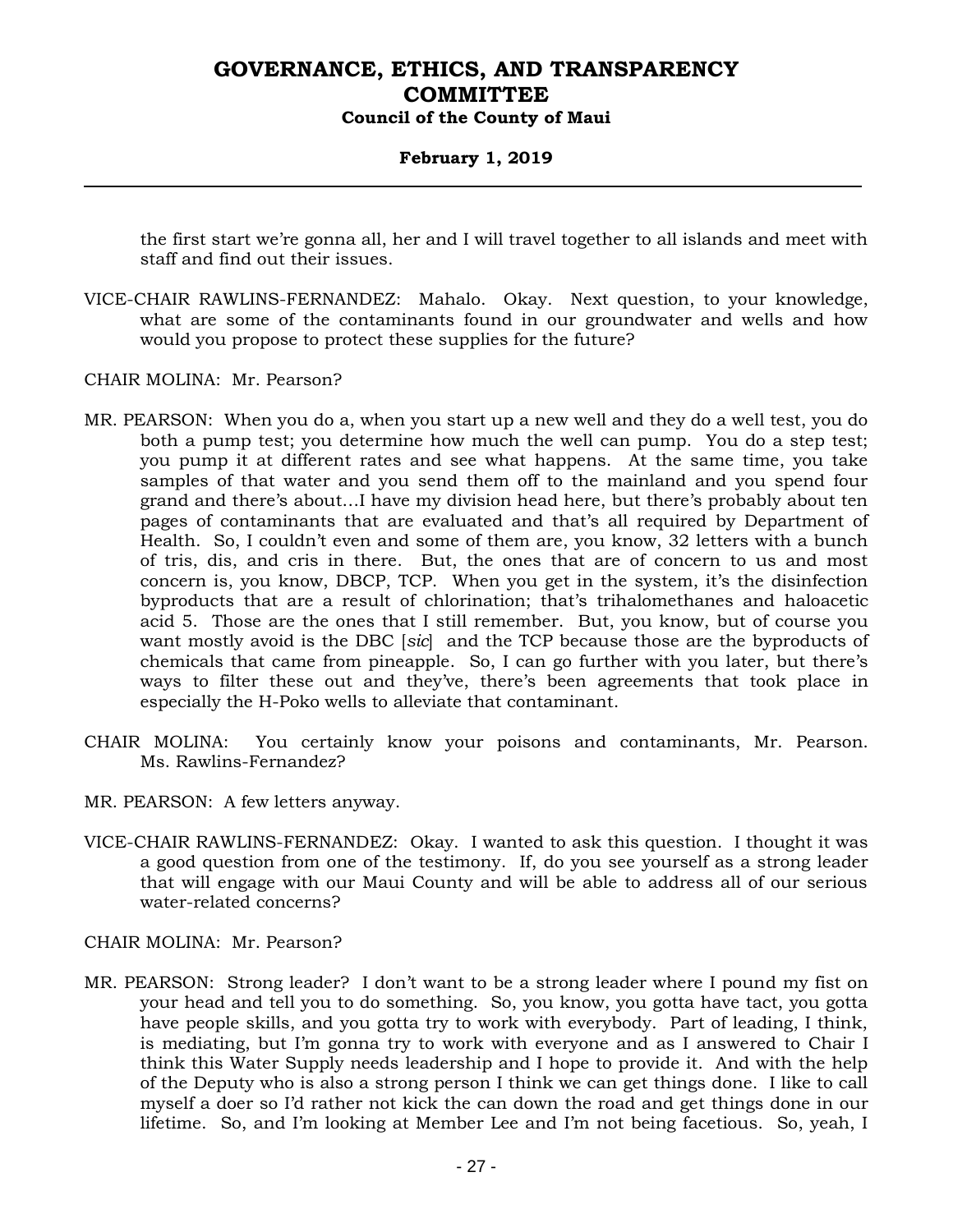the first start we're gonna all, her and I will travel together to all islands and meet with staff and find out their issues.

VICE-CHAIR RAWLINS-FERNANDEZ: Mahalo. Okay. Next question, to your knowledge, what are some of the contaminants found in our groundwater and wells and how would you propose to protect these supplies for the future?

CHAIR MOLINA: Mr. Pearson?

MR. PEARSON: When you do a, when you start up a new well and they do a well test, you do both a pump test; you determine how much the well can pump. You do a step test; you pump it at different rates and see what happens. At the same time, you take samples of that water and you send them off to the mainland and you spend four grand and there's about...I have my division head here, but there's probably about ten pages of contaminants that are evaluated and that's all required by Department of Health. So, I couldn't even and some of them are, you know, 32 letters with a bunch of tris, dis, and cris in there. But, the ones that are of concern to us and most concern is, you know, DBCP, TCP. When you get in the system, it's the disinfection byproducts that are a result of chlorination; that's trihalomethanes and haloacetic acid 5. Those are the ones that I still remember. But, you know, but of course you want mostly avoid is the DBC [*sic*] and the TCP because those are the byproducts of chemicals that came from pineapple. So, I can go further with you later, but there's ways to filter these out and they've, there's been agreements that took place in especially the H-Poko wells to alleviate that contaminant.

CHAIR MOLINA: You certainly know your poisons and contaminants, Mr. Pearson. Ms. Rawlins-Fernandez?

MR. PEARSON: A few letters anyway.

VICE-CHAIR RAWLINS-FERNANDEZ: Okay. I wanted to ask this question. I thought it was a good question from one of the testimony. If, do you see yourself as a strong leader that will engage with our Maui County and will be able to address all of our serious water-related concerns?

CHAIR MOLINA: Mr. Pearson?

MR. PEARSON: Strong leader? I don't want to be a strong leader where I pound my fist on your head and tell you to do something. So, you know, you gotta have tact, you gotta have people skills, and you gotta try to work with everybody. Part of leading, I think, is mediating, but I'm gonna try to work with everyone and as I answered to Chair I think this Water Supply needs leadership and I hope to provide it. And with the help of the Deputy who is also a strong person I think we can get things done. I like to call myself a doer so I'd rather not kick the can down the road and get things done in our lifetime. So, and I'm looking at Member Lee and I'm not being facetious. So, yeah, I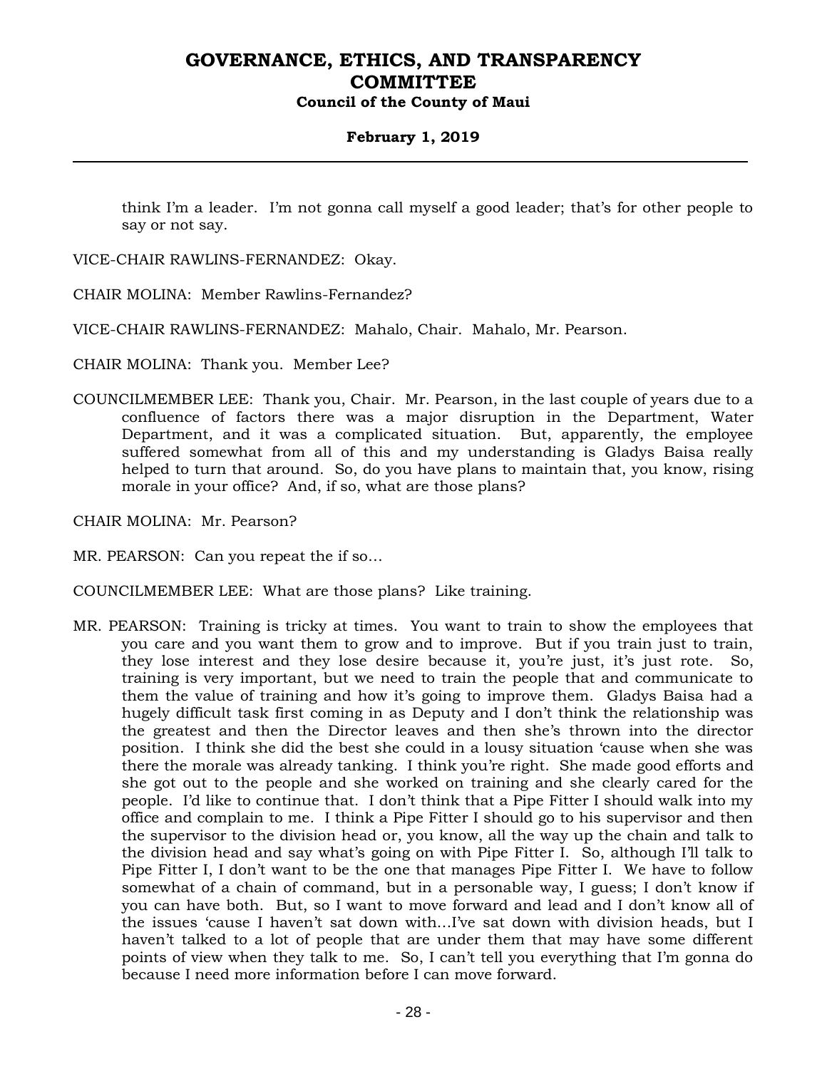think I'm a leader. I'm not gonna call myself a good leader; that's for other people to say or not say.

VICE-CHAIR RAWLINS-FERNANDEZ: Okay.

CHAIR MOLINA: Member Rawlins-Fernandez?

VICE-CHAIR RAWLINS-FERNANDEZ: Mahalo, Chair. Mahalo, Mr. Pearson.

CHAIR MOLINA: Thank you. Member Lee?

COUNCILMEMBER LEE: Thank you, Chair. Mr. Pearson, in the last couple of years due to a confluence of factors there was a major disruption in the Department, Water Department, and it was a complicated situation. But, apparently, the employee suffered somewhat from all of this and my understanding is Gladys Baisa really helped to turn that around. So, do you have plans to maintain that, you know, rising morale in your office? And, if so, what are those plans?

CHAIR MOLINA: Mr. Pearson?

MR. PEARSON: Can you repeat the if so...

COUNCILMEMBER LEE: What are those plans? Like training.

MR. PEARSON: Training is tricky at times. You want to train to show the employees that you care and you want them to grow and to improve. But if you train just to train, they lose interest and they lose desire because it, you're just, it's just rote. So, training is very important, but we need to train the people that and communicate to them the value of training and how it's going to improve them. Gladys Baisa had a hugely difficult task first coming in as Deputy and I don't think the relationship was the greatest and then the Director leaves and then she's thrown into the director position. I think she did the best she could in a lousy situation 'cause when she was there the morale was already tanking. I think you're right. She made good efforts and she got out to the people and she worked on training and she clearly cared for the people. I'd like to continue that. I don't think that a Pipe Fitter I should walk into my office and complain to me. I think a Pipe Fitter I should go to his supervisor and then the supervisor to the division head or, you know, all the way up the chain and talk to the division head and say what's going on with Pipe Fitter I. So, although I'll talk to Pipe Fitter I, I don't want to be the one that manages Pipe Fitter I. We have to follow somewhat of a chain of command, but in a personable way, I guess; I don't know if you can have both. But, so I want to move forward and lead and I don't know all of the issues 'cause I haven't sat down with...I've sat down with division heads, but I haven't talked to a lot of people that are under them that may have some different points of view when they talk to me. So, I can't tell you everything that I'm gonna do because I need more information before I can move forward.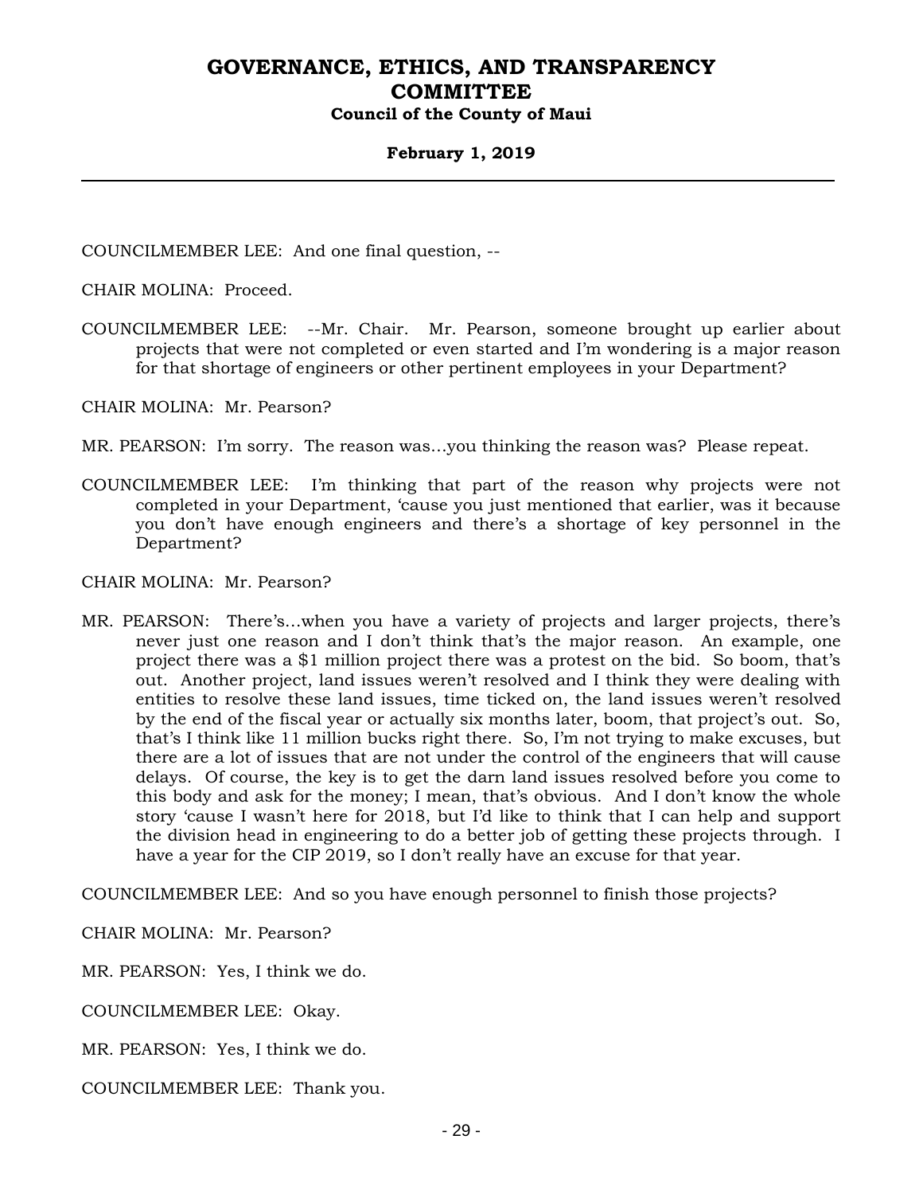COUNCILMEMBER LEE: And one final question, --

CHAIR MOLINA: Proceed.

COUNCILMEMBER LEE: --Mr. Chair. Mr. Pearson, someone brought up earlier about projects that were not completed or even started and I'm wondering is a major reason for that shortage of engineers or other pertinent employees in your Department?

CHAIR MOLINA: Mr. Pearson?

MR. PEARSON: I'm sorry. The reason was…you thinking the reason was? Please repeat.

COUNCILMEMBER LEE: I'm thinking that part of the reason why projects were not completed in your Department, 'cause you just mentioned that earlier, was it because you don't have enough engineers and there's a shortage of key personnel in the Department?

CHAIR MOLINA: Mr. Pearson?

MR. PEARSON: There's…when you have a variety of projects and larger projects, there's never just one reason and I don't think that's the major reason. An example, one project there was a $1 million project there was a protest on the bid. So boom, that's out. Another project, land issues weren't resolved and I think they were dealing with entities to resolve these land issues, time ticked on, the land issues weren't resolved by the end of the fiscal year or actually six months later, boom, that project's out. So, that's I think like 11 million bucks right there. So, I'm not trying to make excuses, but there are a lot of issues that are not under the control of the engineers that will cause delays. Of course, the key is to get the darn land issues resolved before you come to this body and ask for the money; I mean, that's obvious. And I don't know the whole story 'cause I wasn't here for 2018, but I'd like to think that I can help and support the division head in engineering to do a better job of getting these projects through. I have a year for the CIP 2019, so I don't really have an excuse for that year.

COUNCILMEMBER LEE: And so you have enough personnel to finish those projects?

CHAIR MOLINA: Mr. Pearson?

MR. PEARSON: Yes, I think we do.

COUNCILMEMBER LEE: Okay.

MR. PEARSON: Yes, I think we do.

COUNCILMEMBER LEE: Thank you.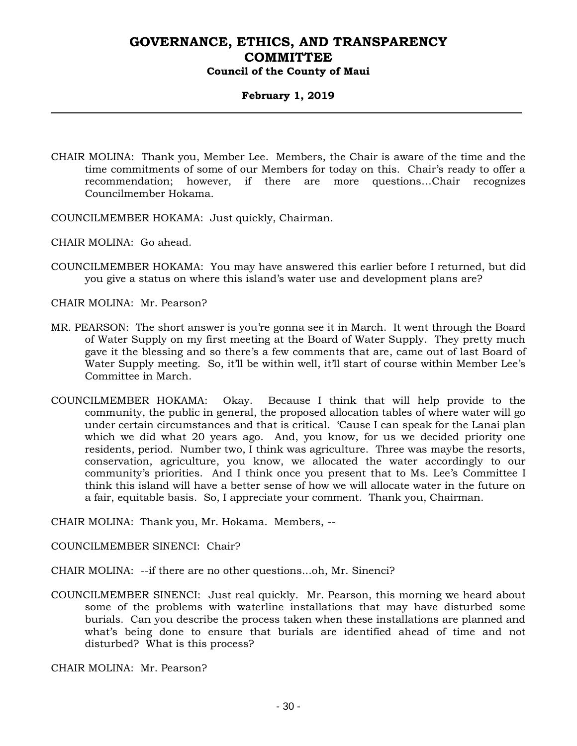CHAIR MOLINA: Thank you, Member Lee. Members, the Chair is aware of the time and the time commitments of some of our Members for today on this. Chair's ready to offer a recommendation; however, if there are more questions…Chair recognizes Councilmember Hokama.

COUNCILMEMBER HOKAMA: Just quickly, Chairman.

CHAIR MOLINA: Go ahead.

COUNCILMEMBER HOKAMA: You may have answered this earlier before I returned, but did you give a status on where this island's water use and development plans are?

CHAIR MOLINA: Mr. Pearson?

MR. PEARSON: The short answer is you're gonna see it in March. It went through the Board of Water Supply on my first meeting at the Board of Water Supply. They pretty much gave it the blessing and so there's a few comments that are, came out of last Board of Water Supply meeting. So, it'll be within well, it'll start of course within Member Lee's Committee in March.

COUNCILMEMBER HOKAMA: Okay. Because I think that will help provide to the community, the public in general, the proposed allocation tables of where water will go under certain circumstances and that is critical. 'Cause I can speak for the Lanai plan which we did what 20 years ago. And, you know, for us we decided priority one residents, period. Number two, I think was agriculture. Three was maybe the resorts, conservation, agriculture, you know, we allocated the water accordingly to our community's priorities. And I think once you present that to Ms. Lee's Committee I think this island will have a better sense of how we will allocate water in the future on a fair, equitable basis. So, I appreciate your comment. Thank you, Chairman.

CHAIR MOLINA: Thank you, Mr. Hokama. Members, --

COUNCILMEMBER SINENCI: Chair?

CHAIR MOLINA: --if there are no other questions...oh, Mr. Sinenci?

COUNCILMEMBER SINENCI: Just real quickly. Mr. Pearson, this morning we heard about some of the problems with waterline installations that may have disturbed some burials. Can you describe the process taken when these installations are planned and what's being done to ensure that burials are identified ahead of time and not disturbed? What is this process?

CHAIR MOLINA: Mr. Pearson?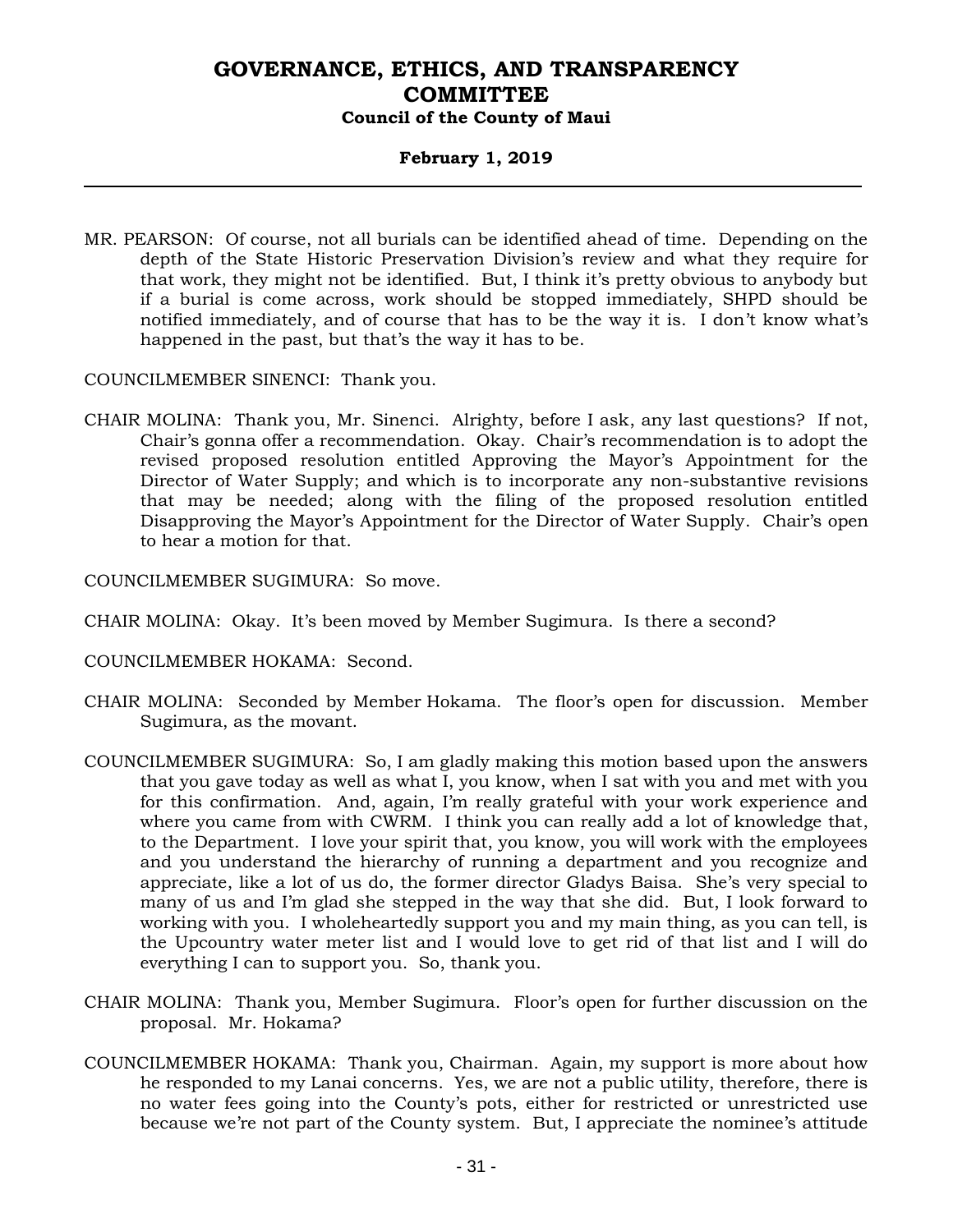MR. PEARSON: Of course, not all burials can be identified ahead of time. Depending on the depth of the State Historic Preservation Division's review and what they require for that work, they might not be identified. But, I think it's pretty obvious to anybody but if a burial is come across, work should be stopped immediately, SHPD should be notified immediately, and of course that has to be the way it is. I don't know what's happened in the past, but that's the way it has to be.

COUNCILMEMBER SINENCI: Thank you.

CHAIR MOLINA: Thank you, Mr. Sinenci. Alrighty, before I ask, any last questions? If not, Chair's gonna offer a recommendation. Okay. Chair's recommendation is to adopt the revised proposed resolution entitled Approving the Mayor's Appointment for the Director of Water Supply; and which is to incorporate any non-substantive revisions that may be needed; along with the filing of the proposed resolution entitled Disapproving the Mayor's Appointment for the Director of Water Supply. Chair's open to hear a motion for that.

COUNCILMEMBER SUGIMURA: So move.

CHAIR MOLINA: Okay. It's been moved by Member Sugimura. Is there a second?

COUNCILMEMBER HOKAMA: Second.

CHAIR MOLINA: Seconded by Member Hokama. The floor's open for discussion. Member Sugimura, as the movant.

COUNCILMEMBER SUGIMURA: So, I am gladly making this motion based upon the answers that you gave today as well as what I, you know, when I sat with you and met with you for this confirmation. And, again, I'm really grateful with your work experience and where you came from with CWRM. I think you can really add a lot of knowledge that, to the Department. I love your spirit that, you know, you will work with the employees and you understand the hierarchy of running a department and you recognize and appreciate, like a lot of us do, the former director Gladys Baisa. She's very special to many of us and I'm glad she stepped in the way that she did. But, I look forward to working with you. I wholeheartedly support you and my main thing, as you can tell, is the Upcountry water meter list and I would love to get rid of that list and I will do everything I can to support you. So, thank you.

CHAIR MOLINA: Thank you, Member Sugimura. Floor's open for further discussion on the proposal. Mr. Hokama?

COUNCILMEMBER HOKAMA: Thank you, Chairman. Again, my support is more about how he responded to my Lanai concerns. Yes, we are not a public utility, therefore, there is no water fees going into the County's pots, either for restricted or unrestricted use because we're not part of the County system. But, I appreciate the nominee's attitude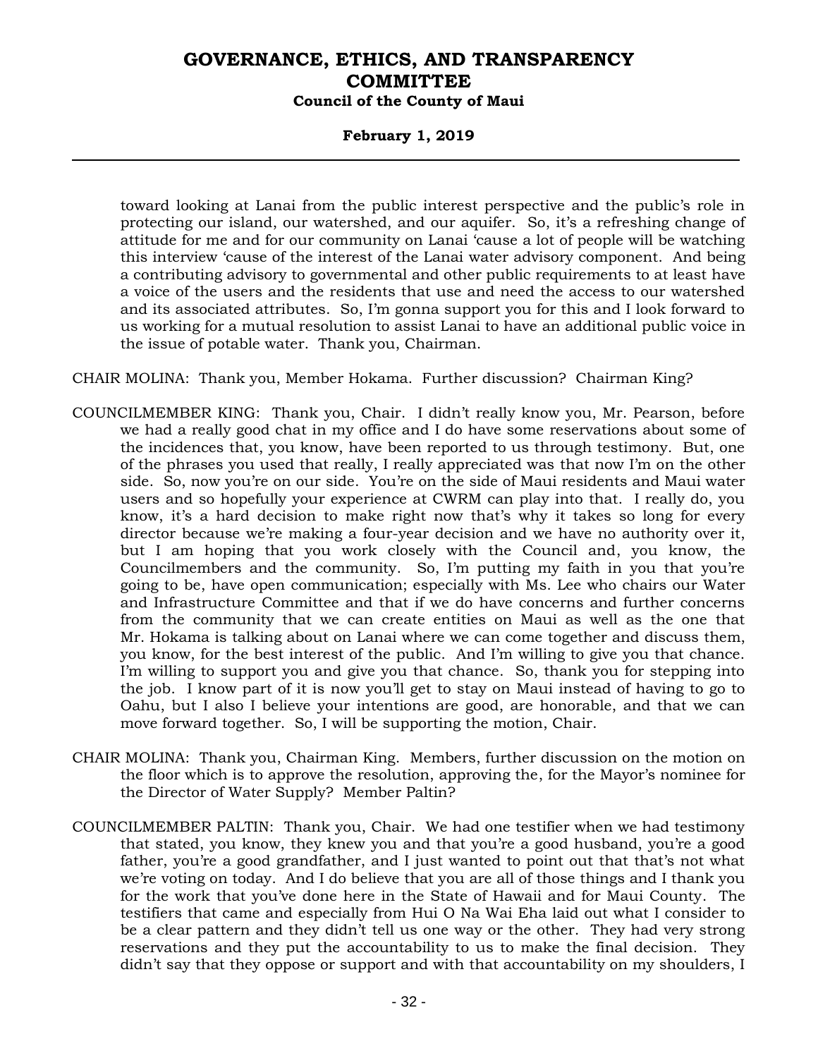toward looking at Lanai from the public interest perspective and the public's role in protecting our island, our watershed, and our aquifer. So, it's a refreshing change of attitude for me and for our community on Lanai 'cause a lot of people will be watching this interview 'cause of the interest of the Lanai water advisory component. And being a contributing advisory to governmental and other public requirements to at least have a voice of the users and the residents that use and need the access to our watershed and its associated attributes. So, I'm gonna support you for this and I look forward to us working for a mutual resolution to assist Lanai to have an additional public voice in the issue of potable water. Thank you, Chairman.

CHAIR MOLINA: Thank you, Member Hokama. Further discussion? Chairman King?

COUNCILMEMBER KING: Thank you, Chair. I didn't really know you, Mr. Pearson, before we had a really good chat in my office and I do have some reservations about some of the incidences that, you know, have been reported to us through testimony. But, one of the phrases you used that really, I really appreciated was that now I'm on the other side. So, now you're on our side. You're on the side of Maui residents and Maui water users and so hopefully your experience at CWRM can play into that. I really do, you know, it's a hard decision to make right now that's why it takes so long for every director because we're making a four-year decision and we have no authority over it, but I am hoping that you work closely with the Council and, you know, the Councilmembers and the community. So, I'm putting my faith in you that you're going to be, have open communication; especially with Ms. Lee who chairs our Water and Infrastructure Committee and that if we do have concerns and further concerns from the community that we can create entities on Maui as well as the one that Mr. Hokama is talking about on Lanai where we can come together and discuss them, you know, for the best interest of the public. And I'm willing to give you that chance. I'm willing to support you and give you that chance. So, thank you for stepping into the job. I know part of it is now you'll get to stay on Maui instead of having to go to Oahu, but I also I believe your intentions are good, are honorable, and that we can move forward together. So, I will be supporting the motion, Chair.

CHAIR MOLINA: Thank you, Chairman King. Members, further discussion on the motion on the floor which is to approve the resolution, approving the, for the Mayor's nominee for the Director of Water Supply? Member Paltin?

COUNCILMEMBER PALTIN: Thank you, Chair. We had one testifier when we had testimony that stated, you know, they knew you and that you're a good husband, you're a good father, you're a good grandfather, and I just wanted to point out that that's not what we're voting on today. And I do believe that you are all of those things and I thank you for the work that you've done here in the State of Hawaii and for Maui County. The testifiers that came and especially from Hui O Na Wai Eha laid out what I consider to be a clear pattern and they didn't tell us one way or the other. They had very strong reservations and they put the accountability to us to make the final decision. They didn't say that they oppose or support and with that accountability on my shoulders, I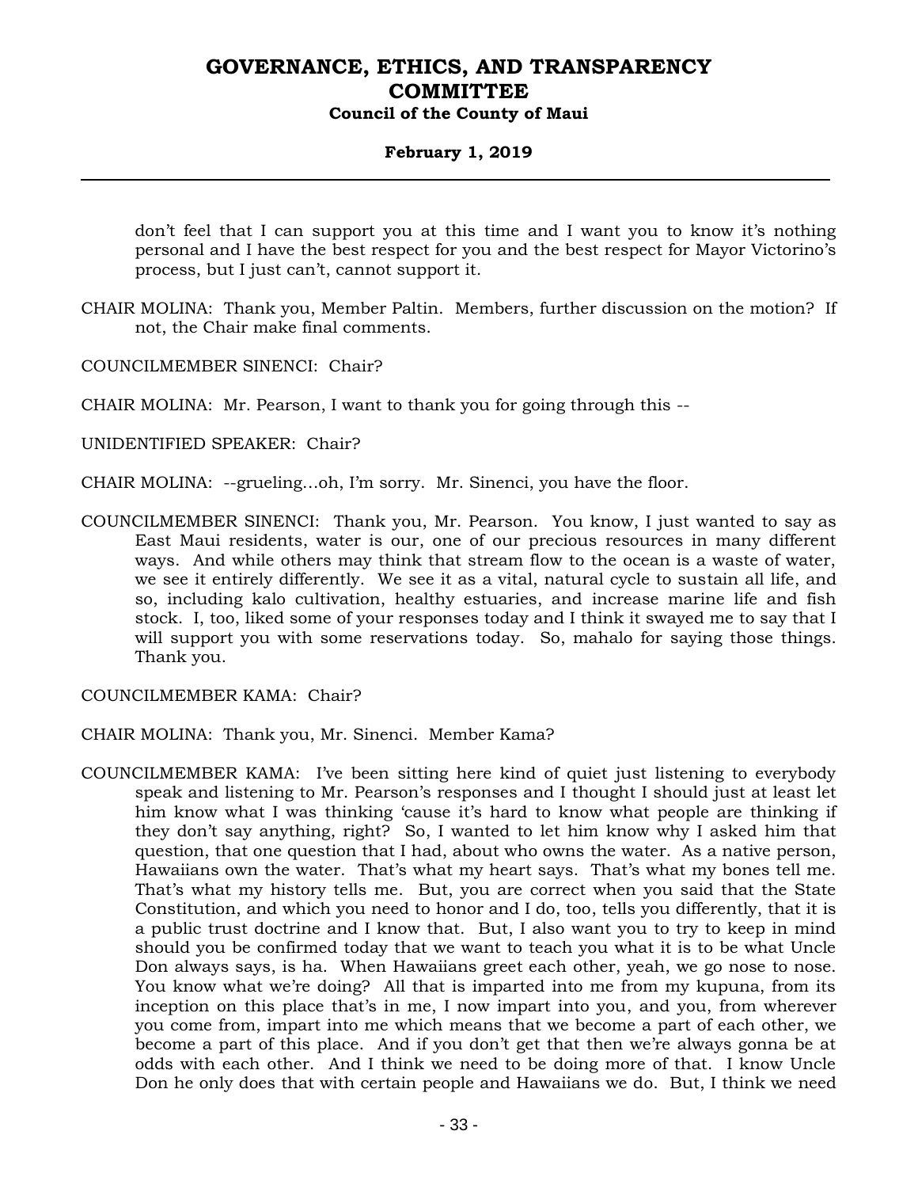don't feel that I can support you at this time and I want you to know it's nothing personal and I have the best respect for you and the best respect for Mayor Victorino's process, but I just can't, cannot support it.

CHAIR MOLINA: Thank you, Member Paltin. Members, further discussion on the motion? If not, the Chair make final comments.

COUNCILMEMBER SINENCI: Chair?

CHAIR MOLINA: Mr. Pearson, I want to thank you for going through this --

UNIDENTIFIED SPEAKER: Chair?

CHAIR MOLINA: --grueling...oh, I'm sorry. Mr. Sinenci, you have the floor.

COUNCILMEMBER SINENCI: Thank you, Mr. Pearson. You know, I just wanted to say as East Maui residents, water is our, one of our precious resources in many different ways. And while others may think that stream flow to the ocean is a waste of water, we see it entirely differently. We see it as a vital, natural cycle to sustain all life, and so, including kalo cultivation, healthy estuaries, and increase marine life and fish stock. I, too, liked some of your responses today and I think it swayed me to say that I will support you with some reservations today. So, mahalo for saying those things. Thank you.

COUNCILMEMBER KAMA: Chair?

CHAIR MOLINA: Thank you, Mr. Sinenci. Member Kama?

COUNCILMEMBER KAMA: I've been sitting here kind of quiet just listening to everybody speak and listening to Mr. Pearson's responses and I thought I should just at least let him know what I was thinking 'cause it's hard to know what people are thinking if they don't say anything, right? So, I wanted to let him know why I asked him that question, that one question that I had, about who owns the water. As a native person, Hawaiians own the water. That's what my heart says. That's what my bones tell me. That's what my history tells me. But, you are correct when you said that the State Constitution, and which you need to honor and I do, too, tells you differently, that it is a public trust doctrine and I know that. But, I also want you to try to keep in mind should you be confirmed today that we want to teach you what it is to be what Uncle Don always says, is ha. When Hawaiians greet each other, yeah, we go nose to nose. You know what we're doing? All that is imparted into me from my kupuna, from its inception on this place that's in me, I now impart into you, and you, from wherever you come from, impart into me which means that we become a part of each other, we become a part of this place. And if you don't get that then we're always gonna be at odds with each other. And I think we need to be doing more of that. I know Uncle Don he only does that with certain people and Hawaiians we do. But, I think we need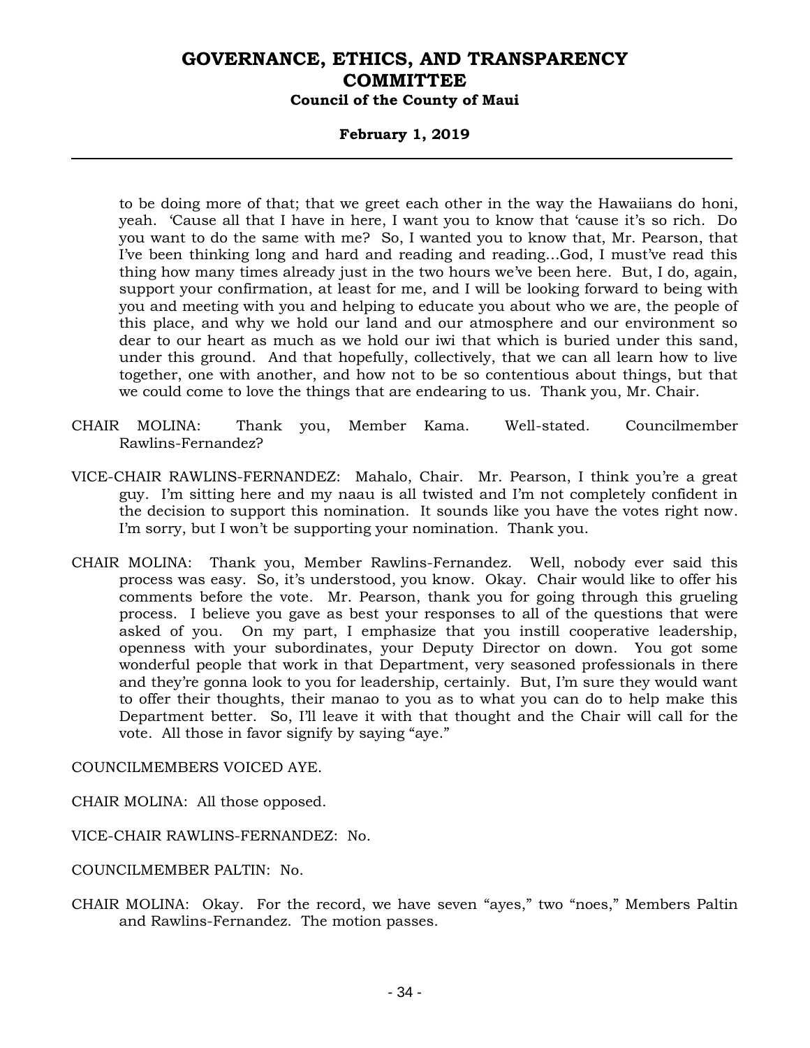to be doing more of that; that we greet each other in the way the Hawaiians do honi, yeah. 'Cause all that I have in here, I want you to know that 'cause it's so rich. Do you want to do the same with me? So, I wanted you to know that, Mr. Pearson, that I've been thinking long and hard and reading and reading...God, I must've read this thing how many times already just in the two hours we've been here. But, I do, again, support your confirmation, at least for me, and I will be looking forward to being with you and meeting with you and helping to educate you about who we are, the people of this place, and why we hold our land and our atmosphere and our environment so dear to our heart as much as we hold our iwi that which is buried under this sand, under this ground. And that hopefully, collectively, that we can all learn how to live together, one with another, and how not to be so contentious about things, but that we could come to love the things that are endearing to us. Thank you, Mr. Chair.

CHAIR MOLINA: Thank you, Member Kama. Well-stated. Councilmember Rawlins-Fernandez?

VICE-CHAIR RAWLINS-FERNANDEZ: Mahalo, Chair. Mr. Pearson, I think you're a great guy. I'm sitting here and my naau is all twisted and I'm not completely confident in the decision to support this nomination. It sounds like you have the votes right now. I'm sorry, but I won't be supporting your nomination. Thank you.

CHAIR MOLINA: Thank you, Member Rawlins-Fernandez. Well, nobody ever said this process was easy. So, it's understood, you know. Okay. Chair would like to offer his comments before the vote. Mr. Pearson, thank you for going through this grueling process. I believe you gave as best your responses to all of the questions that were asked of you. On my part, I emphasize that you instill cooperative leadership, openness with your subordinates, your Deputy Director on down. You got some wonderful people that work in that Department, very seasoned professionals in there and they're gonna look to you for leadership, certainly. But, I'm sure they would want to offer their thoughts, their manao to you as to what you can do to help make this Department better. So, I'll leave it with that thought and the Chair will call for the vote. All those in favor signify by saying "aye."

COUNCILMEMBERS VOICED AYE.

CHAIR MOLINA: All those opposed.

VICE-CHAIR RAWLINS-FERNANDEZ: No.

COUNCILMEMBER PALTIN: No.

CHAIR MOLINA: Okay. For the record, we have seven "ayes," two "noes," Members Paltin and Rawlins-Fernandez. The motion passes.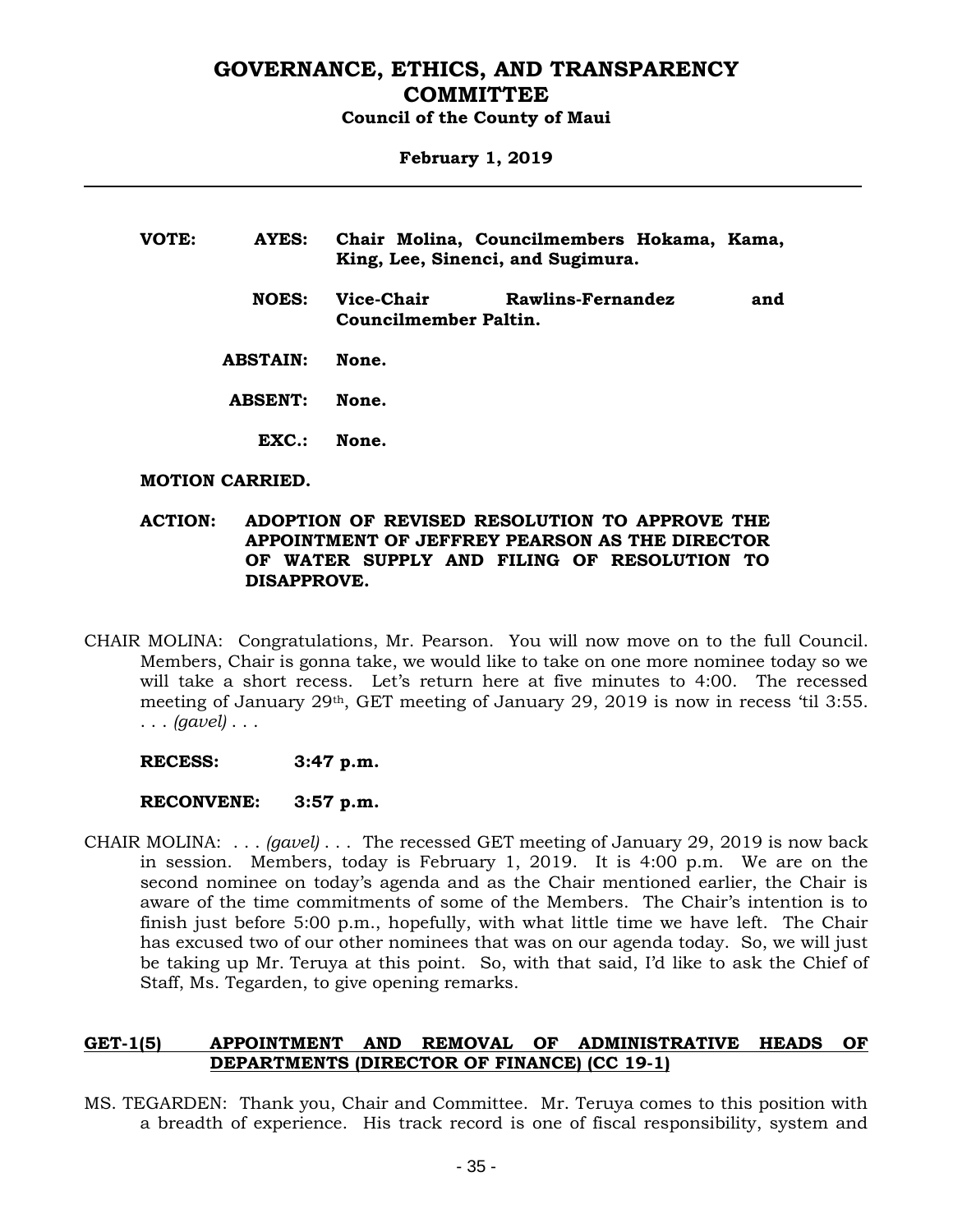**VOTE:**

| | | |
|---|---|---|
| **VOTE:** | **AYES:** | **Chair Molina, Councilmembers Hokama, Kama, King, Lee, Sinenci, and Sugimura.** |
| | **NOES:** | **Vice-Chair Rawlins-Fernandez and Councilmember Paltin.** |
| | **ABSTAIN:** | **None.** |
| | **ABSENT:** | **None.** |
| | **EXC.:** | **None.** |

**MOTION CARRIED.**

**ACTION: ADOPTION OF REVISED RESOLUTION TO APPROVE THE APPOINTMENT OF JEFFREY PEARSON AS THE DIRECTOR OF WATER SUPPLY AND FILING OF RESOLUTION TO DISAPPROVE.**

CHAIR MOLINA: Congratulations, Mr. Pearson. You will now move on to the full Council. Members, Chair is gonna take, we would like to take on one more nominee today so we will take a short recess. Let's return here at five minutes to 4:00. The recessed meeting of January 29th, GET meeting of January 29, 2019 is now in recess 'til 3:55. . . . *(gavel)* . . .

**RECESS: 3:47 p.m.**

**RECONVENE: 3:57 p.m.**

CHAIR MOLINA: . . . *(gavel)* . . . The recessed GET meeting of January 29, 2019 is now back in session. Members, today is February 1, 2019. It is 4:00 p.m. We are on the second nominee on today's agenda and as the Chair mentioned earlier, the Chair is aware of the time commitments of some of the Members. The Chair's intention is to finish just before 5:00 p.m., hopefully, with what little time we have left. The Chair has excused two of our other nominees that was on our agenda today. So, we will just be taking up Mr. Teruya at this point. So, with that said, I'd like to ask the Chief of Staff, Ms. Tegarden, to give opening remarks.

## GET-1(5) APPOINTMENT AND REMOVAL OF ADMINISTRATIVE HEADS OF DEPARTMENTS (DIRECTOR OF FINANCE) (CC 19-1)

MS. TEGARDEN: Thank you, Chair and Committee. Mr. Teruya comes to this position with a breadth of experience. His track record is one of fiscal responsibility, system and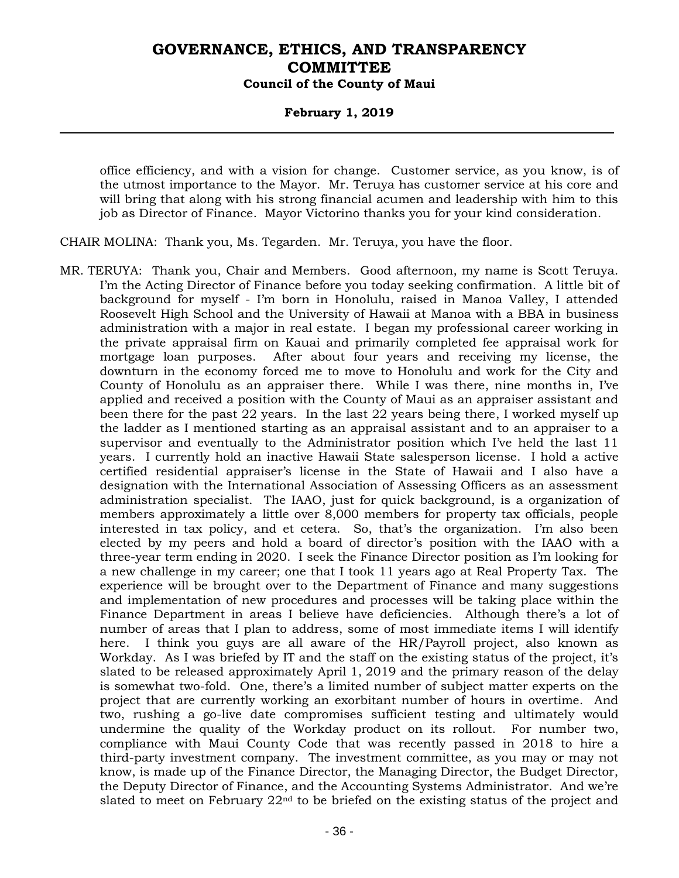office efficiency, and with a vision for change. Customer service, as you know, is of the utmost importance to the Mayor. Mr. Teruya has customer service at his core and will bring that along with his strong financial acumen and leadership with him to this job as Director of Finance. Mayor Victorino thanks you for your kind consideration.

CHAIR MOLINA: Thank you, Ms. Tegarden. Mr. Teruya, you have the floor.

MR. TERUYA: Thank you, Chair and Members. Good afternoon, my name is Scott Teruya. I'm the Acting Director of Finance before you today seeking confirmation. A little bit of background for myself - I'm born in Honolulu, raised in Manoa Valley, I attended Roosevelt High School and the University of Hawaii at Manoa with a BBA in business administration with a major in real estate. I began my professional career working in the private appraisal firm on Kauai and primarily completed fee appraisal work for mortgage loan purposes. After about four years and receiving my license, the downturn in the economy forced me to move to Honolulu and work for the City and County of Honolulu as an appraiser there. While I was there, nine months in, I've applied and received a position with the County of Maui as an appraiser assistant and been there for the past 22 years. In the last 22 years being there, I worked myself up the ladder as I mentioned starting as an appraisal assistant and to an appraiser to a supervisor and eventually to the Administrator position which I've held the last 11 years. I currently hold an inactive Hawaii State salesperson license. I hold a active certified residential appraiser's license in the State of Hawaii and I also have a designation with the International Association of Assessing Officers as an assessment administration specialist. The IAAO, just for quick background, is a organization of members approximately a little over 8,000 members for property tax officials, people interested in tax policy, and et cetera. So, that's the organization. I'm also been elected by my peers and hold a board of director's position with the IAAO with a three-year term ending in 2020. I seek the Finance Director position as I'm looking for a new challenge in my career; one that I took 11 years ago at Real Property Tax. The experience will be brought over to the Department of Finance and many suggestions and implementation of new procedures and processes will be taking place within the Finance Department in areas I believe have deficiencies. Although there's a lot of number of areas that I plan to address, some of most immediate items I will identify here. I think you guys are all aware of the HR/Payroll project, also known as Workday. As I was briefed by IT and the staff on the existing status of the project, it's slated to be released approximately April 1, 2019 and the primary reason of the delay is somewhat two-fold. One, there's a limited number of subject matter experts on the project that are currently working an exorbitant number of hours in overtime. And two, rushing a go-live date compromises sufficient testing and ultimately would undermine the quality of the Workday product on its rollout. For number two, compliance with Maui County Code that was recently passed in 2018 to hire a third-party investment company. The investment committee, as you may or may not know, is made up of the Finance Director, the Managing Director, the Budget Director, the Deputy Director of Finance, and the Accounting Systems Administrator. And we're slated to meet on February 22nd to be briefed on the existing status of the project and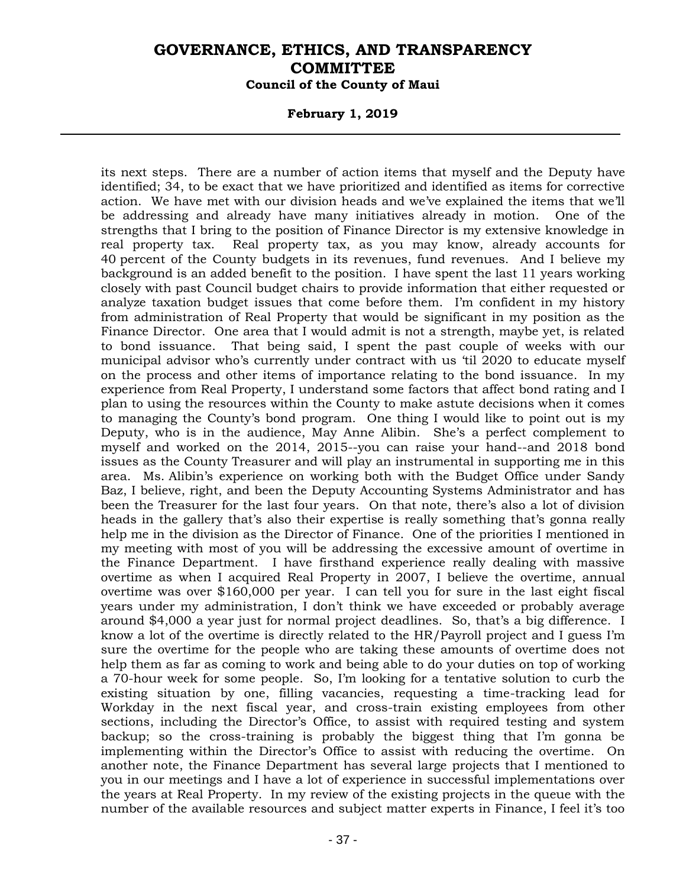its next steps. There are a number of action items that myself and the Deputy have identified; 34, to be exact that we have prioritized and identified as items for corrective action. We have met with our division heads and we've explained the items that we'll be addressing and already have many initiatives already in motion. One of the strengths that I bring to the position of Finance Director is my extensive knowledge in real property tax. Real property tax, as you may know, already accounts for 40 percent of the County budgets in its revenues, fund revenues. And I believe my background is an added benefit to the position. I have spent the last 11 years working closely with past Council budget chairs to provide information that either requested or analyze taxation budget issues that come before them. I'm confident in my history from administration of Real Property that would be significant in my position as the Finance Director. One area that I would admit is not a strength, maybe yet, is related to bond issuance. That being said, I spent the past couple of weeks with our municipal advisor who's currently under contract with us 'til 2020 to educate myself on the process and other items of importance relating to the bond issuance. In my experience from Real Property, I understand some factors that affect bond rating and I plan to using the resources within the County to make astute decisions when it comes to managing the County's bond program. One thing I would like to point out is my Deputy, who is in the audience, May Anne Alibin. She's a perfect complement to myself and worked on the 2014, 2015--you can raise your hand--and 2018 bond issues as the County Treasurer and will play an instrumental in supporting me in this area. Ms. Alibin's experience on working both with the Budget Office under Sandy Baz, I believe, right, and been the Deputy Accounting Systems Administrator and has been the Treasurer for the last four years. On that note, there's also a lot of division heads in the gallery that's also their expertise is really something that's gonna really help me in the division as the Director of Finance. One of the priorities I mentioned in my meeting with most of you will be addressing the excessive amount of overtime in the Finance Department. I have firsthand experience really dealing with massive overtime as when I acquired Real Property in 2007, I believe the overtime, annual overtime was over $160,000 per year. I can tell you for sure in the last eight fiscal years under my administration, I don't think we have exceeded or probably average around $4,000 a year just for normal project deadlines. So, that's a big difference. I know a lot of the overtime is directly related to the HR/Payroll project and I guess I'm sure the overtime for the people who are taking these amounts of overtime does not help them as far as coming to work and being able to do your duties on top of working a 70-hour week for some people. So, I'm looking for a tentative solution to curb the existing situation by one, filling vacancies, requesting a time-tracking lead for Workday in the next fiscal year, and cross-train existing employees from other sections, including the Director's Office, to assist with required testing and system backup; so the cross-training is probably the biggest thing that I'm gonna be implementing within the Director's Office to assist with reducing the overtime. On another note, the Finance Department has several large projects that I mentioned to you in our meetings and I have a lot of experience in successful implementations over the years at Real Property. In my review of the existing projects in the queue with the number of the available resources and subject matter experts in Finance, I feel it's too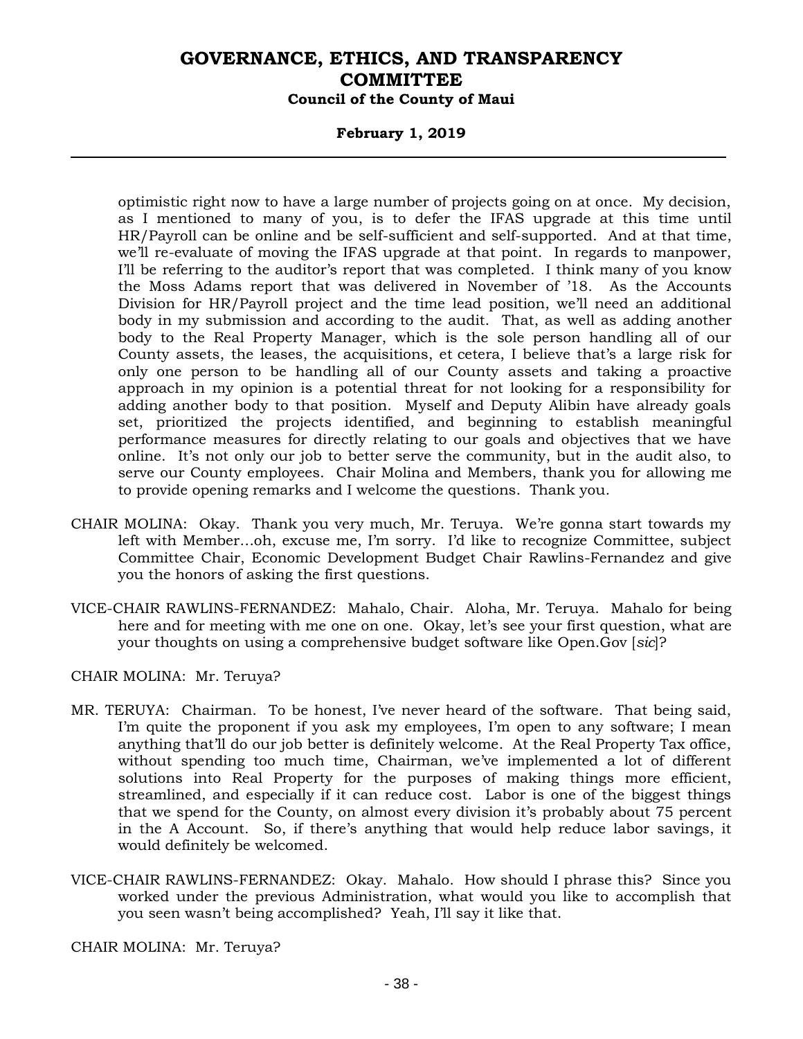optimistic right now to have a large number of projects going on at once. My decision, as I mentioned to many of you, is to defer the IFAS upgrade at this time until HR/Payroll can be online and be self-sufficient and self-supported. And at that time, we'll re-evaluate of moving the IFAS upgrade at that point. In regards to manpower, I'll be referring to the auditor's report that was completed. I think many of you know the Moss Adams report that was delivered in November of '18. As the Accounts Division for HR/Payroll project and the time lead position, we'll need an additional body in my submission and according to the audit. That, as well as adding another body to the Real Property Manager, which is the sole person handling all of our County assets, the leases, the acquisitions, et cetera, I believe that's a large risk for only one person to be handling all of our County assets and taking a proactive approach in my opinion is a potential threat for not looking for a responsibility for adding another body to that position. Myself and Deputy Alibin have already goals set, prioritized the projects identified, and beginning to establish meaningful performance measures for directly relating to our goals and objectives that we have online. It's not only our job to better serve the community, but in the audit also, to serve our County employees. Chair Molina and Members, thank you for allowing me to provide opening remarks and I welcome the questions. Thank you.

CHAIR MOLINA: Okay. Thank you very much, Mr. Teruya. We're gonna start towards my left with Member…oh, excuse me, I'm sorry. I'd like to recognize Committee, subject Committee Chair, Economic Development Budget Chair Rawlins-Fernandez and give you the honors of asking the first questions.

VICE-CHAIR RAWLINS-FERNANDEZ: Mahalo, Chair. Aloha, Mr. Teruya. Mahalo for being here and for meeting with me one on one. Okay, let's see your first question, what are your thoughts on using a comprehensive budget software like Open.Gov [*sic*]?

CHAIR MOLINA: Mr. Teruya?

MR. TERUYA: Chairman. To be honest, I've never heard of the software. That being said, I'm quite the proponent if you ask my employees, I'm open to any software; I mean anything that'll do our job better is definitely welcome. At the Real Property Tax office, without spending too much time, Chairman, we've implemented a lot of different solutions into Real Property for the purposes of making things more efficient, streamlined, and especially if it can reduce cost. Labor is one of the biggest things that we spend for the County, on almost every division it's probably about 75 percent in the A Account. So, if there's anything that would help reduce labor savings, it would definitely be welcomed.

VICE-CHAIR RAWLINS-FERNANDEZ: Okay. Mahalo. How should I phrase this? Since you worked under the previous Administration, what would you like to accomplish that you seen wasn't being accomplished? Yeah, I'll say it like that.

CHAIR MOLINA: Mr. Teruya?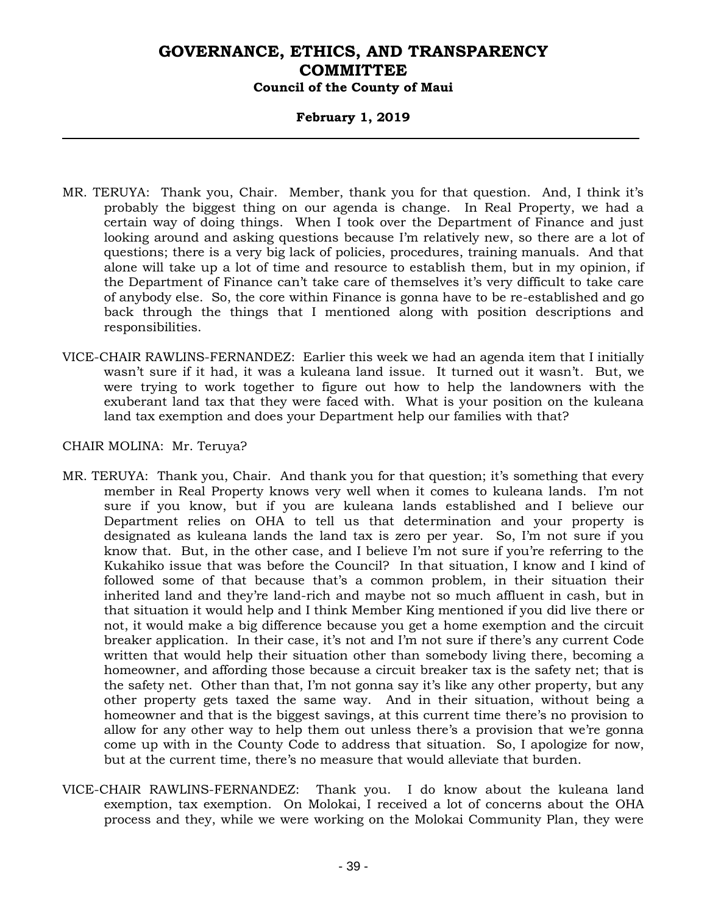MR. TERUYA: Thank you, Chair. Member, thank you for that question. And, I think it's probably the biggest thing on our agenda is change. In Real Property, we had a certain way of doing things. When I took over the Department of Finance and just looking around and asking questions because I'm relatively new, so there are a lot of questions; there is a very big lack of policies, procedures, training manuals. And that alone will take up a lot of time and resource to establish them, but in my opinion, if the Department of Finance can't take care of themselves it's very difficult to take care of anybody else. So, the core within Finance is gonna have to be re-established and go back through the things that I mentioned along with position descriptions and responsibilities.

VICE-CHAIR RAWLINS-FERNANDEZ: Earlier this week we had an agenda item that I initially wasn't sure if it had, it was a kuleana land issue. It turned out it wasn't. But, we were trying to work together to figure out how to help the landowners with the exuberant land tax that they were faced with. What is your position on the kuleana land tax exemption and does your Department help our families with that?

CHAIR MOLINA: Mr. Teruya?

MR. TERUYA: Thank you, Chair. And thank you for that question; it's something that every member in Real Property knows very well when it comes to kuleana lands. I'm not sure if you know, but if you are kuleana lands established and I believe our Department relies on OHA to tell us that determination and your property is designated as kuleana lands the land tax is zero per year. So, I'm not sure if you know that. But, in the other case, and I believe I'm not sure if you're referring to the Kukahiko issue that was before the Council? In that situation, I know and I kind of followed some of that because that's a common problem, in their situation their inherited land and they're land-rich and maybe not so much affluent in cash, but in that situation it would help and I think Member King mentioned if you did live there or not, it would make a big difference because you get a home exemption and the circuit breaker application. In their case, it's not and I'm not sure if there's any current Code written that would help their situation other than somebody living there, becoming a homeowner, and affording those because a circuit breaker tax is the safety net; that is the safety net. Other than that, I'm not gonna say it's like any other property, but any other property gets taxed the same way. And in their situation, without being a homeowner and that is the biggest savings, at this current time there's no provision to allow for any other way to help them out unless there's a provision that we're gonna come up with in the County Code to address that situation. So, I apologize for now, but at the current time, there's no measure that would alleviate that burden.

VICE-CHAIR RAWLINS-FERNANDEZ: Thank you. I do know about the kuleana land exemption, tax exemption. On Molokai, I received a lot of concerns about the OHA process and they, while we were working on the Molokai Community Plan, they were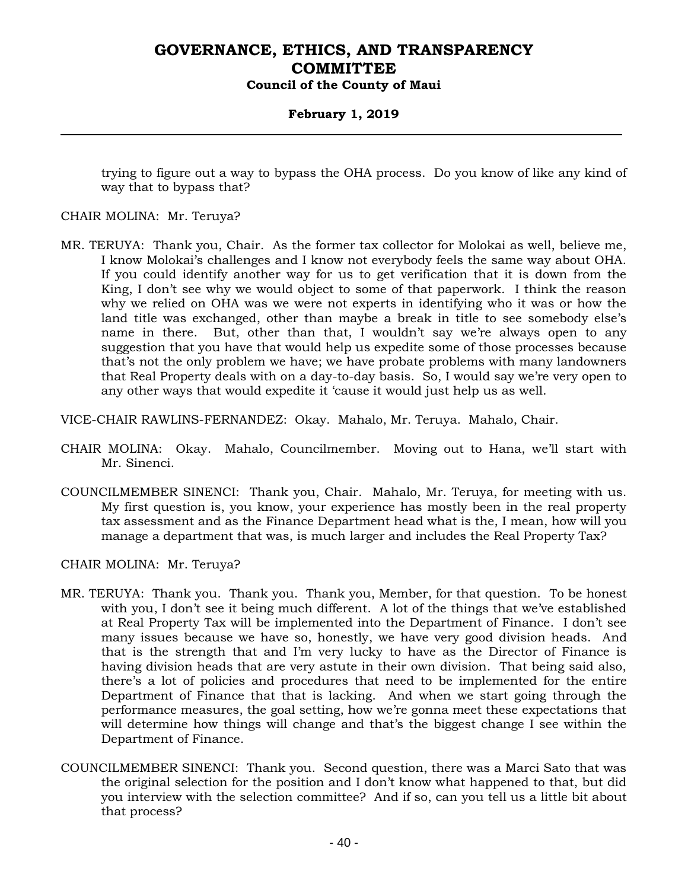trying to figure out a way to bypass the OHA process. Do you know of like any kind of way that to bypass that?

CHAIR MOLINA: Mr. Teruya?

MR. TERUYA: Thank you, Chair. As the former tax collector for Molokai as well, believe me, I know Molokai's challenges and I know not everybody feels the same way about OHA. If you could identify another way for us to get verification that it is down from the King, I don't see why we would object to some of that paperwork. I think the reason why we relied on OHA was we were not experts in identifying who it was or how the land title was exchanged, other than maybe a break in title to see somebody else's name in there. But, other than that, I wouldn't say we're always open to any suggestion that you have that would help us expedite some of those processes because that's not the only problem we have; we have probate problems with many landowners that Real Property deals with on a day-to-day basis. So, I would say we're very open to any other ways that would expedite it 'cause it would just help us as well.

VICE-CHAIR RAWLINS-FERNANDEZ: Okay. Mahalo, Mr. Teruya. Mahalo, Chair.

CHAIR MOLINA: Okay. Mahalo, Councilmember. Moving out to Hana, we'll start with Mr. Sinenci.

COUNCILMEMBER SINENCI: Thank you, Chair. Mahalo, Mr. Teruya, for meeting with us. My first question is, you know, your experience has mostly been in the real property tax assessment and as the Finance Department head what is the, I mean, how will you manage a department that was, is much larger and includes the Real Property Tax?

CHAIR MOLINA: Mr. Teruya?

MR. TERUYA: Thank you. Thank you. Thank you, Member, for that question. To be honest with you, I don't see it being much different. A lot of the things that we've established at Real Property Tax will be implemented into the Department of Finance. I don't see many issues because we have so, honestly, we have very good division heads. And that is the strength that and I'm very lucky to have as the Director of Finance is having division heads that are very astute in their own division. That being said also, there's a lot of policies and procedures that need to be implemented for the entire Department of Finance that that is lacking. And when we start going through the performance measures, the goal setting, how we're gonna meet these expectations that will determine how things will change and that's the biggest change I see within the Department of Finance.

COUNCILMEMBER SINENCI: Thank you. Second question, there was a Marci Sato that was the original selection for the position and I don't know what happened to that, but did you interview with the selection committee? And if so, can you tell us a little bit about that process?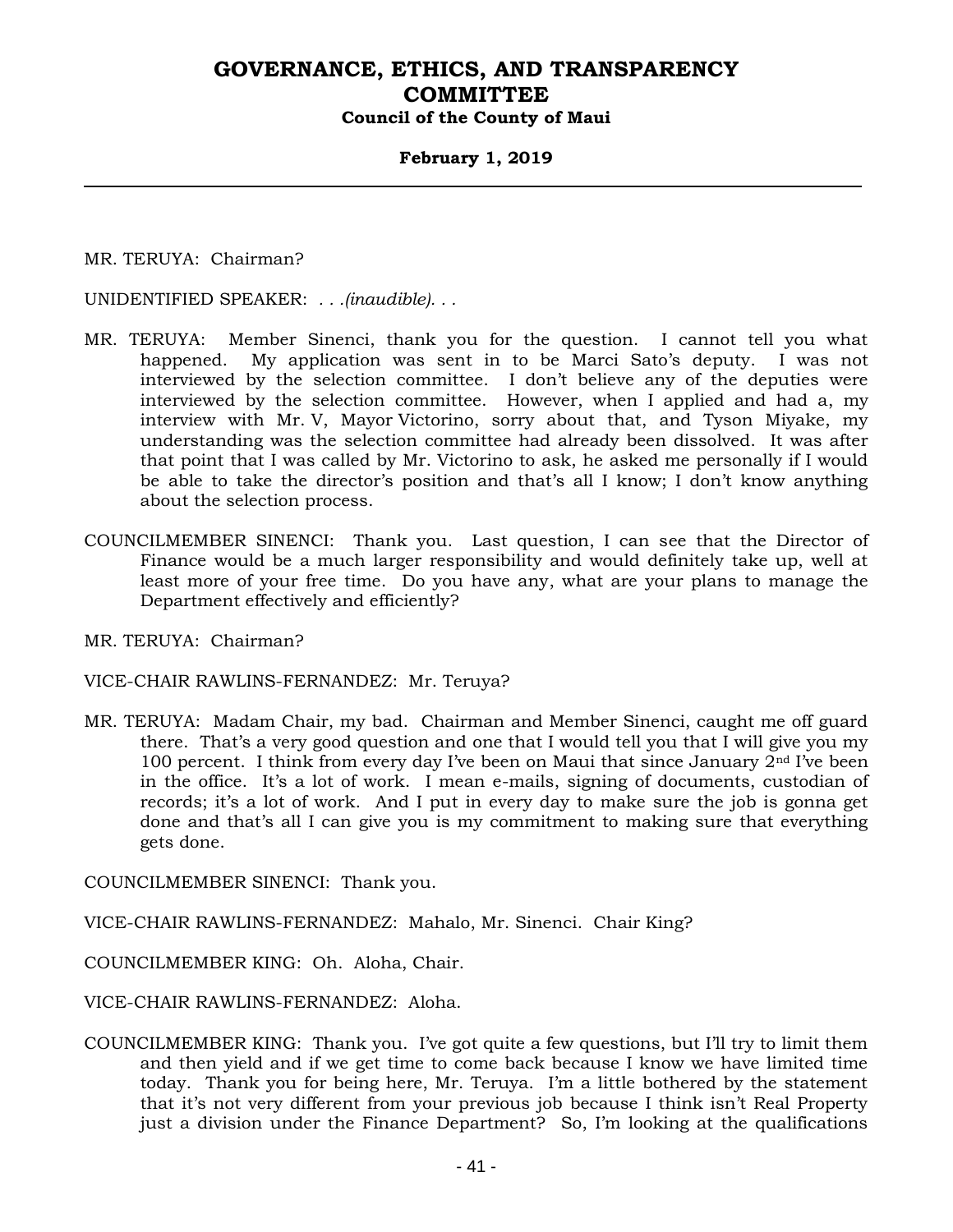MR. TERUYA: Chairman?

UNIDENTIFIED SPEAKER: *. . .(inaudible). . .*

MR. TERUYA: Member Sinenci, thank you for the question. I cannot tell you what happened. My application was sent in to be Marci Sato's deputy. I was not interviewed by the selection committee. I don't believe any of the deputies were interviewed by the selection committee. However, when I applied and had a, my interview with Mr. V, Mayor Victorino, sorry about that, and Tyson Miyake, my understanding was the selection committee had already been dissolved. It was after that point that I was called by Mr. Victorino to ask, he asked me personally if I would be able to take the director's position and that's all I know; I don't know anything about the selection process.

COUNCILMEMBER SINENCI: Thank you. Last question, I can see that the Director of Finance would be a much larger responsibility and would definitely take up, well at least more of your free time. Do you have any, what are your plans to manage the Department effectively and efficiently?

MR. TERUYA: Chairman?

VICE-CHAIR RAWLINS-FERNANDEZ: Mr. Teruya?

MR. TERUYA: Madam Chair, my bad. Chairman and Member Sinenci, caught me off guard there. That's a very good question and one that I would tell you that I will give you my 100 percent. I think from every day I've been on Maui that since January 2nd I've been in the office. It's a lot of work. I mean e-mails, signing of documents, custodian of records; it's a lot of work. And I put in every day to make sure the job is gonna get done and that's all I can give you is my commitment to making sure that everything gets done.

COUNCILMEMBER SINENCI: Thank you.

VICE-CHAIR RAWLINS-FERNANDEZ: Mahalo, Mr. Sinenci. Chair King?

COUNCILMEMBER KING: Oh. Aloha, Chair.

VICE-CHAIR RAWLINS-FERNANDEZ: Aloha.

COUNCILMEMBER KING: Thank you. I've got quite a few questions, but I'll try to limit them and then yield and if we get time to come back because I know we have limited time today. Thank you for being here, Mr. Teruya. I'm a little bothered by the statement that it's not very different from your previous job because I think isn't Real Property just a division under the Finance Department? So, I'm looking at the qualifications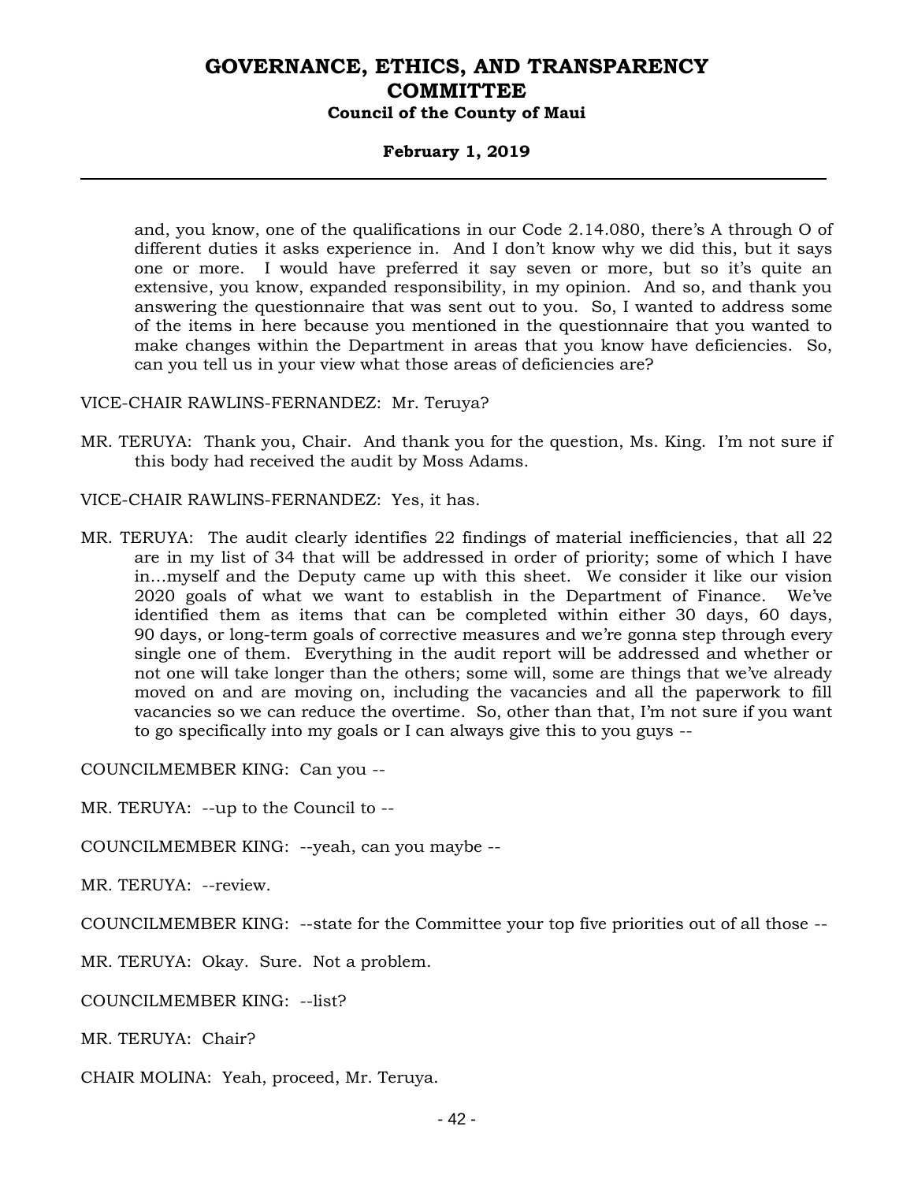and, you know, one of the qualifications in our Code 2.14.080, there's A through O of different duties it asks experience in. And I don't know why we did this, but it says one or more. I would have preferred it say seven or more, but so it's quite an extensive, you know, expanded responsibility, in my opinion. And so, and thank you answering the questionnaire that was sent out to you. So, I wanted to address some of the items in here because you mentioned in the questionnaire that you wanted to make changes within the Department in areas that you know have deficiencies. So, can you tell us in your view what those areas of deficiencies are?

VICE-CHAIR RAWLINS-FERNANDEZ: Mr. Teruya?

MR. TERUYA: Thank you, Chair. And thank you for the question, Ms. King. I'm not sure if this body had received the audit by Moss Adams.

VICE-CHAIR RAWLINS-FERNANDEZ: Yes, it has.

MR. TERUYA: The audit clearly identifies 22 findings of material inefficiencies, that all 22 are in my list of 34 that will be addressed in order of priority; some of which I have in...myself and the Deputy came up with this sheet. We consider it like our vision 2020 goals of what we want to establish in the Department of Finance. We've identified them as items that can be completed within either 30 days, 60 days, 90 days, or long-term goals of corrective measures and we're gonna step through every single one of them. Everything in the audit report will be addressed and whether or not one will take longer than the others; some will, some are things that we've already moved on and are moving on, including the vacancies and all the paperwork to fill vacancies so we can reduce the overtime. So, other than that, I'm not sure if you want to go specifically into my goals or I can always give this to you guys --

COUNCILMEMBER KING: Can you --

MR. TERUYA: --up to the Council to --

COUNCILMEMBER KING: --yeah, can you maybe --

MR. TERUYA: --review.

COUNCILMEMBER KING: --state for the Committee your top five priorities out of all those --

MR. TERUYA: Okay. Sure. Not a problem.

COUNCILMEMBER KING: --list?

MR. TERUYA: Chair?

CHAIR MOLINA: Yeah, proceed, Mr. Teruya.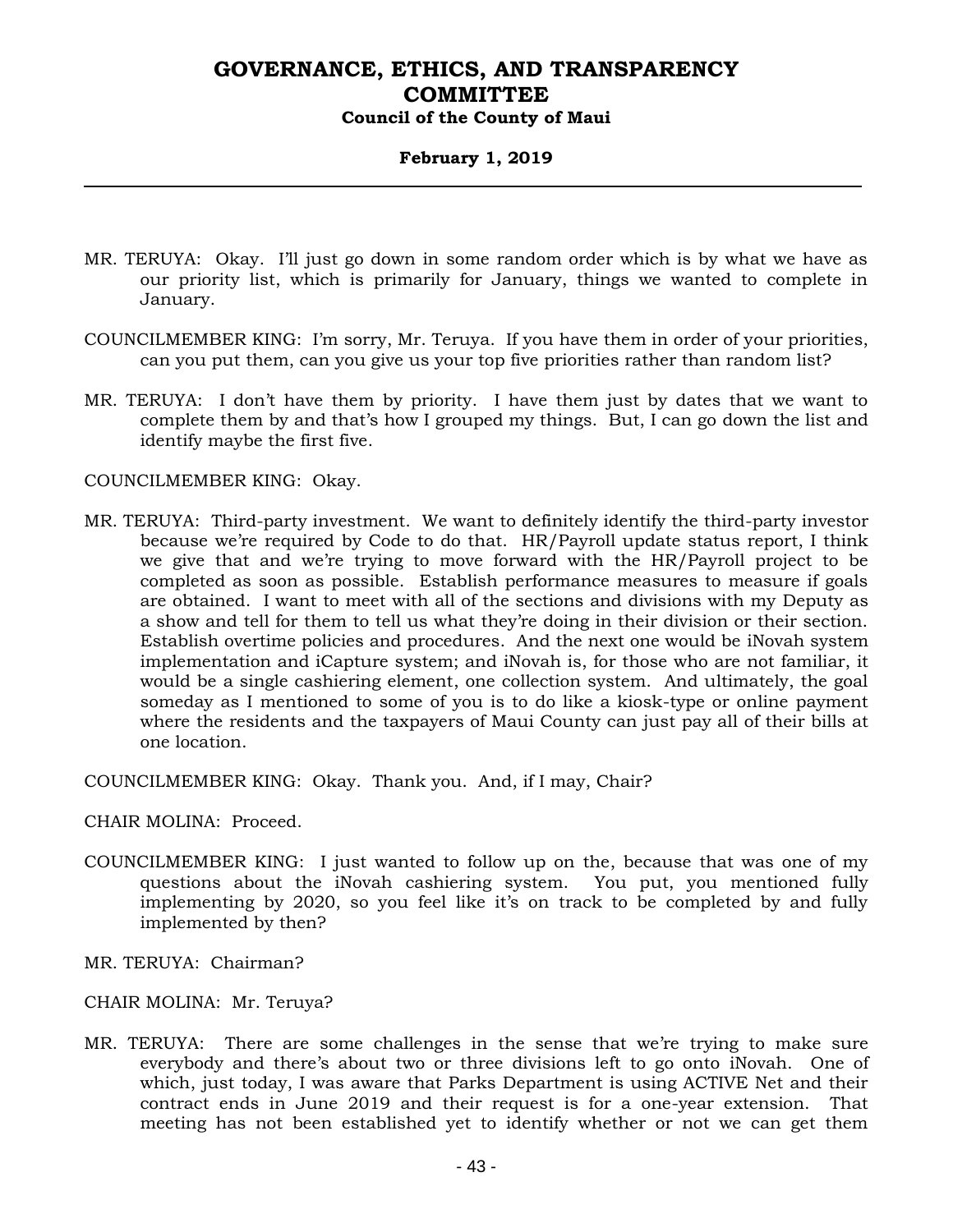MR. TERUYA: Okay. I'll just go down in some random order which is by what we have as our priority list, which is primarily for January, things we wanted to complete in January.

COUNCILMEMBER KING: I'm sorry, Mr. Teruya. If you have them in order of your priorities, can you put them, can you give us your top five priorities rather than random list?

MR. TERUYA: I don't have them by priority. I have them just by dates that we want to complete them by and that's how I grouped my things. But, I can go down the list and identify maybe the first five.

COUNCILMEMBER KING: Okay.

MR. TERUYA: Third-party investment. We want to definitely identify the third-party investor because we're required by Code to do that. HR/Payroll update status report, I think we give that and we're trying to move forward with the HR/Payroll project to be completed as soon as possible. Establish performance measures to measure if goals are obtained. I want to meet with all of the sections and divisions with my Deputy as a show and tell for them to tell us what they're doing in their division or their section. Establish overtime policies and procedures. And the next one would be iNovah system implementation and iCapture system; and iNovah is, for those who are not familiar, it would be a single cashiering element, one collection system. And ultimately, the goal someday as I mentioned to some of you is to do like a kiosk-type or online payment where the residents and the taxpayers of Maui County can just pay all of their bills at one location.

COUNCILMEMBER KING: Okay. Thank you. And, if I may, Chair?

CHAIR MOLINA: Proceed.

COUNCILMEMBER KING: I just wanted to follow up on the, because that was one of my questions about the iNovah cashiering system. You put, you mentioned fully implementing by 2020, so you feel like it's on track to be completed by and fully implemented by then?

MR. TERUYA: Chairman?

CHAIR MOLINA: Mr. Teruya?

MR. TERUYA: There are some challenges in the sense that we're trying to make sure everybody and there's about two or three divisions left to go onto iNovah. One of which, just today, I was aware that Parks Department is using ACTIVE Net and their contract ends in June 2019 and their request is for a one-year extension. That meeting has not been established yet to identify whether or not we can get them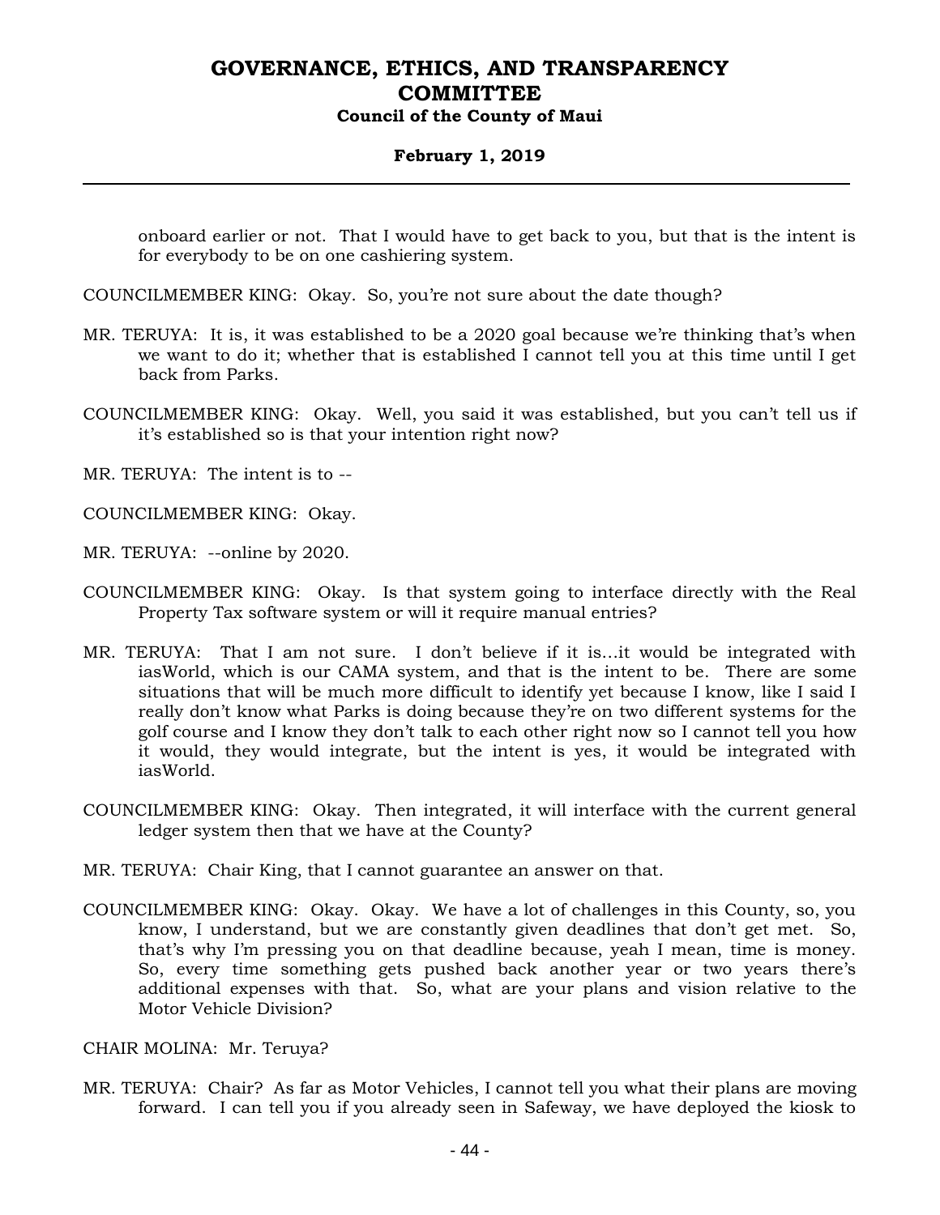onboard earlier or not. That I would have to get back to you, but that is the intent is for everybody to be on one cashiering system.

COUNCILMEMBER KING: Okay. So, you're not sure about the date though?

MR. TERUYA: It is, it was established to be a 2020 goal because we're thinking that's when we want to do it; whether that is established I cannot tell you at this time until I get back from Parks.

COUNCILMEMBER KING: Okay. Well, you said it was established, but you can't tell us if it's established so is that your intention right now?

MR. TERUYA: The intent is to --

COUNCILMEMBER KING: Okay.

MR. TERUYA: --online by 2020.

COUNCILMEMBER KING: Okay. Is that system going to interface directly with the Real Property Tax software system or will it require manual entries?

MR. TERUYA: That I am not sure. I don't believe if it is...it would be integrated with iasWorld, which is our CAMA system, and that is the intent to be. There are some situations that will be much more difficult to identify yet because I know, like I said I really don't know what Parks is doing because they're on two different systems for the golf course and I know they don't talk to each other right now so I cannot tell you how it would, they would integrate, but the intent is yes, it would be integrated with iasWorld.

COUNCILMEMBER KING: Okay. Then integrated, it will interface with the current general ledger system then that we have at the County?

MR. TERUYA: Chair King, that I cannot guarantee an answer on that.

COUNCILMEMBER KING: Okay. Okay. We have a lot of challenges in this County, so, you know, I understand, but we are constantly given deadlines that don't get met. So, that's why I'm pressing you on that deadline because, yeah I mean, time is money. So, every time something gets pushed back another year or two years there's additional expenses with that. So, what are your plans and vision relative to the Motor Vehicle Division?

CHAIR MOLINA: Mr. Teruya?

MR. TERUYA: Chair? As far as Motor Vehicles, I cannot tell you what their plans are moving forward. I can tell you if you already seen in Safeway, we have deployed the kiosk to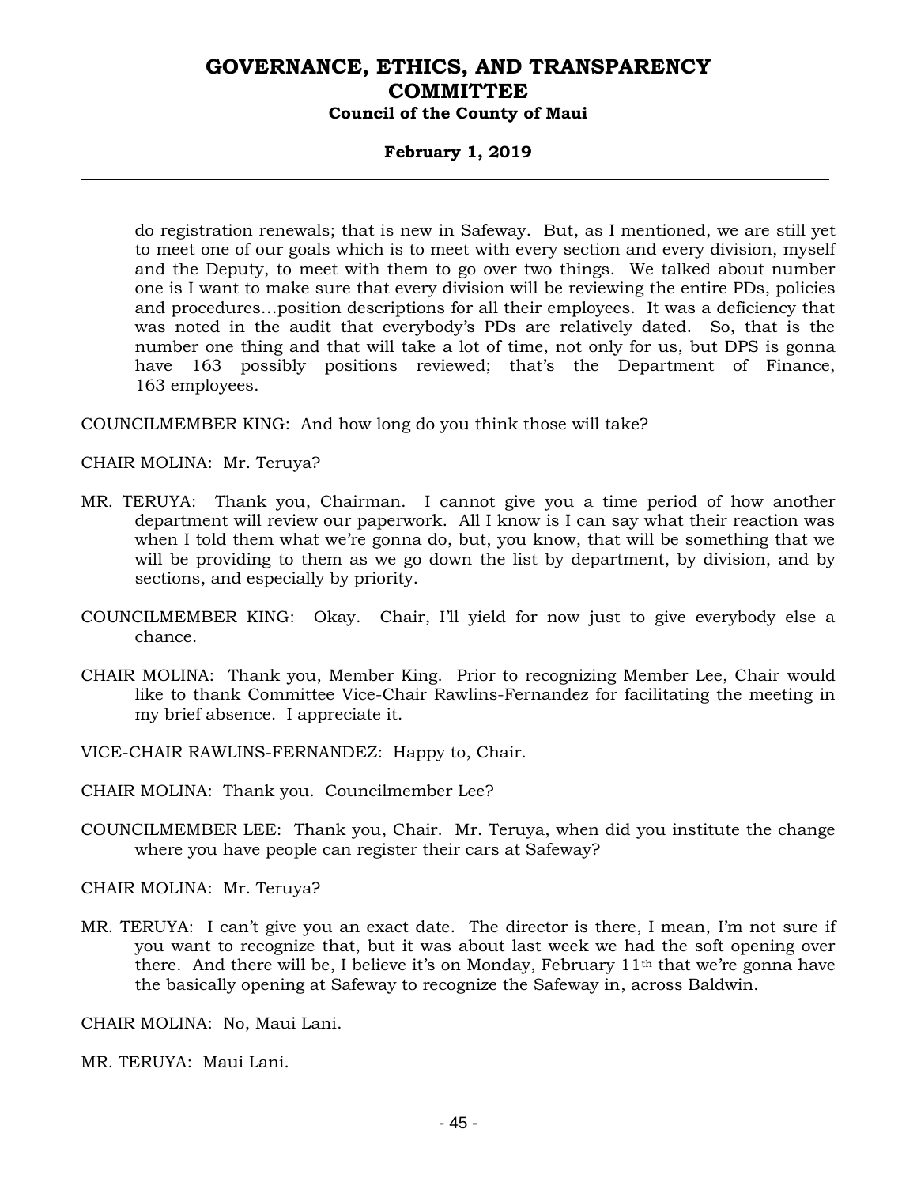do registration renewals; that is new in Safeway. But, as I mentioned, we are still yet to meet one of our goals which is to meet with every section and every division, myself and the Deputy, to meet with them to go over two things. We talked about number one is I want to make sure that every division will be reviewing the entire PDs, policies and procedures…position descriptions for all their employees. It was a deficiency that was noted in the audit that everybody's PDs are relatively dated. So, that is the number one thing and that will take a lot of time, not only for us, but DPS is gonna have 163 possibly positions reviewed; that's the Department of Finance, 163 employees.

COUNCILMEMBER KING: And how long do you think those will take?

CHAIR MOLINA: Mr. Teruya?

MR. TERUYA: Thank you, Chairman. I cannot give you a time period of how another department will review our paperwork. All I know is I can say what their reaction was when I told them what we're gonna do, but, you know, that will be something that we will be providing to them as we go down the list by department, by division, and by sections, and especially by priority.

COUNCILMEMBER KING: Okay. Chair, I'll yield for now just to give everybody else a chance.

CHAIR MOLINA: Thank you, Member King. Prior to recognizing Member Lee, Chair would like to thank Committee Vice-Chair Rawlins-Fernandez for facilitating the meeting in my brief absence. I appreciate it.

VICE-CHAIR RAWLINS-FERNANDEZ: Happy to, Chair.

CHAIR MOLINA: Thank you. Councilmember Lee?

COUNCILMEMBER LEE: Thank you, Chair. Mr. Teruya, when did you institute the change where you have people can register their cars at Safeway?

CHAIR MOLINA: Mr. Teruya?

MR. TERUYA: I can't give you an exact date. The director is there, I mean, I'm not sure if you want to recognize that, but it was about last week we had the soft opening over there. And there will be, I believe it's on Monday, February 11th that we're gonna have the basically opening at Safeway to recognize the Safeway in, across Baldwin.

CHAIR MOLINA: No, Maui Lani.

MR. TERUYA: Maui Lani.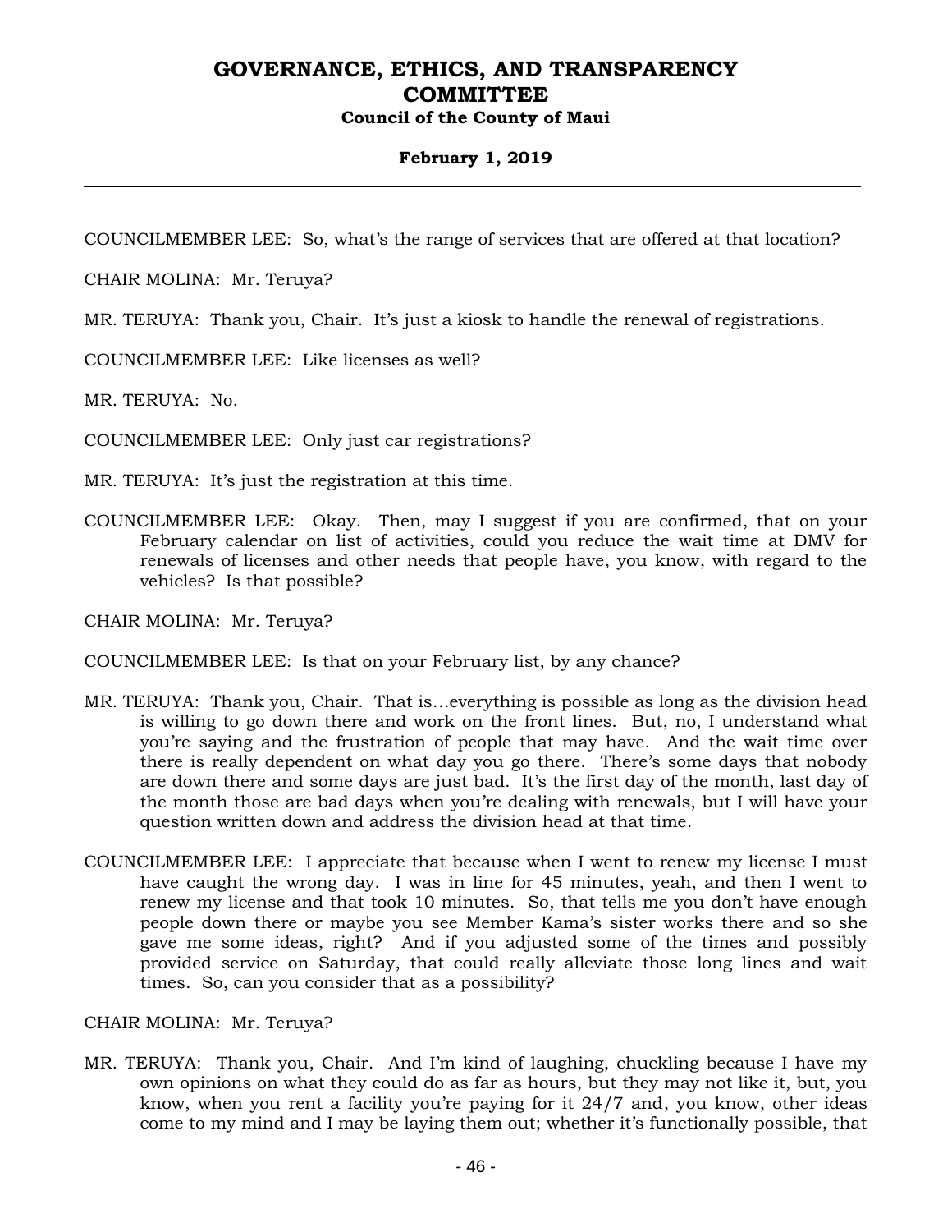COUNCILMEMBER LEE: So, what's the range of services that are offered at that location?

CHAIR MOLINA: Mr. Teruya?

MR. TERUYA: Thank you, Chair. It's just a kiosk to handle the renewal of registrations.

COUNCILMEMBER LEE: Like licenses as well?

MR. TERUYA: No.

COUNCILMEMBER LEE: Only just car registrations?

MR. TERUYA: It's just the registration at this time.

COUNCILMEMBER LEE: Okay. Then, may I suggest if you are confirmed, that on your February calendar on list of activities, could you reduce the wait time at DMV for renewals of licenses and other needs that people have, you know, with regard to the vehicles? Is that possible?

CHAIR MOLINA: Mr. Teruya?

COUNCILMEMBER LEE: Is that on your February list, by any chance?

MR. TERUYA: Thank you, Chair. That is...everything is possible as long as the division head is willing to go down there and work on the front lines. But, no, I understand what you're saying and the frustration of people that may have. And the wait time over there is really dependent on what day you go there. There's some days that nobody are down there and some days are just bad. It's the first day of the month, last day of the month those are bad days when you're dealing with renewals, but I will have your question written down and address the division head at that time.

COUNCILMEMBER LEE: I appreciate that because when I went to renew my license I must have caught the wrong day. I was in line for 45 minutes, yeah, and then I went to renew my license and that took 10 minutes. So, that tells me you don't have enough people down there or maybe you see Member Kama's sister works there and so she gave me some ideas, right? And if you adjusted some of the times and possibly provided service on Saturday, that could really alleviate those long lines and wait times. So, can you consider that as a possibility?

CHAIR MOLINA: Mr. Teruya?

MR. TERUYA: Thank you, Chair. And I'm kind of laughing, chuckling because I have my own opinions on what they could do as far as hours, but they may not like it, but, you know, when you rent a facility you're paying for it 24/7 and, you know, other ideas come to my mind and I may be laying them out; whether it's functionally possible, that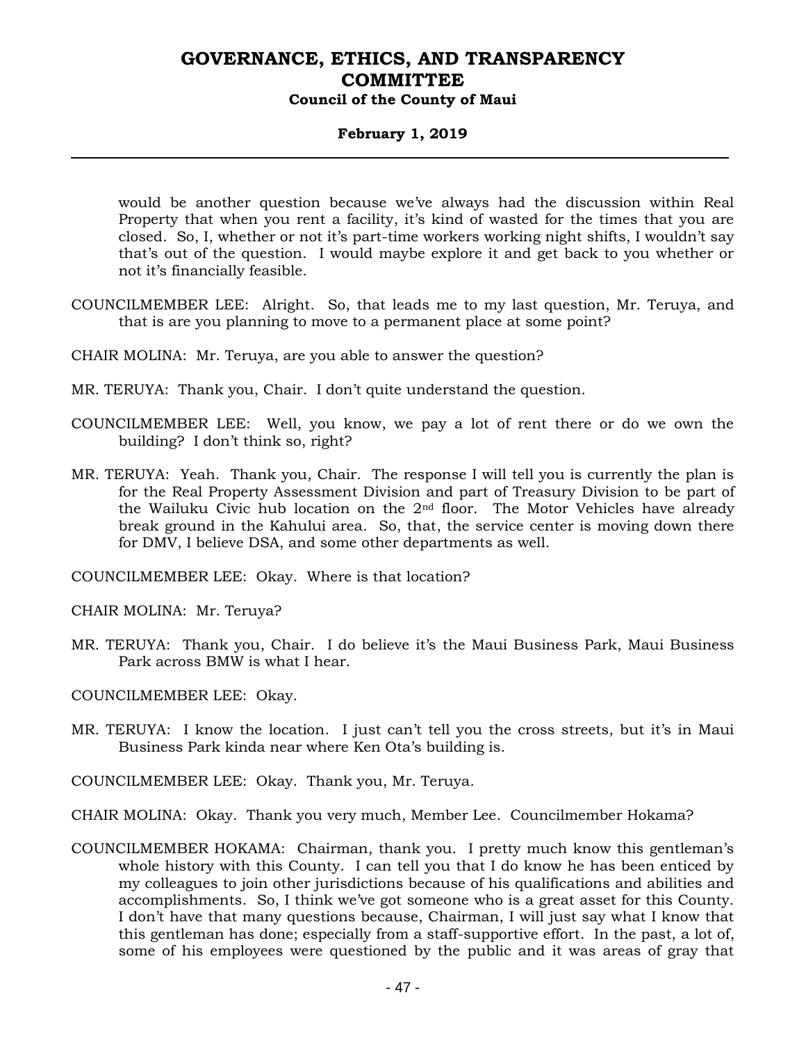would be another question because we've always had the discussion within Real Property that when you rent a facility, it's kind of wasted for the times that you are closed. So, I, whether or not it's part-time workers working night shifts, I wouldn't say that's out of the question. I would maybe explore it and get back to you whether or not it's financially feasible.

COUNCILMEMBER LEE: Alright. So, that leads me to my last question, Mr. Teruya, and that is are you planning to move to a permanent place at some point?

CHAIR MOLINA: Mr. Teruya, are you able to answer the question?

MR. TERUYA: Thank you, Chair. I don't quite understand the question.

COUNCILMEMBER LEE: Well, you know, we pay a lot of rent there or do we own the building? I don't think so, right?

MR. TERUYA: Yeah. Thank you, Chair. The response I will tell you is currently the plan is for the Real Property Assessment Division and part of Treasury Division to be part of the Wailuku Civic hub location on the 2nd floor. The Motor Vehicles have already break ground in the Kahului area. So, that, the service center is moving down there for DMV, I believe DSA, and some other departments as well.

COUNCILMEMBER LEE: Okay. Where is that location?

CHAIR MOLINA: Mr. Teruya?

MR. TERUYA: Thank you, Chair. I do believe it's the Maui Business Park, Maui Business Park across BMW is what I hear.

COUNCILMEMBER LEE: Okay.

MR. TERUYA: I know the location. I just can't tell you the cross streets, but it's in Maui Business Park kinda near where Ken Ota's building is.

COUNCILMEMBER LEE: Okay. Thank you, Mr. Teruya.

CHAIR MOLINA: Okay. Thank you very much, Member Lee. Councilmember Hokama?

COUNCILMEMBER HOKAMA: Chairman, thank you. I pretty much know this gentleman's whole history with this County. I can tell you that I do know he has been enticed by my colleagues to join other jurisdictions because of his qualifications and abilities and accomplishments. So, I think we've got someone who is a great asset for this County. I don't have that many questions because, Chairman, I will just say what I know that this gentleman has done; especially from a staff-supportive effort. In the past, a lot of, some of his employees were questioned by the public and it was areas of gray that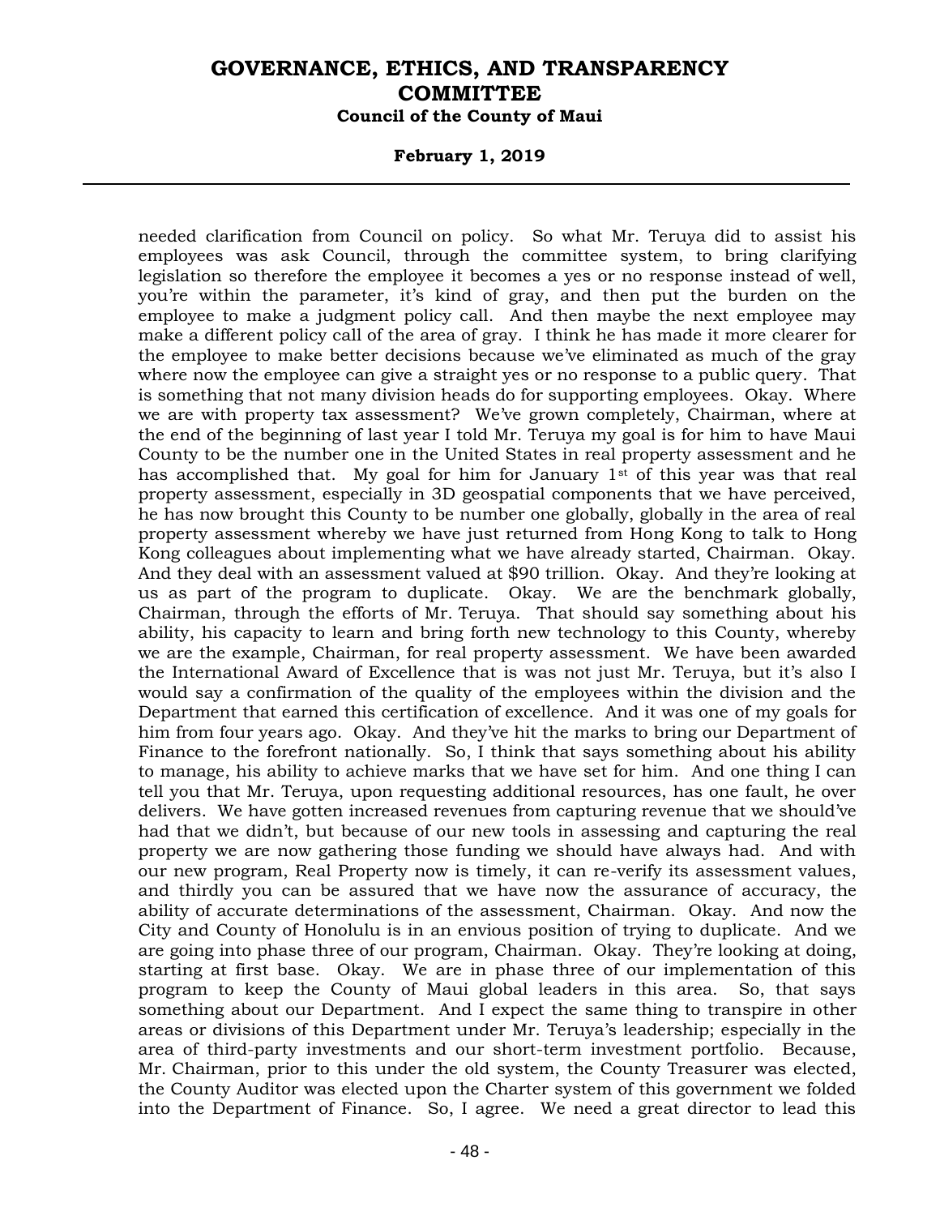needed clarification from Council on policy. So what Mr. Teruya did to assist his employees was ask Council, through the committee system, to bring clarifying legislation so therefore the employee it becomes a yes or no response instead of well, you're within the parameter, it's kind of gray, and then put the burden on the employee to make a judgment policy call. And then maybe the next employee may make a different policy call of the area of gray. I think he has made it more clearer for the employee to make better decisions because we've eliminated as much of the gray where now the employee can give a straight yes or no response to a public query. That is something that not many division heads do for supporting employees. Okay. Where we are with property tax assessment? We've grown completely, Chairman, where at the end of the beginning of last year I told Mr. Teruya my goal is for him to have Maui County to be the number one in the United States in real property assessment and he has accomplished that. My goal for him for January 1st of this year was that real property assessment, especially in 3D geospatial components that we have perceived, he has now brought this County to be number one globally, globally in the area of real property assessment whereby we have just returned from Hong Kong to talk to Hong Kong colleagues about implementing what we have already started, Chairman. Okay. And they deal with an assessment valued at $90 trillion. Okay. And they're looking at us as part of the program to duplicate. Okay. We are the benchmark globally, Chairman, through the efforts of Mr. Teruya. That should say something about his ability, his capacity to learn and bring forth new technology to this County, whereby we are the example, Chairman, for real property assessment. We have been awarded the International Award of Excellence that is was not just Mr. Teruya, but it's also I would say a confirmation of the quality of the employees within the division and the Department that earned this certification of excellence. And it was one of my goals for him from four years ago. Okay. And they've hit the marks to bring our Department of Finance to the forefront nationally. So, I think that says something about his ability to manage, his ability to achieve marks that we have set for him. And one thing I can tell you that Mr. Teruya, upon requesting additional resources, has one fault, he over delivers. We have gotten increased revenues from capturing revenue that we should've had that we didn't, but because of our new tools in assessing and capturing the real property we are now gathering those funding we should have always had. And with our new program, Real Property now is timely, it can re-verify its assessment values, and thirdly you can be assured that we have now the assurance of accuracy, the ability of accurate determinations of the assessment, Chairman. Okay. And now the City and County of Honolulu is in an envious position of trying to duplicate. And we are going into phase three of our program, Chairman. Okay. They're looking at doing, starting at first base. Okay. We are in phase three of our implementation of this program to keep the County of Maui global leaders in this area. So, that says something about our Department. And I expect the same thing to transpire in other areas or divisions of this Department under Mr. Teruya's leadership; especially in the area of third-party investments and our short-term investment portfolio. Because, Mr. Chairman, prior to this under the old system, the County Treasurer was elected, the County Auditor was elected upon the Charter system of this government we folded into the Department of Finance. So, I agree. We need a great director to lead this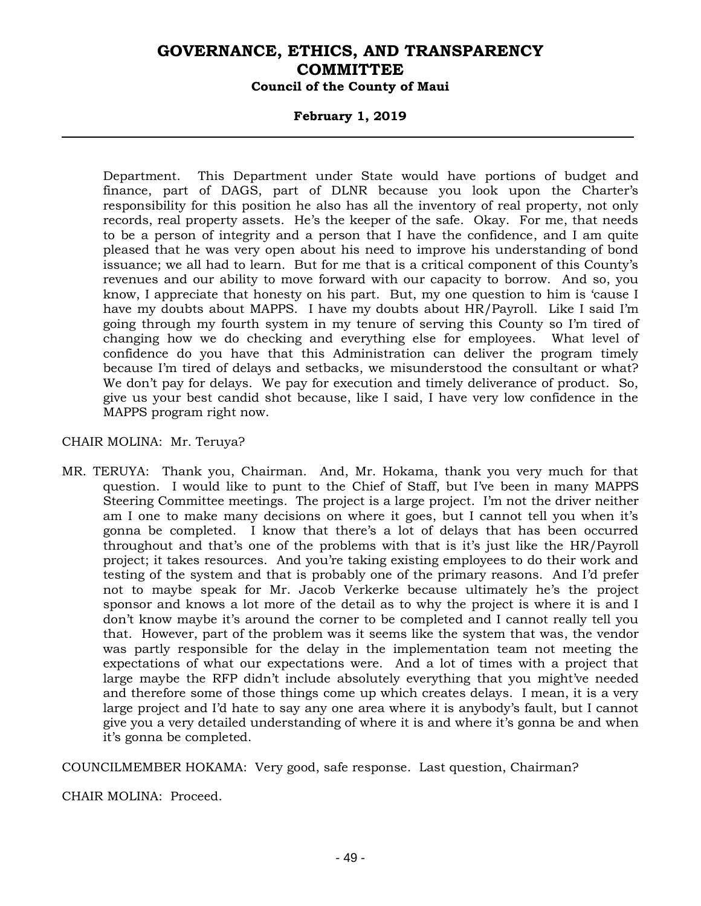Department. This Department under State would have portions of budget and finance, part of DAGS, part of DLNR because you look upon the Charter's responsibility for this position he also has all the inventory of real property, not only records, real property assets. He's the keeper of the safe. Okay. For me, that needs to be a person of integrity and a person that I have the confidence, and I am quite pleased that he was very open about his need to improve his understanding of bond issuance; we all had to learn. But for me that is a critical component of this County's revenues and our ability to move forward with our capacity to borrow. And so, you know, I appreciate that honesty on his part. But, my one question to him is 'cause I have my doubts about MAPPS. I have my doubts about HR/Payroll. Like I said I'm going through my fourth system in my tenure of serving this County so I'm tired of changing how we do checking and everything else for employees. What level of confidence do you have that this Administration can deliver the program timely because I'm tired of delays and setbacks, we misunderstood the consultant or what? We don't pay for delays. We pay for execution and timely deliverance of product. So, give us your best candid shot because, like I said, I have very low confidence in the MAPPS program right now.

CHAIR MOLINA: Mr. Teruya?

MR. TERUYA: Thank you, Chairman. And, Mr. Hokama, thank you very much for that question. I would like to punt to the Chief of Staff, but I've been in many MAPPS Steering Committee meetings. The project is a large project. I'm not the driver neither am I one to make many decisions on where it goes, but I cannot tell you when it's gonna be completed. I know that there's a lot of delays that has been occurred throughout and that's one of the problems with that is it's just like the HR/Payroll project; it takes resources. And you're taking existing employees to do their work and testing of the system and that is probably one of the primary reasons. And I'd prefer not to maybe speak for Mr. Jacob Verkerke because ultimately he's the project sponsor and knows a lot more of the detail as to why the project is where it is and I don't know maybe it's around the corner to be completed and I cannot really tell you that. However, part of the problem was it seems like the system that was, the vendor was partly responsible for the delay in the implementation team not meeting the expectations of what our expectations were. And a lot of times with a project that large maybe the RFP didn't include absolutely everything that you might've needed and therefore some of those things come up which creates delays. I mean, it is a very large project and I'd hate to say any one area where it is anybody's fault, but I cannot give you a very detailed understanding of where it is and where it's gonna be and when it's gonna be completed.

COUNCILMEMBER HOKAMA: Very good, safe response. Last question, Chairman?

CHAIR MOLINA: Proceed.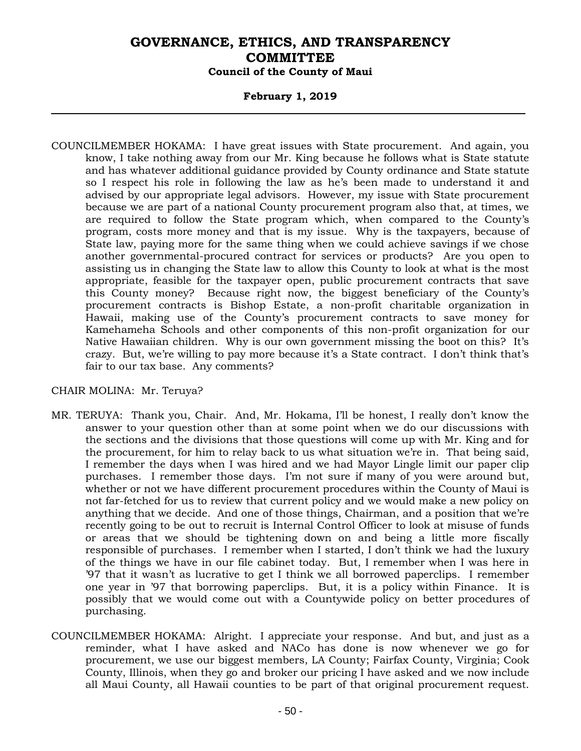COUNCILMEMBER HOKAMA: I have great issues with State procurement. And again, you know, I take nothing away from our Mr. King because he follows what is State statute and has whatever additional guidance provided by County ordinance and State statute so I respect his role in following the law as he's been made to understand it and advised by our appropriate legal advisors. However, my issue with State procurement because we are part of a national County procurement program also that, at times, we are required to follow the State program which, when compared to the County's program, costs more money and that is my issue. Why is the taxpayers, because of State law, paying more for the same thing when we could achieve savings if we chose another governmental-procured contract for services or products? Are you open to assisting us in changing the State law to allow this County to look at what is the most appropriate, feasible for the taxpayer open, public procurement contracts that save this County money? Because right now, the biggest beneficiary of the County's procurement contracts is Bishop Estate, a non-profit charitable organization in Hawaii, making use of the County's procurement contracts to save money for Kamehameha Schools and other components of this non-profit organization for our Native Hawaiian children. Why is our own government missing the boot on this? It's crazy. But, we're willing to pay more because it's a State contract. I don't think that's fair to our tax base. Any comments?

CHAIR MOLINA: Mr. Teruya?

MR. TERUYA: Thank you, Chair. And, Mr. Hokama, I'll be honest, I really don't know the answer to your question other than at some point when we do our discussions with the sections and the divisions that those questions will come up with Mr. King and for the procurement, for him to relay back to us what situation we're in. That being said, I remember the days when I was hired and we had Mayor Lingle limit our paper clip purchases. I remember those days. I'm not sure if many of you were around but, whether or not we have different procurement procedures within the County of Maui is not far-fetched for us to review that current policy and we would make a new policy on anything that we decide. And one of those things, Chairman, and a position that we're recently going to be out to recruit is Internal Control Officer to look at misuse of funds or areas that we should be tightening down on and being a little more fiscally responsible of purchases. I remember when I started, I don't think we had the luxury of the things we have in our file cabinet today. But, I remember when I was here in '97 that it wasn't as lucrative to get I think we all borrowed paperclips. I remember one year in '97 that borrowing paperclips. But, it is a policy within Finance. It is possibly that we would come out with a Countywide policy on better procedures of purchasing.

COUNCILMEMBER HOKAMA: Alright. I appreciate your response. And but, and just as a reminder, what I have asked and NACo has done is now whenever we go for procurement, we use our biggest members, LA County; Fairfax County, Virginia; Cook County, Illinois, when they go and broker our pricing I have asked and we now include all Maui County, all Hawaii counties to be part of that original procurement request.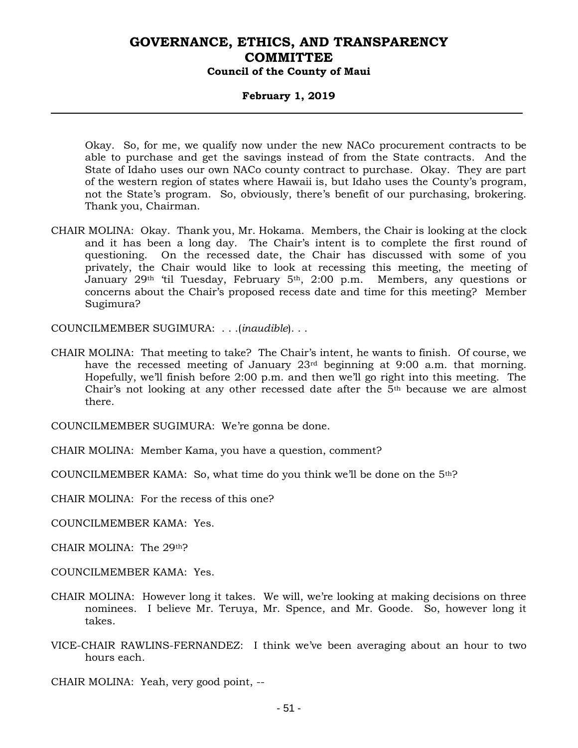Okay. So, for me, we qualify now under the new NACo procurement contracts to be able to purchase and get the savings instead of from the State contracts. And the State of Idaho uses our own NACo county contract to purchase. Okay. They are part of the western region of states where Hawaii is, but Idaho uses the County's program, not the State's program. So, obviously, there's benefit of our purchasing, brokering. Thank you, Chairman.

CHAIR MOLINA: Okay. Thank you, Mr. Hokama. Members, the Chair is looking at the clock and it has been a long day. The Chair's intent is to complete the first round of questioning. On the recessed date, the Chair has discussed with some of you privately, the Chair would like to look at recessing this meeting, the meeting of January 29th 'til Tuesday, February 5th, 2:00 p.m. Members, any questions or concerns about the Chair's proposed recess date and time for this meeting? Member Sugimura?

COUNCILMEMBER SUGIMURA: . . .(*inaudible*). . .

CHAIR MOLINA: That meeting to take? The Chair's intent, he wants to finish. Of course, we have the recessed meeting of January 23rd beginning at 9:00 a.m. that morning. Hopefully, we'll finish before 2:00 p.m. and then we'll go right into this meeting. The Chair's not looking at any other recessed date after the 5th because we are almost there.

COUNCILMEMBER SUGIMURA: We're gonna be done.

CHAIR MOLINA: Member Kama, you have a question, comment?

COUNCILMEMBER KAMA: So, what time do you think we'll be done on the 5th?

CHAIR MOLINA: For the recess of this one?

COUNCILMEMBER KAMA: Yes.

CHAIR MOLINA: The 29th?

COUNCILMEMBER KAMA: Yes.

CHAIR MOLINA: However long it takes. We will, we're looking at making decisions on three nominees. I believe Mr. Teruya, Mr. Spence, and Mr. Goode. So, however long it takes.

VICE-CHAIR RAWLINS-FERNANDEZ: I think we've been averaging about an hour to two hours each.

CHAIR MOLINA: Yeah, very good point, --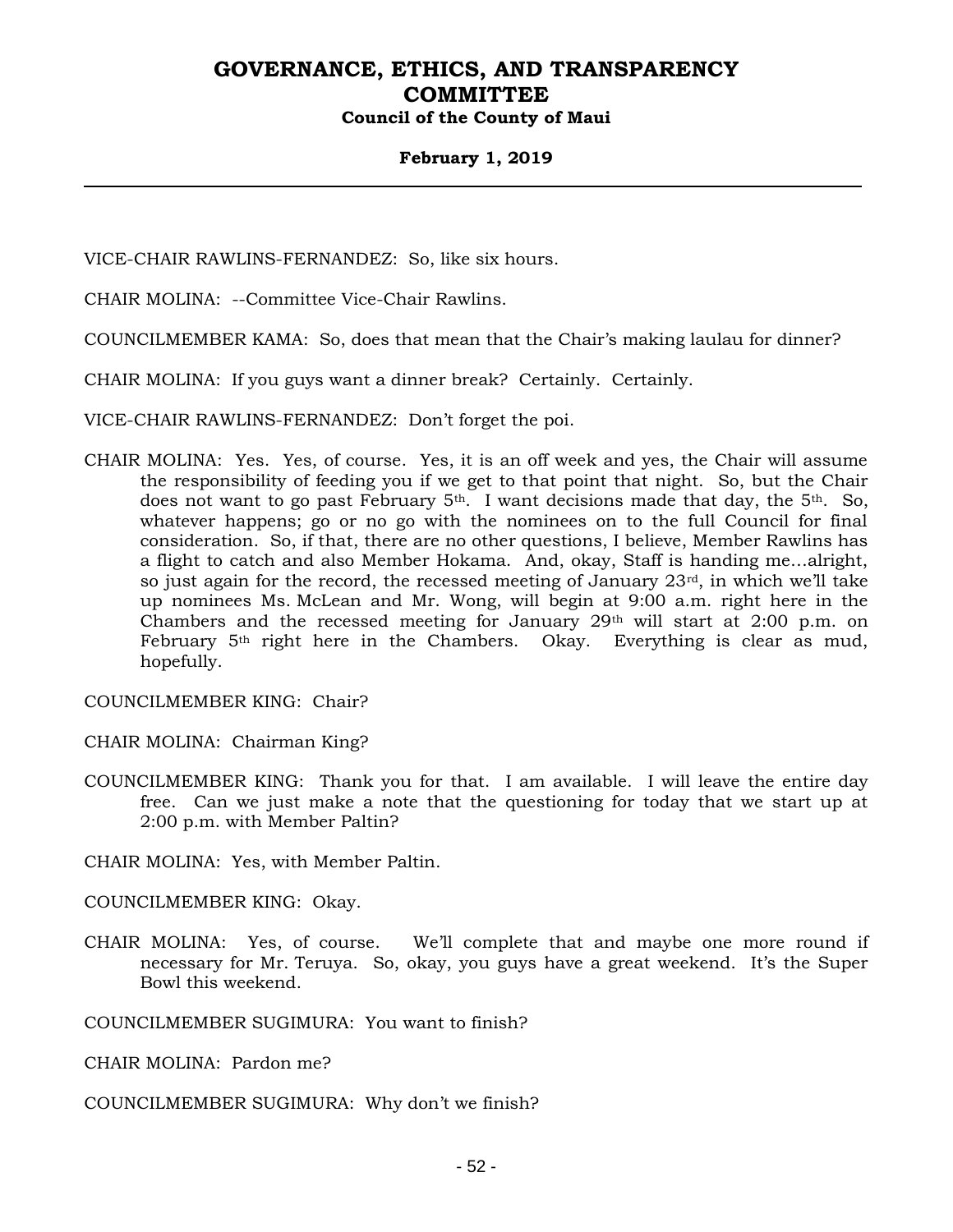VICE-CHAIR RAWLINS-FERNANDEZ: So, like six hours.

CHAIR MOLINA: --Committee Vice-Chair Rawlins.

COUNCILMEMBER KAMA: So, does that mean that the Chair's making laulau for dinner?

CHAIR MOLINA: If you guys want a dinner break? Certainly. Certainly.

VICE-CHAIR RAWLINS-FERNANDEZ: Don't forget the poi.

CHAIR MOLINA: Yes. Yes, of course. Yes, it is an off week and yes, the Chair will assume the responsibility of feeding you if we get to that point that night. So, but the Chair does not want to go past February 5th. I want decisions made that day, the 5th. So, whatever happens; go or no go with the nominees on to the full Council for final consideration. So, if that, there are no other questions, I believe, Member Rawlins has a flight to catch and also Member Hokama. And, okay, Staff is handing me...alright, so just again for the record, the recessed meeting of January 23rd, in which we'll take up nominees Ms. McLean and Mr. Wong, will begin at 9:00 a.m. right here in the Chambers and the recessed meeting for January 29th will start at 2:00 p.m. on February 5th right here in the Chambers. Okay. Everything is clear as mud, hopefully.

COUNCILMEMBER KING: Chair?

CHAIR MOLINA: Chairman King?

COUNCILMEMBER KING: Thank you for that. I am available. I will leave the entire day free. Can we just make a note that the questioning for today that we start up at 2:00 p.m. with Member Paltin?

CHAIR MOLINA: Yes, with Member Paltin.

COUNCILMEMBER KING: Okay.

CHAIR MOLINA: Yes, of course. We'll complete that and maybe one more round if necessary for Mr. Teruya. So, okay, you guys have a great weekend. It's the Super Bowl this weekend.

COUNCILMEMBER SUGIMURA: You want to finish?

CHAIR MOLINA: Pardon me?

COUNCILMEMBER SUGIMURA: Why don't we finish?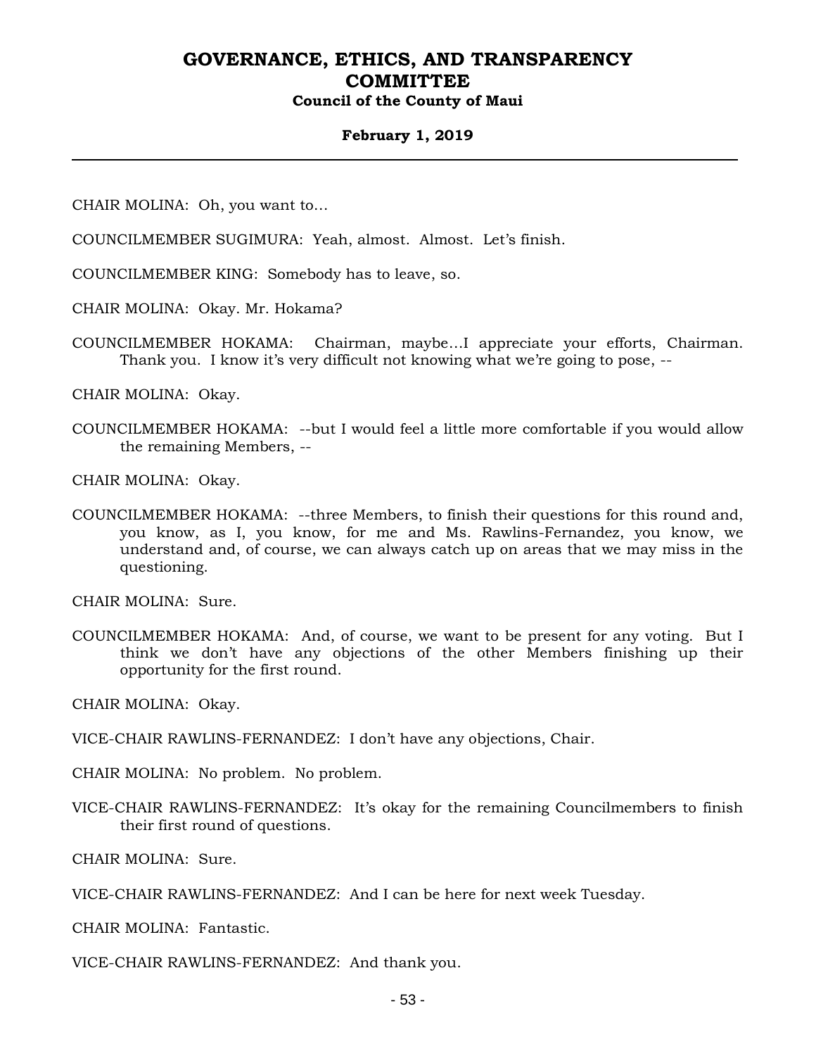CHAIR MOLINA: Oh, you want to…

COUNCILMEMBER SUGIMURA: Yeah, almost. Almost. Let's finish.

COUNCILMEMBER KING: Somebody has to leave, so.

CHAIR MOLINA: Okay. Mr. Hokama?

COUNCILMEMBER HOKAMA: Chairman, maybe…I appreciate your efforts, Chairman. Thank you. I know it's very difficult not knowing what we're going to pose, --

CHAIR MOLINA: Okay.

COUNCILMEMBER HOKAMA: --but I would feel a little more comfortable if you would allow the remaining Members, --

CHAIR MOLINA: Okay.

COUNCILMEMBER HOKAMA: --three Members, to finish their questions for this round and, you know, as I, you know, for me and Ms. Rawlins-Fernandez, you know, we understand and, of course, we can always catch up on areas that we may miss in the questioning.

CHAIR MOLINA: Sure.

COUNCILMEMBER HOKAMA: And, of course, we want to be present for any voting. But I think we don't have any objections of the other Members finishing up their opportunity for the first round.

CHAIR MOLINA: Okay.

VICE-CHAIR RAWLINS-FERNANDEZ: I don't have any objections, Chair.

CHAIR MOLINA: No problem. No problem.

VICE-CHAIR RAWLINS-FERNANDEZ: It's okay for the remaining Councilmembers to finish their first round of questions.

CHAIR MOLINA: Sure.

VICE-CHAIR RAWLINS-FERNANDEZ: And I can be here for next week Tuesday.

CHAIR MOLINA: Fantastic.

VICE-CHAIR RAWLINS-FERNANDEZ: And thank you.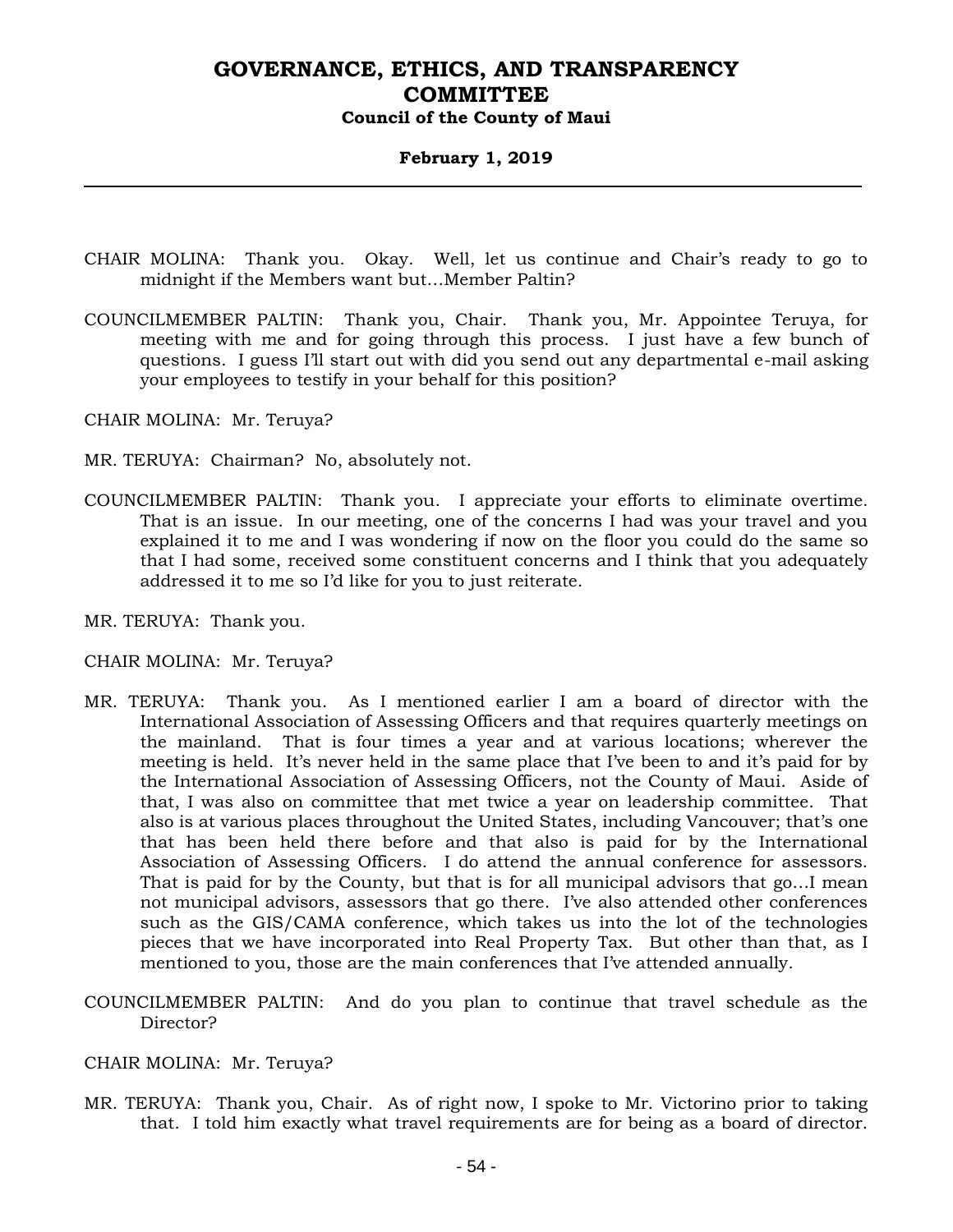CHAIR MOLINA: Thank you. Okay. Well, let us continue and Chair's ready to go to midnight if the Members want but…Member Paltin?

COUNCILMEMBER PALTIN: Thank you, Chair. Thank you, Mr. Appointee Teruya, for meeting with me and for going through this process. I just have a few bunch of questions. I guess I'll start out with did you send out any departmental e-mail asking your employees to testify in your behalf for this position?

CHAIR MOLINA: Mr. Teruya?

MR. TERUYA: Chairman? No, absolutely not.

COUNCILMEMBER PALTIN: Thank you. I appreciate your efforts to eliminate overtime. That is an issue. In our meeting, one of the concerns I had was your travel and you explained it to me and I was wondering if now on the floor you could do the same so that I had some, received some constituent concerns and I think that you adequately addressed it to me so I'd like for you to just reiterate.

MR. TERUYA: Thank you.

CHAIR MOLINA: Mr. Teruya?

MR. TERUYA: Thank you. As I mentioned earlier I am a board of director with the International Association of Assessing Officers and that requires quarterly meetings on the mainland. That is four times a year and at various locations; wherever the meeting is held. It's never held in the same place that I've been to and it's paid for by the International Association of Assessing Officers, not the County of Maui. Aside of that, I was also on committee that met twice a year on leadership committee. That also is at various places throughout the United States, including Vancouver; that's one that has been held there before and that also is paid for by the International Association of Assessing Officers. I do attend the annual conference for assessors. That is paid for by the County, but that is for all municipal advisors that go…I mean not municipal advisors, assessors that go there. I've also attended other conferences such as the GIS/CAMA conference, which takes us into the lot of the technologies pieces that we have incorporated into Real Property Tax. But other than that, as I mentioned to you, those are the main conferences that I've attended annually.

COUNCILMEMBER PALTIN: And do you plan to continue that travel schedule as the Director?

CHAIR MOLINA: Mr. Teruya?

MR. TERUYA: Thank you, Chair. As of right now, I spoke to Mr. Victorino prior to taking that. I told him exactly what travel requirements are for being as a board of director.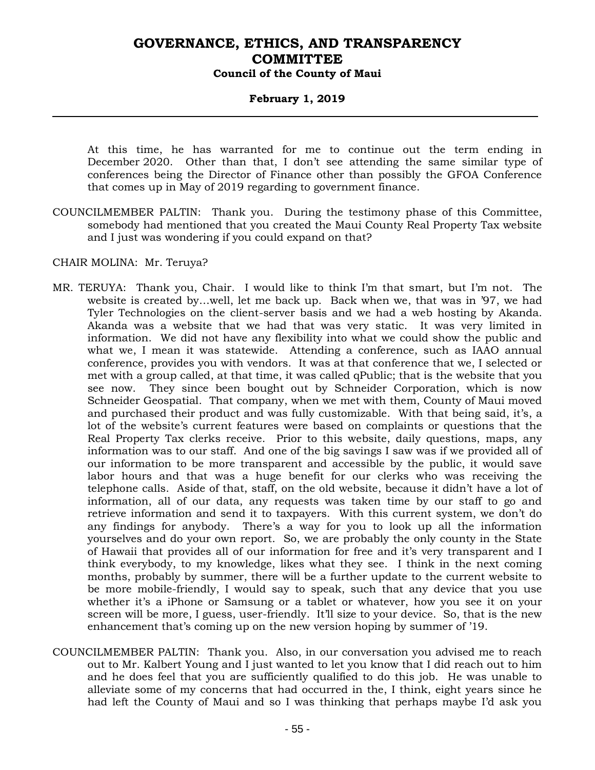At this time, he has warranted for me to continue out the term ending in December 2020. Other than that, I don't see attending the same similar type of conferences being the Director of Finance other than possibly the GFOA Conference that comes up in May of 2019 regarding to government finance.

COUNCILMEMBER PALTIN: Thank you. During the testimony phase of this Committee, somebody had mentioned that you created the Maui County Real Property Tax website and I just was wondering if you could expand on that?

CHAIR MOLINA: Mr. Teruya?

MR. TERUYA: Thank you, Chair. I would like to think I'm that smart, but I'm not. The website is created by...well, let me back up. Back when we, that was in '97, we had Tyler Technologies on the client-server basis and we had a web hosting by Akanda. Akanda was a website that we had that was very static. It was very limited in information. We did not have any flexibility into what we could show the public and what we, I mean it was statewide. Attending a conference, such as IAAO annual conference, provides you with vendors. It was at that conference that we, I selected or met with a group called, at that time, it was called qPublic; that is the website that you see now. They since been bought out by Schneider Corporation, which is now Schneider Geospatial. That company, when we met with them, County of Maui moved and purchased their product and was fully customizable. With that being said, it's, a lot of the website's current features were based on complaints or questions that the Real Property Tax clerks receive. Prior to this website, daily questions, maps, any information was to our staff. And one of the big savings I saw was if we provided all of our information to be more transparent and accessible by the public, it would save labor hours and that was a huge benefit for our clerks who was receiving the telephone calls. Aside of that, staff, on the old website, because it didn't have a lot of information, all of our data, any requests was taken time by our staff to go and retrieve information and send it to taxpayers. With this current system, we don't do any findings for anybody. There's a way for you to look up all the information yourselves and do your own report. So, we are probably the only county in the State of Hawaii that provides all of our information for free and it's very transparent and I think everybody, to my knowledge, likes what they see. I think in the next coming months, probably by summer, there will be a further update to the current website to be more mobile-friendly, I would say to speak, such that any device that you use whether it's a iPhone or Samsung or a tablet or whatever, how you see it on your screen will be more, I guess, user-friendly. It'll size to your device. So, that is the new enhancement that's coming up on the new version hoping by summer of '19.

COUNCILMEMBER PALTIN: Thank you. Also, in our conversation you advised me to reach out to Mr. Kalbert Young and I just wanted to let you know that I did reach out to him and he does feel that you are sufficiently qualified to do this job. He was unable to alleviate some of my concerns that had occurred in the, I think, eight years since he had left the County of Maui and so I was thinking that perhaps maybe I'd ask you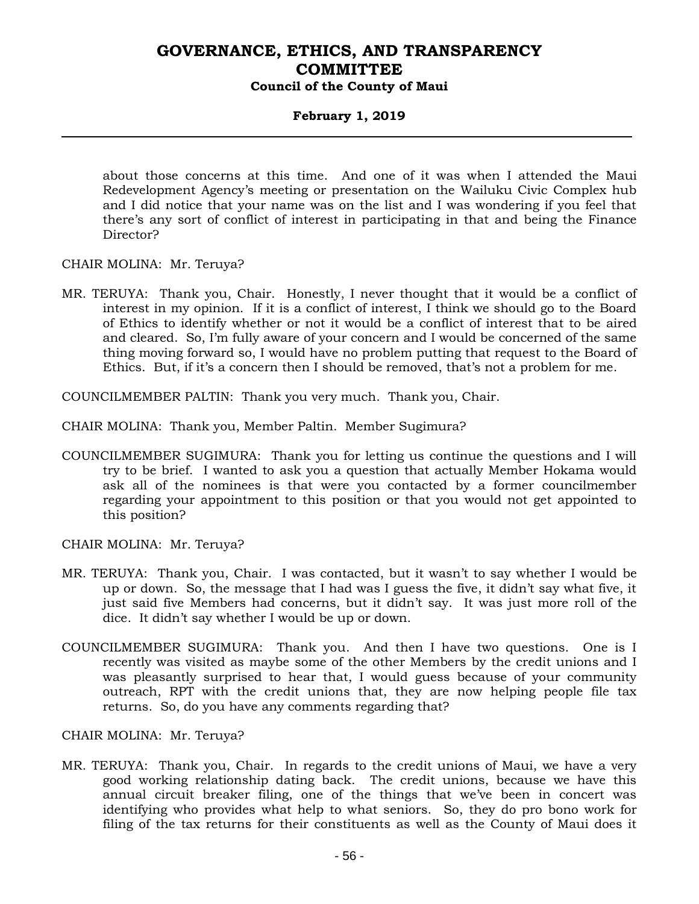about those concerns at this time. And one of it was when I attended the Maui Redevelopment Agency's meeting or presentation on the Wailuku Civic Complex hub and I did notice that your name was on the list and I was wondering if you feel that there's any sort of conflict of interest in participating in that and being the Finance Director?

CHAIR MOLINA: Mr. Teruya?

MR. TERUYA: Thank you, Chair. Honestly, I never thought that it would be a conflict of interest in my opinion. If it is a conflict of interest, I think we should go to the Board of Ethics to identify whether or not it would be a conflict of interest that to be aired and cleared. So, I'm fully aware of your concern and I would be concerned of the same thing moving forward so, I would have no problem putting that request to the Board of Ethics. But, if it's a concern then I should be removed, that's not a problem for me.

COUNCILMEMBER PALTIN: Thank you very much. Thank you, Chair.

CHAIR MOLINA: Thank you, Member Paltin. Member Sugimura?

COUNCILMEMBER SUGIMURA: Thank you for letting us continue the questions and I will try to be brief. I wanted to ask you a question that actually Member Hokama would ask all of the nominees is that were you contacted by a former councilmember regarding your appointment to this position or that you would not get appointed to this position?

CHAIR MOLINA: Mr. Teruya?

MR. TERUYA: Thank you, Chair. I was contacted, but it wasn't to say whether I would be up or down. So, the message that I had was I guess the five, it didn't say what five, it just said five Members had concerns, but it didn't say. It was just more roll of the dice. It didn't say whether I would be up or down.

COUNCILMEMBER SUGIMURA: Thank you. And then I have two questions. One is I recently was visited as maybe some of the other Members by the credit unions and I was pleasantly surprised to hear that, I would guess because of your community outreach, RPT with the credit unions that, they are now helping people file tax returns. So, do you have any comments regarding that?

CHAIR MOLINA: Mr. Teruya?

MR. TERUYA: Thank you, Chair. In regards to the credit unions of Maui, we have a very good working relationship dating back. The credit unions, because we have this annual circuit breaker filing, one of the things that we've been in concert was identifying who provides what help to what seniors. So, they do pro bono work for filing of the tax returns for their constituents as well as the County of Maui does it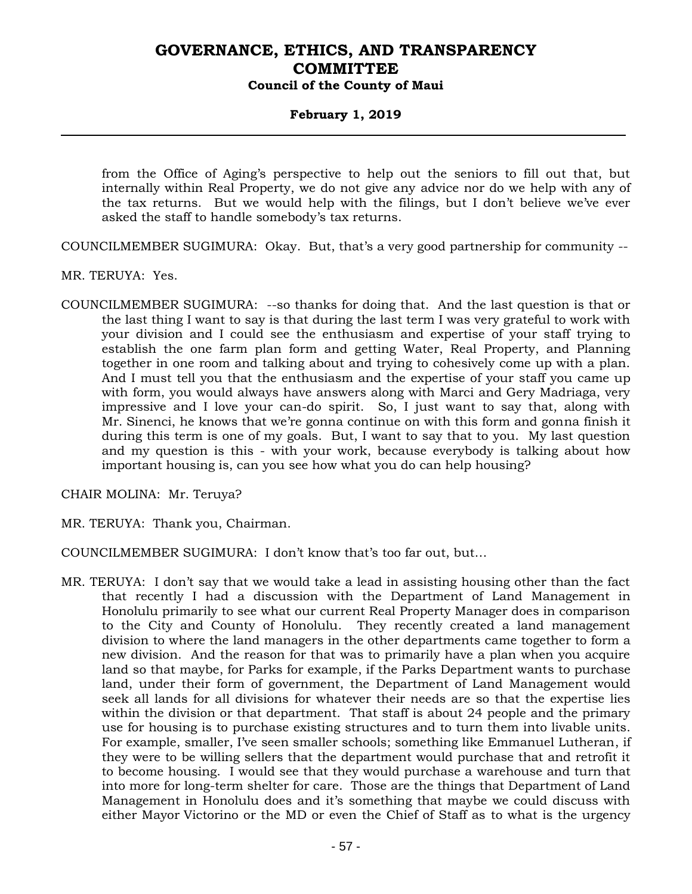from the Office of Aging's perspective to help out the seniors to fill out that, but internally within Real Property, we do not give any advice nor do we help with any of the tax returns. But we would help with the filings, but I don't believe we've ever asked the staff to handle somebody's tax returns.

COUNCILMEMBER SUGIMURA: Okay. But, that's a very good partnership for community --

MR. TERUYA: Yes.

COUNCILMEMBER SUGIMURA: --so thanks for doing that. And the last question is that or the last thing I want to say is that during the last term I was very grateful to work with your division and I could see the enthusiasm and expertise of your staff trying to establish the one farm plan form and getting Water, Real Property, and Planning together in one room and talking about and trying to cohesively come up with a plan. And I must tell you that the enthusiasm and the expertise of your staff you came up with form, you would always have answers along with Marci and Gery Madriaga, very impressive and I love your can-do spirit. So, I just want to say that, along with Mr. Sinenci, he knows that we're gonna continue on with this form and gonna finish it during this term is one of my goals. But, I want to say that to you. My last question and my question is this - with your work, because everybody is talking about how important housing is, can you see how what you do can help housing?

CHAIR MOLINA: Mr. Teruya?

MR. TERUYA: Thank you, Chairman.

COUNCILMEMBER SUGIMURA: I don't know that's too far out, but…

MR. TERUYA: I don't say that we would take a lead in assisting housing other than the fact that recently I had a discussion with the Department of Land Management in Honolulu primarily to see what our current Real Property Manager does in comparison to the City and County of Honolulu. They recently created a land management division to where the land managers in the other departments came together to form a new division. And the reason for that was to primarily have a plan when you acquire land so that maybe, for Parks for example, if the Parks Department wants to purchase land, under their form of government, the Department of Land Management would seek all lands for all divisions for whatever their needs are so that the expertise lies within the division or that department. That staff is about 24 people and the primary use for housing is to purchase existing structures and to turn them into livable units. For example, smaller, I've seen smaller schools; something like Emmanuel Lutheran, if they were to be willing sellers that the department would purchase that and retrofit it to become housing. I would see that they would purchase a warehouse and turn that into more for long-term shelter for care. Those are the things that Department of Land Management in Honolulu does and it's something that maybe we could discuss with either Mayor Victorino or the MD or even the Chief of Staff as to what is the urgency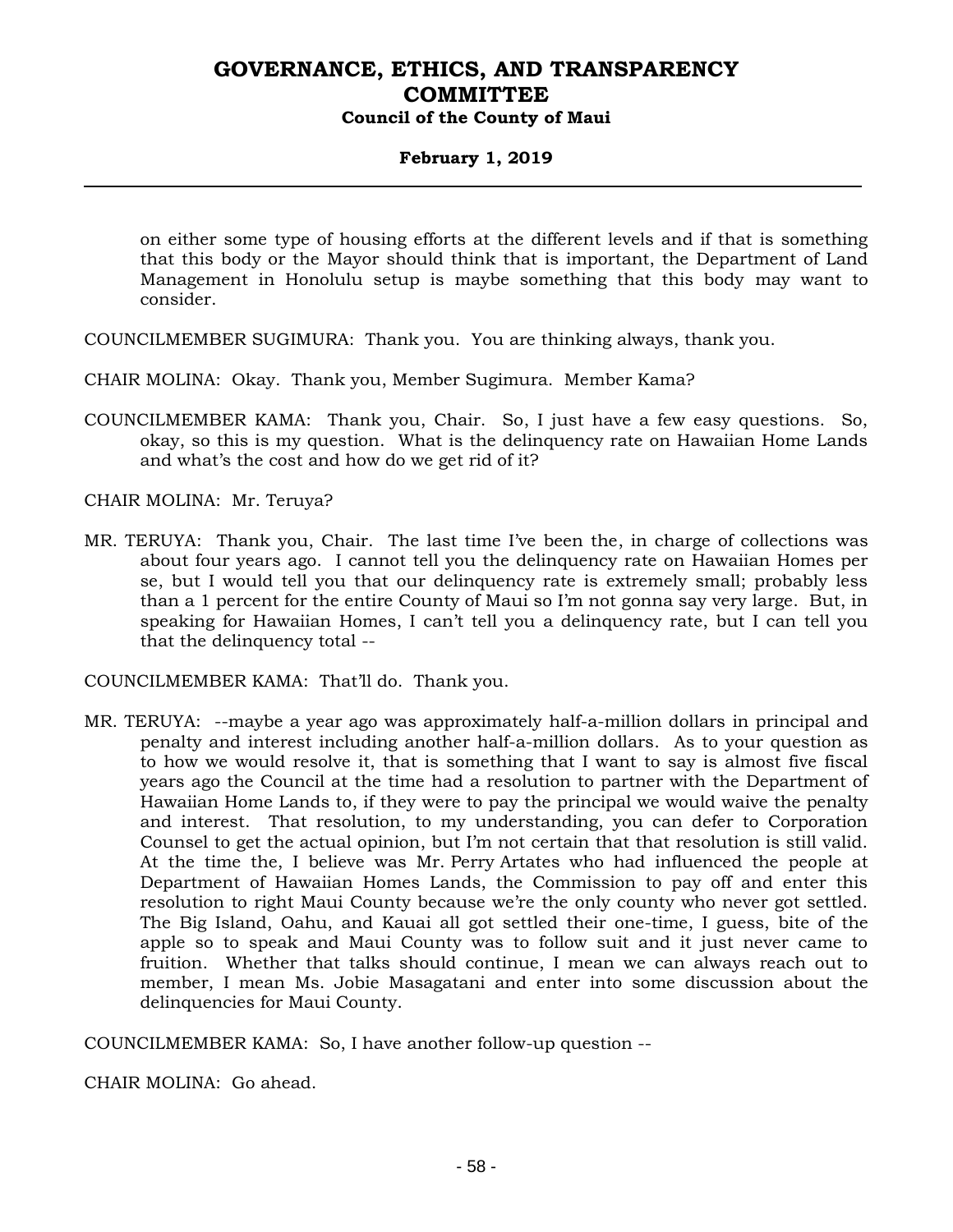on either some type of housing efforts at the different levels and if that is something that this body or the Mayor should think that is important, the Department of Land Management in Honolulu setup is maybe something that this body may want to consider.

COUNCILMEMBER SUGIMURA: Thank you. You are thinking always, thank you.

CHAIR MOLINA: Okay. Thank you, Member Sugimura. Member Kama?

COUNCILMEMBER KAMA: Thank you, Chair. So, I just have a few easy questions. So, okay, so this is my question. What is the delinquency rate on Hawaiian Home Lands and what's the cost and how do we get rid of it?

CHAIR MOLINA: Mr. Teruya?

MR. TERUYA: Thank you, Chair. The last time I've been the, in charge of collections was about four years ago. I cannot tell you the delinquency rate on Hawaiian Homes per se, but I would tell you that our delinquency rate is extremely small; probably less than a 1 percent for the entire County of Maui so I'm not gonna say very large. But, in speaking for Hawaiian Homes, I can't tell you a delinquency rate, but I can tell you that the delinquency total --

COUNCILMEMBER KAMA: That'll do. Thank you.

MR. TERUYA: --maybe a year ago was approximately half-a-million dollars in principal and penalty and interest including another half-a-million dollars. As to your question as to how we would resolve it, that is something that I want to say is almost five fiscal years ago the Council at the time had a resolution to partner with the Department of Hawaiian Home Lands to, if they were to pay the principal we would waive the penalty and interest. That resolution, to my understanding, you can defer to Corporation Counsel to get the actual opinion, but I'm not certain that that resolution is still valid. At the time the, I believe was Mr. Perry Artates who had influenced the people at Department of Hawaiian Homes Lands, the Commission to pay off and enter this resolution to right Maui County because we're the only county who never got settled. The Big Island, Oahu, and Kauai all got settled their one-time, I guess, bite of the apple so to speak and Maui County was to follow suit and it just never came to fruition. Whether that talks should continue, I mean we can always reach out to member, I mean Ms. Jobie Masagatani and enter into some discussion about the delinquencies for Maui County.

COUNCILMEMBER KAMA: So, I have another follow-up question --

CHAIR MOLINA: Go ahead.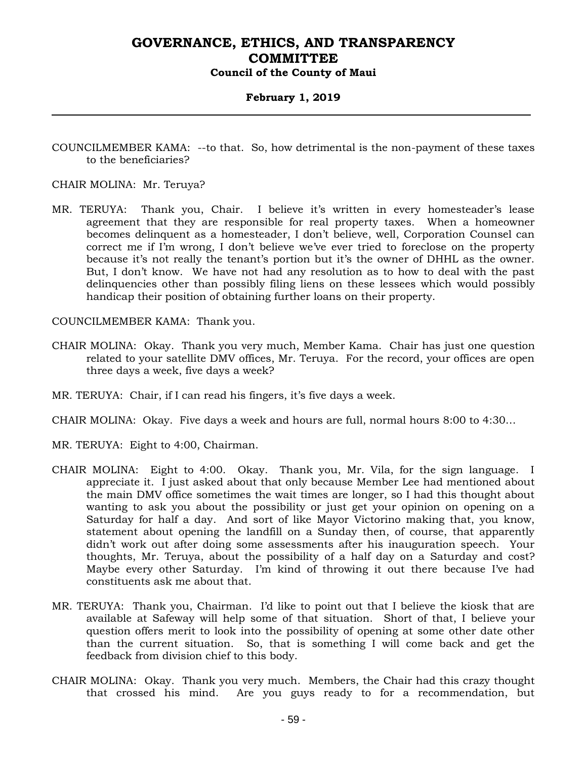COUNCILMEMBER KAMA: --to that. So, how detrimental is the non-payment of these taxes to the beneficiaries?

CHAIR MOLINA: Mr. Teruya?

MR. TERUYA: Thank you, Chair. I believe it's written in every homesteader's lease agreement that they are responsible for real property taxes. When a homeowner becomes delinquent as a homesteader, I don't believe, well, Corporation Counsel can correct me if I'm wrong, I don't believe we've ever tried to foreclose on the property because it's not really the tenant's portion but it's the owner of DHHL as the owner. But, I don't know. We have not had any resolution as to how to deal with the past delinquencies other than possibly filing liens on these lessees which would possibly handicap their position of obtaining further loans on their property.

COUNCILMEMBER KAMA: Thank you.

CHAIR MOLINA: Okay. Thank you very much, Member Kama. Chair has just one question related to your satellite DMV offices, Mr. Teruya. For the record, your offices are open three days a week, five days a week?

MR. TERUYA: Chair, if I can read his fingers, it's five days a week.

CHAIR MOLINA: Okay. Five days a week and hours are full, normal hours 8:00 to 4:30...

MR. TERUYA: Eight to 4:00, Chairman.

CHAIR MOLINA: Eight to 4:00. Okay. Thank you, Mr. Vila, for the sign language. I appreciate it. I just asked about that only because Member Lee had mentioned about the main DMV office sometimes the wait times are longer, so I had this thought about wanting to ask you about the possibility or just get your opinion on opening on a Saturday for half a day. And sort of like Mayor Victorino making that, you know, statement about opening the landfill on a Sunday then, of course, that apparently didn't work out after doing some assessments after his inauguration speech. Your thoughts, Mr. Teruya, about the possibility of a half day on a Saturday and cost? Maybe every other Saturday. I'm kind of throwing it out there because I've had constituents ask me about that.

MR. TERUYA: Thank you, Chairman. I'd like to point out that I believe the kiosk that are available at Safeway will help some of that situation. Short of that, I believe your question offers merit to look into the possibility of opening at some other date other than the current situation. So, that is something I will come back and get the feedback from division chief to this body.

CHAIR MOLINA: Okay. Thank you very much. Members, the Chair had this crazy thought that crossed his mind. Are you guys ready to for a recommendation, but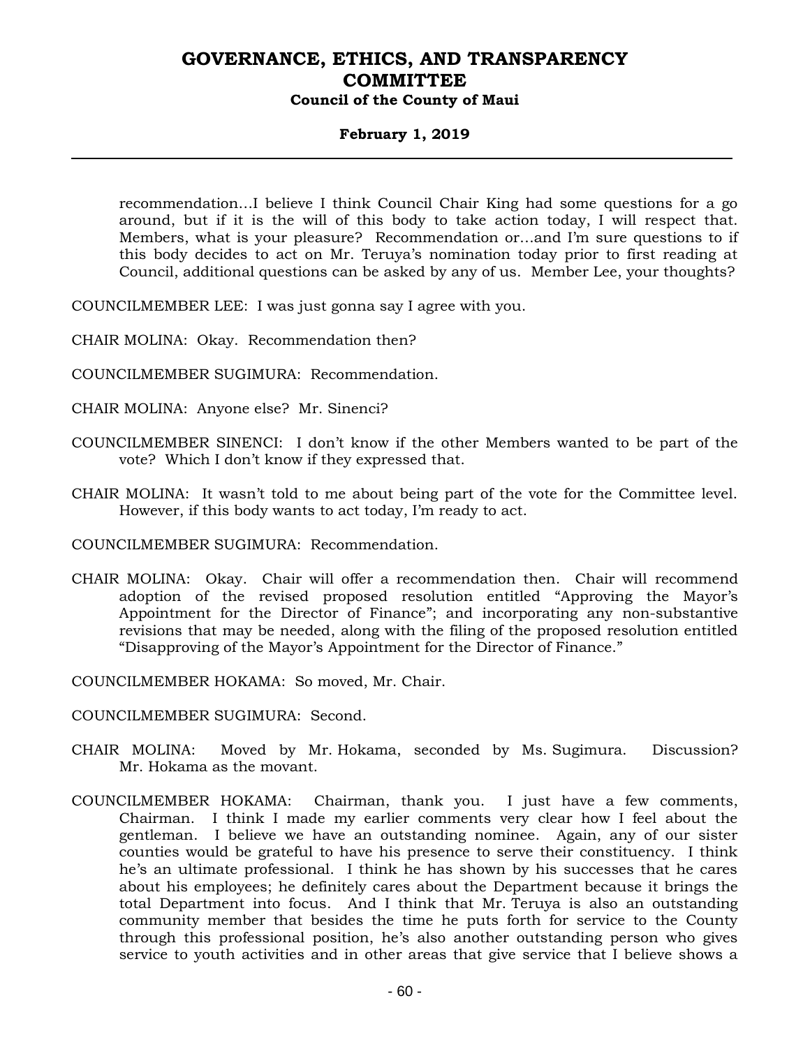recommendation…I believe I think Council Chair King had some questions for a go around, but if it is the will of this body to take action today, I will respect that. Members, what is your pleasure? Recommendation or…and I'm sure questions to if this body decides to act on Mr. Teruya's nomination today prior to first reading at Council, additional questions can be asked by any of us. Member Lee, your thoughts?

COUNCILMEMBER LEE: I was just gonna say I agree with you.

CHAIR MOLINA: Okay. Recommendation then?

COUNCILMEMBER SUGIMURA: Recommendation.

CHAIR MOLINA: Anyone else? Mr. Sinenci?

COUNCILMEMBER SINENCI: I don't know if the other Members wanted to be part of the vote? Which I don't know if they expressed that.

CHAIR MOLINA: It wasn't told to me about being part of the vote for the Committee level. However, if this body wants to act today, I'm ready to act.

COUNCILMEMBER SUGIMURA: Recommendation.

CHAIR MOLINA: Okay. Chair will offer a recommendation then. Chair will recommend adoption of the revised proposed resolution entitled "Approving the Mayor's Appointment for the Director of Finance"; and incorporating any non-substantive revisions that may be needed, along with the filing of the proposed resolution entitled "Disapproving of the Mayor's Appointment for the Director of Finance."

COUNCILMEMBER HOKAMA: So moved, Mr. Chair.

COUNCILMEMBER SUGIMURA: Second.

CHAIR MOLINA: Moved by Mr. Hokama, seconded by Ms. Sugimura. Discussion? Mr. Hokama as the movant.

COUNCILMEMBER HOKAMA: Chairman, thank you. I just have a few comments, Chairman. I think I made my earlier comments very clear how I feel about the gentleman. I believe we have an outstanding nominee. Again, any of our sister counties would be grateful to have his presence to serve their constituency. I think he's an ultimate professional. I think he has shown by his successes that he cares about his employees; he definitely cares about the Department because it brings the total Department into focus. And I think that Mr. Teruya is also an outstanding community member that besides the time he puts forth for service to the County through this professional position, he's also another outstanding person who gives service to youth activities and in other areas that give service that I believe shows a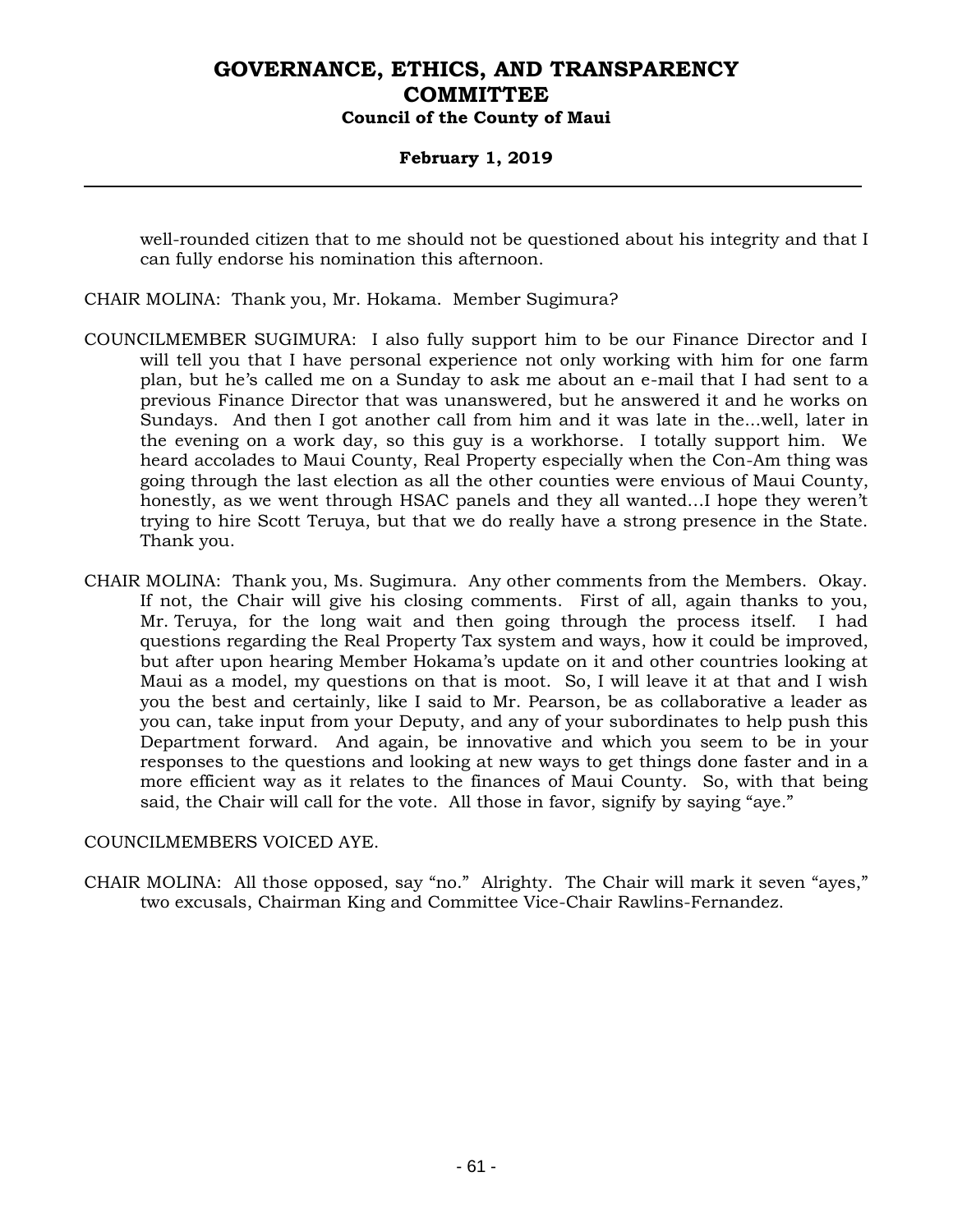well-rounded citizen that to me should not be questioned about his integrity and that I can fully endorse his nomination this afternoon.

CHAIR MOLINA: Thank you, Mr. Hokama. Member Sugimura?

COUNCILMEMBER SUGIMURA: I also fully support him to be our Finance Director and I will tell you that I have personal experience not only working with him for one farm plan, but he's called me on a Sunday to ask me about an e-mail that I had sent to a previous Finance Director that was unanswered, but he answered it and he works on Sundays. And then I got another call from him and it was late in the...well, later in the evening on a work day, so this guy is a workhorse. I totally support him. We heard accolades to Maui County, Real Property especially when the Con-Am thing was going through the last election as all the other counties were envious of Maui County, honestly, as we went through HSAC panels and they all wanted...I hope they weren't trying to hire Scott Teruya, but that we do really have a strong presence in the State. Thank you.

CHAIR MOLINA: Thank you, Ms. Sugimura. Any other comments from the Members. Okay. If not, the Chair will give his closing comments. First of all, again thanks to you, Mr. Teruya, for the long wait and then going through the process itself. I had questions regarding the Real Property Tax system and ways, how it could be improved, but after upon hearing Member Hokama's update on it and other countries looking at Maui as a model, my questions on that is moot. So, I will leave it at that and I wish you the best and certainly, like I said to Mr. Pearson, be as collaborative a leader as you can, take input from your Deputy, and any of your subordinates to help push this Department forward. And again, be innovative and which you seem to be in your responses to the questions and looking at new ways to get things done faster and in a more efficient way as it relates to the finances of Maui County. So, with that being said, the Chair will call for the vote. All those in favor, signify by saying "aye."

COUNCILMEMBERS VOICED AYE.

CHAIR MOLINA: All those opposed, say "no." Alrighty. The Chair will mark it seven "ayes," two excusals, Chairman King and Committee Vice-Chair Rawlins-Fernandez.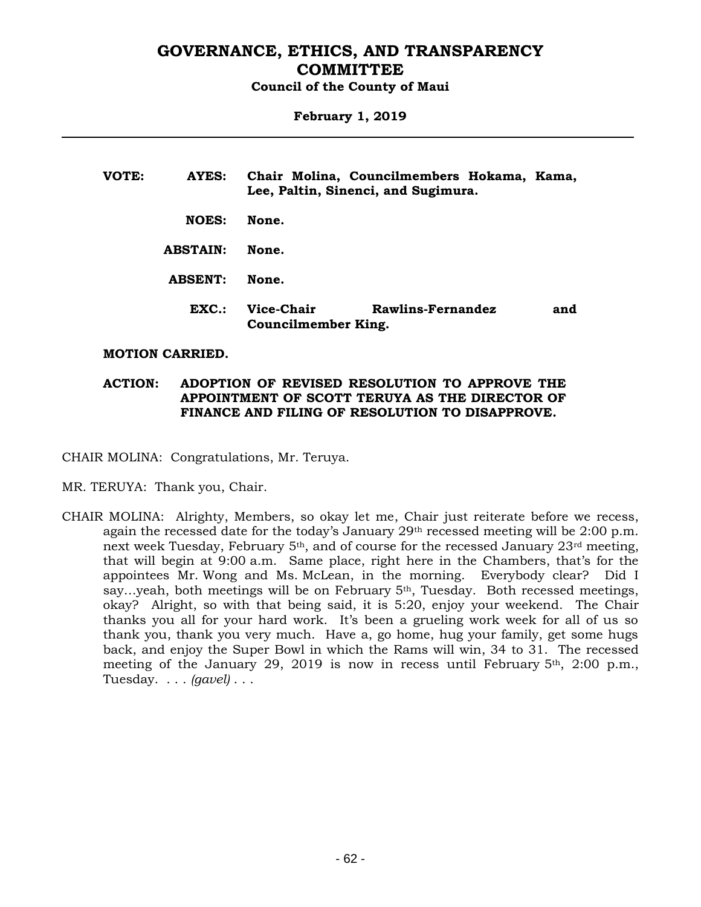**VOTE:** **AYES:** **Chair Molina, Councilmembers Hokama, Kama, Lee, Paltin, Sinenci, and Sugimura.**

**NOES:** **None.**

**ABSTAIN:** **None.**

**ABSENT:** **None.**

**EXC.:** **Vice-Chair Rawlins-Fernandez and Councilmember King.**

**MOTION CARRIED.**

**ACTION:** **ADOPTION OF REVISED RESOLUTION TO APPROVE THE APPOINTMENT OF SCOTT TERUYA AS THE DIRECTOR OF FINANCE AND FILING OF RESOLUTION TO DISAPPROVE.**

CHAIR MOLINA: Congratulations, Mr. Teruya.

MR. TERUYA: Thank you, Chair.

CHAIR MOLINA: Alrighty, Members, so okay let me, Chair just reiterate before we recess, again the recessed date for the today's January 29th recessed meeting will be 2:00 p.m. next week Tuesday, February 5th, and of course for the recessed January 23rd meeting, that will begin at 9:00 a.m. Same place, right here in the Chambers, that's for the appointees Mr. Wong and Ms. McLean, in the morning. Everybody clear? Did I say...yeah, both meetings will be on February 5th, Tuesday. Both recessed meetings, okay? Alright, so with that being said, it is 5:20, enjoy your weekend. The Chair thanks you all for your hard work. It's been a grueling work week for all of us so thank you, thank you very much. Have a, go home, hug your family, get some hugs back, and enjoy the Super Bowl in which the Rams will win, 34 to 31. The recessed meeting of the January 29, 2019 is now in recess until February 5th, 2:00 p.m., Tuesday. . . . *(gavel)* . . .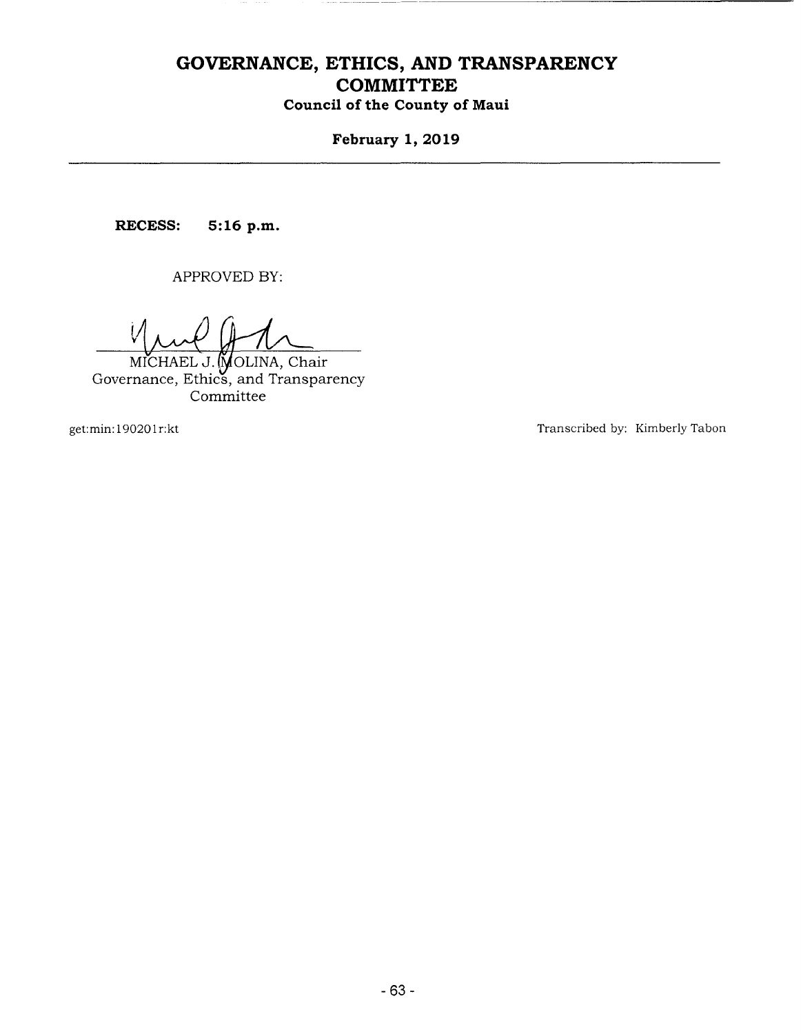**RECESS: 5:16 p.m.**

APPROVED BY:

MICHAEL J. MOLINA, Chair
Governance, Ethics, and Transparency Committee

get:min:190201r:kt

Transcribed by: Kimberly Tabon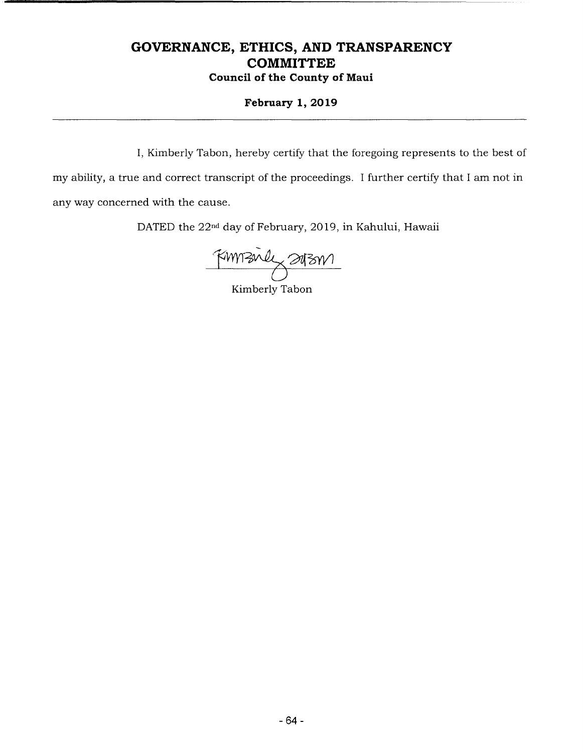# GOVERNANCE, ETHICS, AND TRANSPARENCY COMMITTEE

**Council of the County of Maui**

**February 1, 2019**

---

I, Kimberly Tabon, hereby certify that the foregoing represents to the best of my ability, a true and correct transcript of the proceedings. I further certify that I am not in any way concerned with the cause.

DATED the 22nd day of February, 2019, in Kahului, Hawaii

Kimberly Tabon